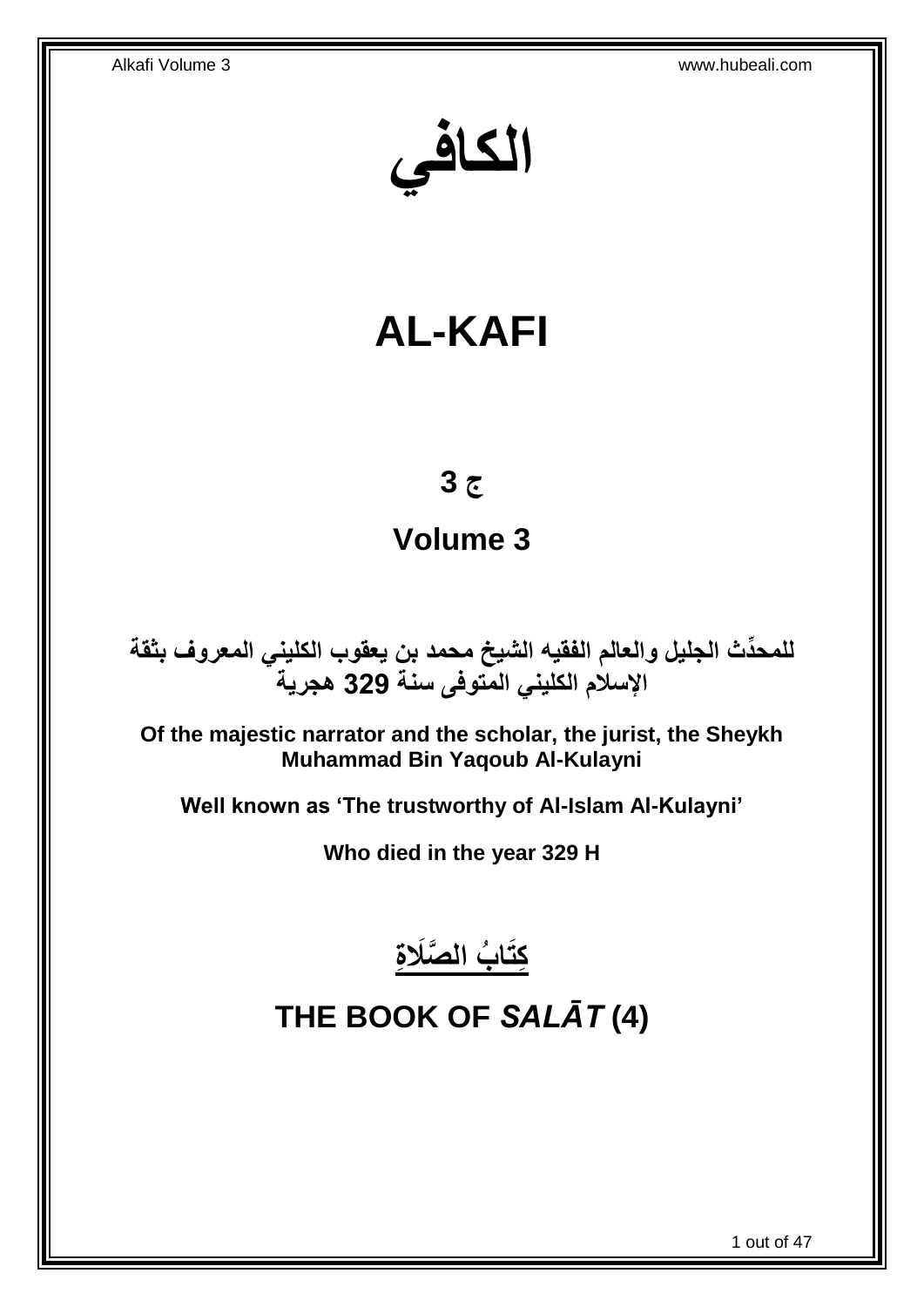# الكافي

# AL-KAFI

## ج 3

## Volume 3

**للمحدِّث الجليل والعالم الفقيه الشيخ محمد بن يعقوب الكليني المعروف بثقة الإسلام الكليني المتوفى سنة 329 هجرية**

**Of the majestic narrator and the scholar, the jurist, the Sheykh Muhammad Bin Yaqoub Al-Kulayni**

**Well known as 'The trustworthy of Al-Islam Al-Kulayni'**

**Who died in the year 329 H**

## كِتَابُ الصَّلَاةِ

## THE BOOK OF *SALĀT* (4)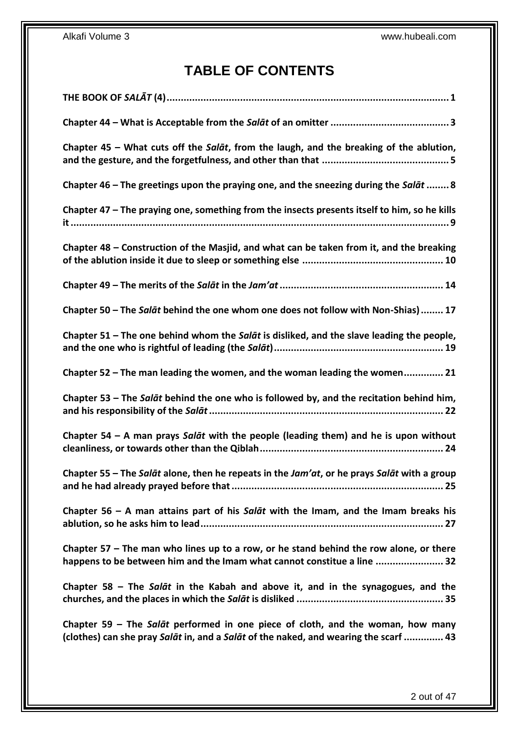# TABLE OF CONTENTS

**THE BOOK OF *SALĀT* (4)** .................................................................................................. 1

**Chapter 44 – What is Acceptable from the *Salāt* of an omitter** .......................................... 3

**Chapter 45 – What cuts off the *Salāt*, from the laugh, and the breaking of the ablution, and the gesture, and the forgetfulness, and other than that** ............................................. 5

**Chapter 46 – The greetings upon the praying one, and the sneezing during the *Salāt*** ........ 8

**Chapter 47 – The praying one, something from the insects presents itself to him, so he kills it** ....................................................................................................................................... 9

**Chapter 48 – Construction of the Masjid, and what can be taken from it, and the breaking of the ablution inside it due to sleep or something else** .................................................. 10

**Chapter 49 – The merits of the *Salāt* in the *Jam'at*** .......................................................... 14

**Chapter 50 – The *Salāt* behind the one whom one does not follow with Non-Shias)** ........ 17

**Chapter 51 – The one behind whom the *Salāt* is disliked, and the slave leading the people, and the one who is rightful of leading (the *Salāt*)** ............................................................ 19

**Chapter 52 – The man leading the women, and the woman leading the women** .............. 21

**Chapter 53 – The *Salāt* behind the one who is followed by, and the recitation behind him, and his responsibility of the *Salāt*** ................................................................................... 22

**Chapter 54 – A man prays *Salāt* with the people (leading them) and he is upon without cleanliness, or towards other than the Qiblah** ................................................................. 24

**Chapter 55 – The *Salāt* alone, then he repeats in the *Jam'at*, or he prays *Salāt* with a group and he had already prayed before that** ........................................................................... 25

**Chapter 56 – A man attains part of his *Salāt* with the Imam, and the Imam breaks his ablution, so he asks him to lead** ...................................................................................... 27

**Chapter 57 – The man who lines up to a row, or he stand behind the row alone, or there happens to be between him and the Imam what cannot constitue a line** ........................ 32

**Chapter 58 – The *Salāt* in the Kabah and above it, and in the synagogues, and the churches, and the places in which the *Salāt* is disliked** .................................................... 35

**Chapter 59 – The *Salāt* performed in one piece of cloth, and the woman, how many (clothes) can she pray *Salāt* in, and a *Salāt* of the naked, and wearing the scarf** .............. 43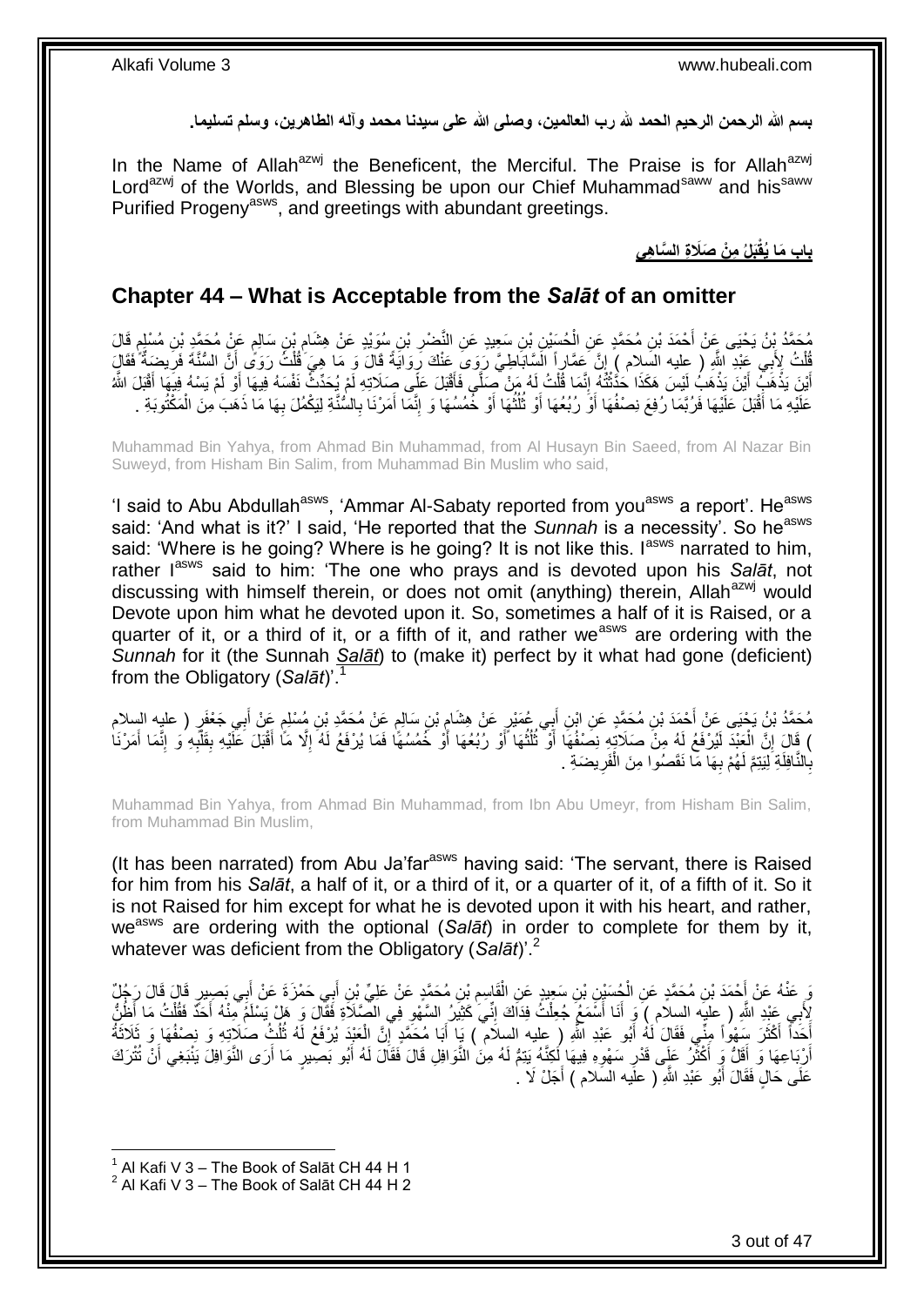بسم الله الرحمن الرحيم الحمد لله رب العالمين، وصلى الله على سيدنا محمد وآله الطاهرين، وسلم تسليما.

In the Name of Allah[azwj] the Beneficent, the Merciful. The Praise is for Allah[azwj] Lord[azwj] of the Worlds, and Blessing be upon our Chief Muhammad[saww] and his[saww] Purified Progeny[asws], and greetings with abundant greetings.

## بَابُ مَا يُقْبَلُ مِنْ صَلَاةِ السَّاهِي

## Chapter 44 – What is Acceptable from the *Salāt* of an omitter

مُحَمَّدُ بْنُ يَحْيَى عَنْ أَحْمَدَ بْنِ مُحَمَّدٍ عَنِ الْحُسَيْنِ بْنِ سَعِيدٍ عَنِ النَّضْرِ بْنِ سُوَيْدٍ عَنْ هِشَامِ بْنِ سَالِمٍ عَنْ مُحَمَّدِ بْنِ مُسْلِمٍ قَالَ قُلْتُ لِأَبِي عَبْدِ اللَّهِ ( عليه السلام ) إِنَّ عَمَّاراً السَّابَاطِيَّ رَوَى عَنْكَ رِوَايَةً قَالَ وَ مَا هِيَ قُلْتُ رَوَى أَنَّ السُّنَّةَ فَرِيضَةٌ فَقَالَ أَيْنَ يَذْهَبُ أَيْنَ يَذْهَبُ لَيْسَ هَكَذَا حَدَّثْتُهُ إِنَّمَا قُلْتُ لَهُ مَنْ صَلَّى فَأَقْبَلَ عَلَى صَلَاتِهِ لَمْ يُحَدِّثْ نَفْسَهُ فِيهَا أَوْ لَمْ يَسْهُ فِيهَا أَقْبَلَ اللَّهُ عَلَيْهِ مَا أَقْبَلَ عَلَيْهَا فَرُبَّمَا رُفِعَ نِصْفُهَا أَوْ رُبُعُهَا أَوْ ثُلُثُهَا أَوْ خُمُسُهَا وَ إِنَّمَا أَمَرْنَا بِالسُّنَّةِ لِيَكْمُلَ بِهَا مَا ذَهَبَ مِنَ الْمَكْتُوبَةِ .

Muhammad Bin Yahya, from Ahmad Bin Muhammad, from Al Husayn Bin Saeed, from Al Nazar Bin Suweyd, from Hisham Bin Salim, from Muhammad Bin Muslim who said,

'I said to Abu Abdullah[asws], 'Ammar Al-Sabaty reported from you[asws] a report'. He[asws] said: 'And what is it?' I said, 'He reported that the *Sunnah* is a necessity'. So he[asws] said: 'Where is he going? Where is he going? It is not like this. I[asws] narrated to him, rather I[asws] said to him: 'The one who prays and is devoted upon his *Salāt*, not discussing with himself therein, or does not omit (anything) therein, Allah[azwj] would Devote upon him what he devoted upon it. So, sometimes a half of it is Raised, or a quarter of it, or a third of it, or a fifth of it, and rather we[asws] are ordering with the *Sunnah* for it (the Sunnah *Salāt*) to (make it) perfect by it what had gone (deficient) from the Obligatory (*Salāt*)'.[1]

مُحَمَّدُ بْنُ يَحْيَى عَنْ أَحْمَدَ بْنِ مُحَمَّدٍ عَنِ ابْنِ أَبِي عُمَيْرٍ عَنْ هِشَامِ بْنِ سَالِمٍ عَنْ مُحَمَّدِ بْنِ مُسْلِمٍ عَنْ أَبِي جَعْفَرٍ ( عليه السلام ) قَالَ إِنَّ الْعَبْدَ لَيُرْفَعُ لَهُ مِنْ صَلَاتِهِ نِصْفُهَا أَوْ ثُلُثُهَا أَوْ رُبُعُهَا أَوْ خُمُسُهَا فَمَا يُرْفَعُ لَهُ إِلَّا مَا أَقْبَلَ عَلَيْهِ بِقَلْبِهِ وَ إِنَّمَا أَمَرْنَا بِالنَّافِلَةِ لِيَتِمَّ لَهُمْ بِهَا مَا نَقَصُوا مِنَ الْفَرِيضَةِ .

Muhammad Bin Yahya, from Ahmad Bin Muhammad, from Ibn Abu Umeyr, from Hisham Bin Salim, from Muhammad Bin Muslim,

(It has been narrated) from Abu Ja'far[asws] having said: 'The servant, there is Raised for him from his *Salāt*, a half of it, or a third of it, or a quarter of it, of a fifth of it. So it is not Raised for him except for what he is devoted upon it with his heart, and rather, we[asws] are ordering with the optional (*Salāt*) in order to complete for them by it, whatever was deficient from the Obligatory (*Salāt*)'.[2]

وَ عَنْهُ عَنْ أَحْمَدَ بْنِ مُحَمَّدٍ عَنِ الْحُسَيْنِ بْنِ سَعِيدٍ عَنِ الْقَاسِمِ بْنِ مُحَمَّدٍ عَنْ عَلِيِّ بْنِ أَبِي حَمْزَةَ عَنْ أَبِي بَصِيرٍ قَالَ قَالَ رَجُلٌ لِأَبِي عَبْدِ اللَّهِ ( عليه السلام ) وَ أَنَا أَسْمَعُ جُعِلْتُ فِدَاكَ إِنِّي كَثِيرُ السَّهْوِ فِي الصَّلَاةِ فَقَالَ وَ هَلْ يَسْلَمُ مِنْهُ أَحَدٌ فَقُلْتُ مَا أَظُنُّ أَحَداً أَكْثَرَ سَهْواً مِنِّي فَقَالَ لَهُ أَبُو عَبْدِ اللَّهِ ( عليه السلام ) يَا أَبَا مُحَمَّدٍ إِنَّ الْعَبْدَ يُرْفَعُ لَهُ ثُلُثُ صَلَاتِهِ وَ نِصْفُهَا وَ ثَلَاثَةُ أَرْبَاعِهَا وَ أَقَلُّ وَ أَكْثَرُ عَلَى قَدْرِ سَهْوِهِ فِيهَا لَكِنَّهُ يَتِمُّ لَهُ مِنَ النَّوَافِلِ قَالَ فَقَالَ لَهُ أَبُو بَصِيرٍ مَا أَرَى النَّوَافِلَ يَنْبَغِي أَنْ تُتْرَكَ عَلَى حَالٍ فَقَالَ أَبُو عَبْدِ اللَّهِ ( عليه السلام ) أَجَلْ لَا .

---

[1] Al Kafi V 3 – The Book of Salāt CH 44 H 1
[2] Al Kafi V 3 – The Book of Salāt CH 44 H 2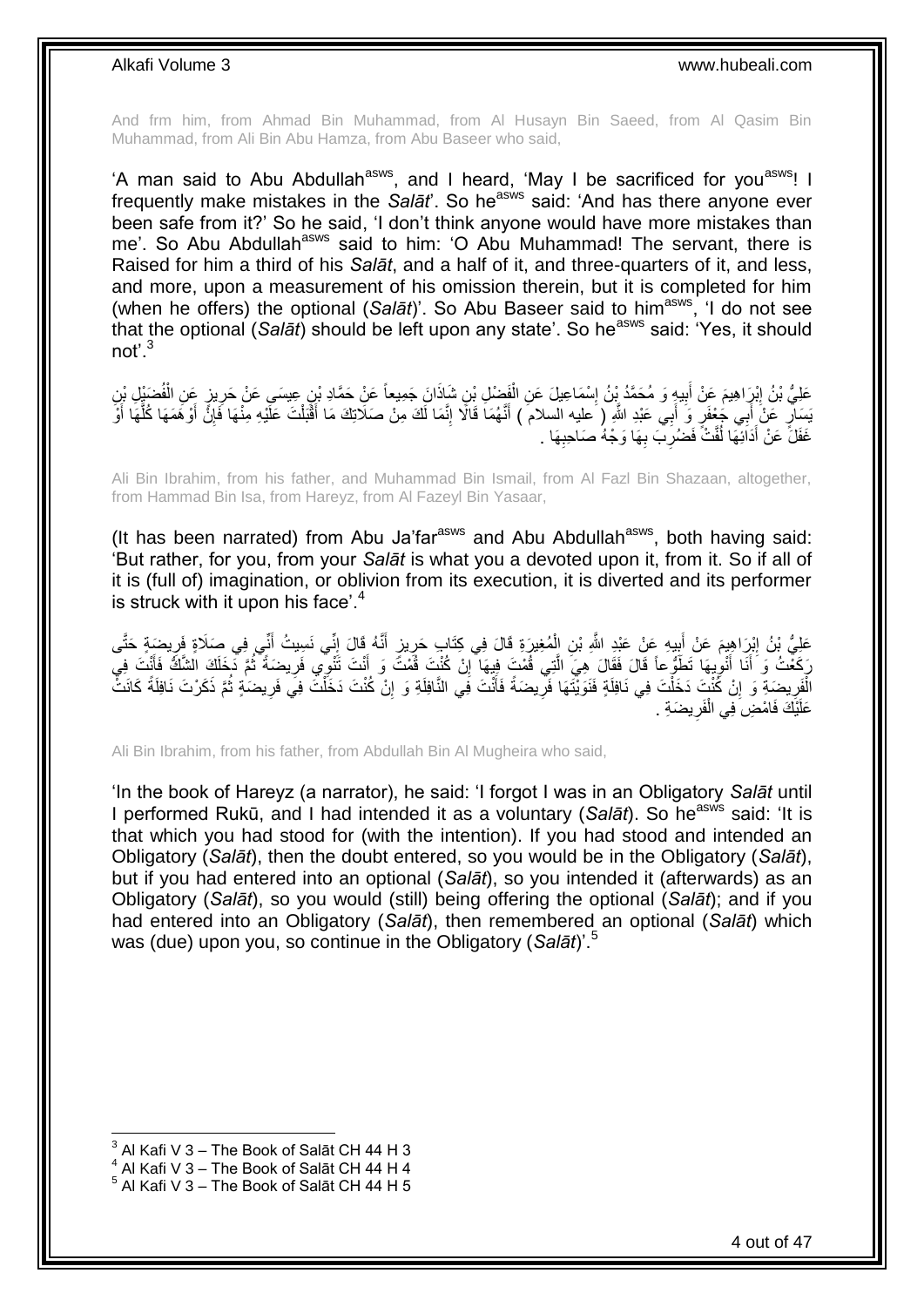And frm him, from Ahmad Bin Muhammad, from Al Husayn Bin Saeed, from Al Qasim Bin Muhammad, from Ali Bin Abu Hamza, from Abu Baseer who said,

'A man said to Abu Abdullah[asws], and I heard, 'May I be sacrificed for you[asws]! I frequently make mistakes in the *Salāt*'. So he[asws] said: 'And has there anyone ever been safe from it?' So he said, 'I don't think anyone would have more mistakes than me'. So Abu Abdullah[asws] said to him: 'O Abu Muhammad! The servant, there is Raised for him a third of his *Salāt*, and a half of it, and three-quarters of it, and less, and more, upon a measurement of his omission therein, but it is completed for him (when he offers) the optional (*Salāt*)'. So Abu Baseer said to him[asws], 'I do not see that the optional (*Salāt*) should be left upon any state'. So he[asws] said: 'Yes, it should not'.[3]

عَلِيُّ بْنُ إِبْرَاهِيمَ عَنْ أَبِيهِ وَ مُحَمَّدُ بْنُ إِسْمَاعِيلَ عَنِ الْفَضْلِ بْنِ شَاذَانَ جَمِيعاً عَنْ حَمَّادِ بْنِ عِيسَى عَنْ حَرِيزٍ عَنِ الْفُضَيْلِ بْنِ يَسَارٍ عَنْ أَبِي جَعْفَرٍ وَ أَبِي عَبْدِ اللَّهِ ( عليه السلام ) أَنَّهُمَا قَالَا إِنَّمَا لَكَ مِنْ صَلَاتِكَ مَا أَقْبَلْتَ عَلَيْهِ مِنْهَا فَإِنْ أَوْهَمَهَا كُلَّهَا أَوْ غَفَلَ عَنْ أَدَائِهَا لُفَّتْ فَضُرِبَ بِهَا وَجْهُ صَاحِبِهَا .

Ali Bin Ibrahim, from his father, and Muhammad Bin Ismail, from Al Fazl Bin Shazaan, altogether, from Hammad Bin Isa, from Hareyz, from Al Fazeyl Bin Yasaar,

(It has been narrated) from Abu Ja'far[asws] and Abu Abdullah[asws], both having said: 'But rather, for you, from your *Salāt* is what you a devoted upon it, from it. So if all of it is (full of) imagination, or oblivion from its execution, it is diverted and its performer is struck with it upon his face'.[4]

عَلِيُّ بْنُ إِبْرَاهِيمَ عَنْ أَبِيهِ عَنْ عَبْدِ اللَّهِ بْنِ الْمُغِيرَةِ قَالَ فِي كِتَابِ حَرِيزٍ أَنَّهُ قَالَ إِنِّي نَسِيتُ أَنِّي فِي صَلَاةٍ فَرِيضَةٍ حَتَّى رَكَعْتُ وَ أَنَا أَنْوِيهَا تَطَوُّعاً قَالَ فَقَالَ هِيَ الَّتِي قُمْتَ فِيهَا إِنْ كُنْتَ قُمْتَ وَ أَنْتَ تَنْوِي فَرِيضَةً ثُمَّ دَخَلَكَ الشَّكُّ فَأَنْتَ فِي الْفَرِيضَةِ وَ إِنْ كُنْتَ دَخَلْتَ فِي نَافِلَةٍ فَنَوَيْتَهَا فَرِيضَةً فَأَنْتَ فِي النَّافِلَةِ وَ إِنْ كُنْتَ دَخَلْتَ فِي فَرِيضَةٍ ثُمَّ ذَكَرْتَ نَافِلَةً كَانَتْ عَلَيْكَ فَامْضِ فِي الْفَرِيضَةِ .

Ali Bin Ibrahim, from his father, from Abdullah Bin Al Mugheira who said,

'In the book of Hareyz (a narrator), he said: 'I forgot I was in an Obligatory *Salāt* until I performed Rukū, and I had intended it as a voluntary (*Salāt*). So he[asws] said: 'It is that which you had stood for (with the intention). If you had stood and intended an Obligatory (*Salāt*), then the doubt entered, so you would be in the Obligatory (*Salāt*), but if you had entered into an optional (*Salāt*), so you intended it (afterwards) as an Obligatory (*Salāt*), so you would (still) being offering the optional (*Salāt*); and if you had entered into an Obligatory (*Salāt*), then remembered an optional (*Salāt*) which was (due) upon you, so continue in the Obligatory (*Salāt*)'.[5]

[3] Al Kafi V 3 – The Book of Salāt CH 44 H 3
[4] Al Kafi V 3 – The Book of Salāt CH 44 H 4
[5] Al Kafi V 3 – The Book of Salāt CH 44 H 5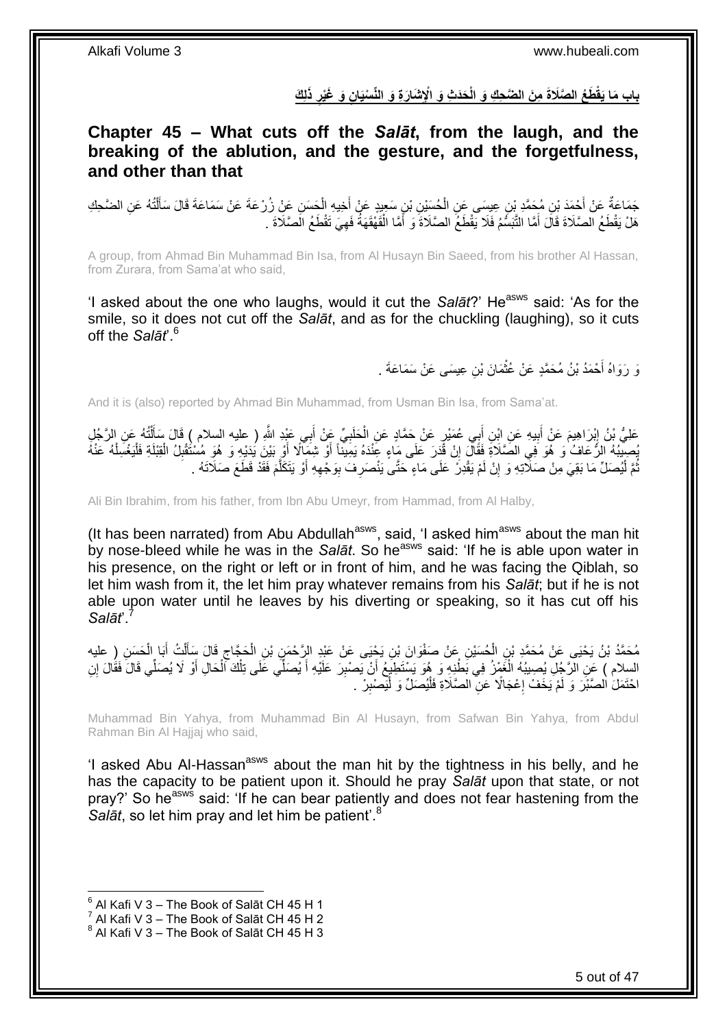## بَابِ مَا يَقْطَعُ الصَّلَاةَ مِنَ الضَّحِكِ وَ الْحَدَثِ وَ الْإِشَارَةِ وَ النِّسْيَانِ وَ غَيْرِ ذَلِكَ

## Chapter 45 – What cuts off the *Salāt*, from the laugh, and the breaking of the ablution, and the gesture, and the forgetfulness, and other than that

جَمَاعَةٌ عَنْ أَحْمَدَ بْنِ مُحَمَّدِ بْنِ عِيسَى عَنِ الْحُسَيْنِ بْنِ سَعِيدٍ عَنْ أَخِيهِ الْحَسَنِ عَنْ زُرْعَةَ عَنْ سَمَاعَةَ قَالَ سَأَلْتُهُ عَنِ الضَّحِكِ هَلْ يَقْطَعُ الصَّلَاةَ قَالَ أَمَّا التَّبَسُّمُ فَلَا يَقْطَعُ الصَّلَاةَ وَ أَمَّا الْقَهْقَهَةُ فَهِيَ تَقْطَعُ الصَّلَاةَ .

A group, from Ahmad Bin Muhammad Bin Isa, from Al Husayn Bin Saeed, from his brother Al Hassan, from Zurara, from Sama'at who said,

'I asked about the one who laughs, would it cut the *Salāt*?' He[asws] said: 'As for the smile, so it does not cut off the *Salāt*, and as for the chuckling (laughing), so it cuts off the *Salāt*'.[6]

وَ رَوَاهُ أَحْمَدُ بْنُ مُحَمَّدٍ عَنْ عُثْمَانَ بْنِ عِيسَى عَنْ سَمَاعَةَ .

And it is (also) reported by Ahmad Bin Muhammad, from Usman Bin Isa, from Sama'at.

عَلِيُّ بْنُ إِبْرَاهِيمَ عَنْ أَبِيهِ عَنِ ابْنِ أَبِي عُمَيْرٍ عَنْ حَمَّادٍ عَنِ الْحَلَبِيِّ عَنْ أَبِي عَبْدِ اللَّهِ ( عليه السلام ) قَالَ سَأَلْتُهُ عَنِ الرَّجُلِ يُصِيبُهُ الرُّعَافُ وَ هُوَ فِي الصَّلَاةِ فَقَالَ إِنْ قَدَرَ عَلَى مَاءٍ عِنْدَهُ يَمِيناً أَوْ شِمَالًا أَوْ بَيْنَ يَدَيْهِ وَ هُوَ مُسْتَقْبِلُ الْقِبْلَةِ فَلْيَغْسِلْهُ عَنْهُ ثُمَّ لْيُصَلِّ مَا بَقِيَ مِنْ صَلَاتِهِ وَ إِنْ لَمْ يَقْدِرْ عَلَى مَاءٍ حَتَّى يَنْصَرِفَ بِوَجْهِهِ أَوْ يَتَكَلَّمَ فَقَدْ قَطَعَ صَلَاتَهُ .

Ali Bin Ibrahim, from his father, from Ibn Abu Umeyr, from Hammad, from Al Halby,

(It has been narrated) from Abu Abdullah[asws], said, 'I asked him[asws] about the man hit by nose-bleed while he was in the *Salāt*. So he[asws] said: 'If he is able upon water in his presence, on the right or left or in front of him, and he was facing the Qiblah, so let him wash from it, the let him pray whatever remains from his *Salāt*; but if he is not able upon water until he leaves by his diverting or speaking, so it has cut off his *Salāt*'.[7]

مُحَمَّدُ بْنُ يَحْيَى عَنْ مُحَمَّدِ بْنِ الْحُسَيْنِ عَنْ صَفْوَانَ بْنِ يَحْيَى عَنْ عَبْدِ الرَّحْمَنِ بْنِ الْحَجَّاجِ قَالَ سَأَلْتُ أَبَا الْحَسَنِ ( عليه السلام ) عَنِ الرَّجُلِ يُصِيبُهُ الْغَمْزُ فِي بَطْنِهِ وَ هُوَ يَسْتَطِيعُ أَنْ يَصْبِرَ عَلَيْهِ أَ يُصَلِّي عَلَى تِلْكَ الْحَالِ أَوْ لَا يُصَلِّي قَالَ فَقَالَ إِنِ احْتَمَلَ الصَّبْرَ وَ لَمْ يَخَفْ إِعْجَالًا عَنِ الصَّلَاةِ فَلْيُصَلِّ وَ لْيَصْبِرْ .

Muhammad Bin Yahya, from Muhammad Bin Al Husayn, from Safwan Bin Yahya, from Abdul Rahman Bin Al Hajjaj who said,

'I asked Abu Al-Hassan[asws] about the man hit by the tightness in his belly, and he has the capacity to be patient upon it. Should he pray *Salāt* upon that state, or not pray?' So he[asws] said: 'If he can bear patiently and does not fear hastening from the *Salāt*, so let him pray and let him be patient'.[8]

---

[6] Al Kafi V 3 – The Book of Salāt CH 45 H 1
[7] Al Kafi V 3 – The Book of Salāt CH 45 H 2
[8] Al Kafi V 3 – The Book of Salāt CH 45 H 3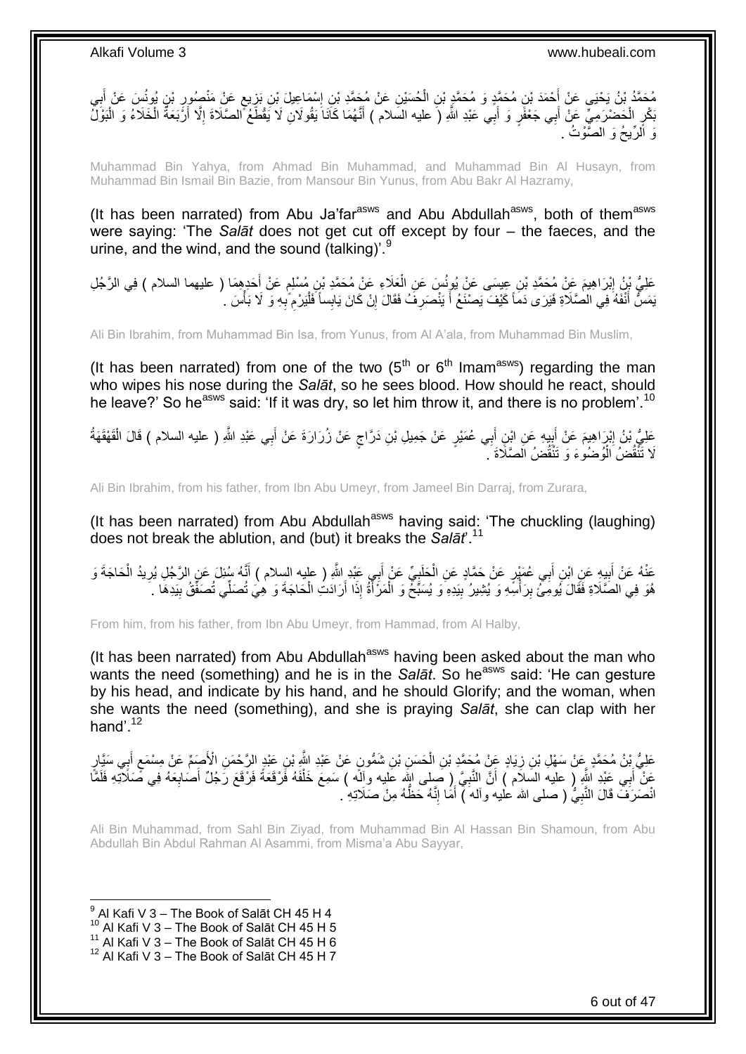مُحَمَّدُ بْنُ يَحْيَى عَنْ أَحْمَدَ بْنِ مُحَمَّدٍ وَ مُحَمَّدٍ بْنِ الْحُسَيْنِ عَنْ مُحَمَّدِ بْنِ إِسْمَاعِيلَ بْنِ بَزِيعٍ عَنْ مَنْصُورِ بْنِ يُونُسَ عَنْ أَبِي بَكْرٍ الْحَضْرَمِيِّ عَنْ أَبِي جَعْفَرٍ وَ أَبِي عَبْدِ اللَّهِ ( عليه السلام ) أَنَّهُمَا كَانَا يَقُولَانِ لَا يَقْطَعُ الصَّلَاةَ إِلَّا أَرْبَعَةٌ الْخَلَاءُ وَ الْبَوْلُ وَ الرِّيحُ وَ الصَّوْتُ .

Muhammad Bin Yahya, from Ahmad Bin Muhammad, and Muhammad Bin Al Husayn, from Muhammad Bin Ismail Bin Bazie, from Mansour Bin Yunus, from Abu Bakr Al Hazramy,

(It has been narrated) from Abu Ja'far[asws] and Abu Abdullah[asws], both of them[asws] were saying: 'The *Salāt* does not get cut off except by four – the faeces, and the urine, and the wind, and the sound (talking)'.[9]

عَلِيُّ بْنُ إِبْرَاهِيمَ عَنْ مُحَمَّدِ بْنِ عِيسَى عَنْ يُونُسَ عَنِ الْعَلَاءِ عَنْ مُحَمَّدِ بْنِ مُسْلِمٍ عَنْ أَحَدِهِمَا ( عليهما السلام ) فِي الرَّجُلِ يَمَسُّ أَنْفَهُ فِي الصَّلَاةِ فَيَرَى دَماً كَيْفَ يَصْنَعُ أَ يَنْصَرِفُ فَقَالَ إِنْ كَانَ يَابِساً فَلْيَرْمِ بِهِ وَ لَا بَأْسَ .

Ali Bin Ibrahim, from Muhammad Bin Isa, from Yunus, from Al A'ala, from Muhammad Bin Muslim,

(It has been narrated) from one of the two ($5^{th}$ or $6^{th}$ Imam[asws]) regarding the man who wipes his nose during the *Salāt*, so he sees blood. How should he react, should he leave?' So he[asws] said: 'If it was dry, so let him throw it, and there is no problem'.[10]

عَلِيُّ بْنُ إِبْرَاهِيمَ عَنْ أَبِيهِ عَنِ ابْنِ أَبِي عُمَيْرٍ عَنْ جَمِيلِ بْنِ دَرَّاجٍ عَنْ زُرَارَةَ عَنْ أَبِي عَبْدِ اللَّهِ ( عليه السلام ) قَالَ الْقَهْقَهَةُ لَا تَنْقُضُ الْوُضُوءَ وَ تَنْقُضُ الصَّلَاةَ .

Ali Bin Ibrahim, from his father, from Ibn Abu Umeyr, from Jameel Bin Darraj, from Zurara,

(It has been narrated) from Abu Abdullah[asws] having said: 'The chuckling (laughing) does not break the ablution, and (but) it breaks the *Salāt*'.[11]

عَنْهُ عَنْ أَبِيهِ عَنِ ابْنِ أَبِي عُمَيْرٍ عَنْ حَمَّادٍ عَنِ الْحَلَبِيِّ عَنْ أَبِي عَبْدِ اللَّهِ ( عليه السلام ) أَنَّهُ سُئِلَ عَنِ الرَّجُلِ يُرِيدُ الْحَاجَةَ وَ هُوَ فِي الصَّلَاةِ فَقَالَ يُومِئُ بِرَأْسِهِ وَ يُشِيرُ بِيَدِهِ وَ يُسَبِّحُ وَ الْمَرْأَةُ إِذَا أَرَادَتِ الْحَاجَةَ وَ هِيَ تُصَلِّي تُصَفِّقُ بِيَدِهَا .

From him, from his father, from Ibn Abu Umeyr, from Hammad, from Al Halby,

(It has been narrated) from Abu Abdullah[asws] having been asked about the man who wants the need (something) and he is in the *Salāt*. So he[asws] said: 'He can gesture by his head, and indicate by his hand, and he should Glorify; and the woman, when she wants the need (something), and she is praying *Salāt*, she can clap with her hand'.[12]

عَلِيُّ بْنُ مُحَمَّدٍ عَنْ سَهْلِ بْنِ زِيَادٍ عَنْ مُحَمَّدِ بْنِ الْحَسَنِ بْنِ شَمُّونٍ عَنْ عَبْدِ اللَّهِ بْنِ عَبْدِ الرَّحْمَنِ الْأَصَمِّ عَنْ مِسْمَعٍ أَبِي سَيَّارٍ عَنْ أَبِي عَبْدِ اللَّهِ ( عليه السلام ) أَنَّ النَّبِيَّ ( صلى الله عليه وآله ) سَمِعَ خَلْفَهُ فَرْقَعَةً فَرْقَعَ رَجُلٌ أَصَابِعَهُ فِي صَلَاتِهِ فَلَمَّا انْصَرَفَ قَالَ النَّبِيُّ ( صلى الله عليه وآله ) أَمَا إِنَّهُ حَظُّهُ مِنْ صَلَاتِهِ .

Ali Bin Muhammad, from Sahl Bin Ziyad, from Muhammad Bin Al Hassan Bin Shamoun, from Abu Abdullah Bin Abdul Rahman Al Asammi, from Misma'a Abu Sayyar,

[9] Al Kafi V 3 – The Book of Salāt CH 45 H 4
[10] Al Kafi V 3 – The Book of Salāt CH 45 H 5
[11] Al Kafi V 3 – The Book of Salāt CH 45 H 6
[12] Al Kafi V 3 – The Book of Salāt CH 45 H 7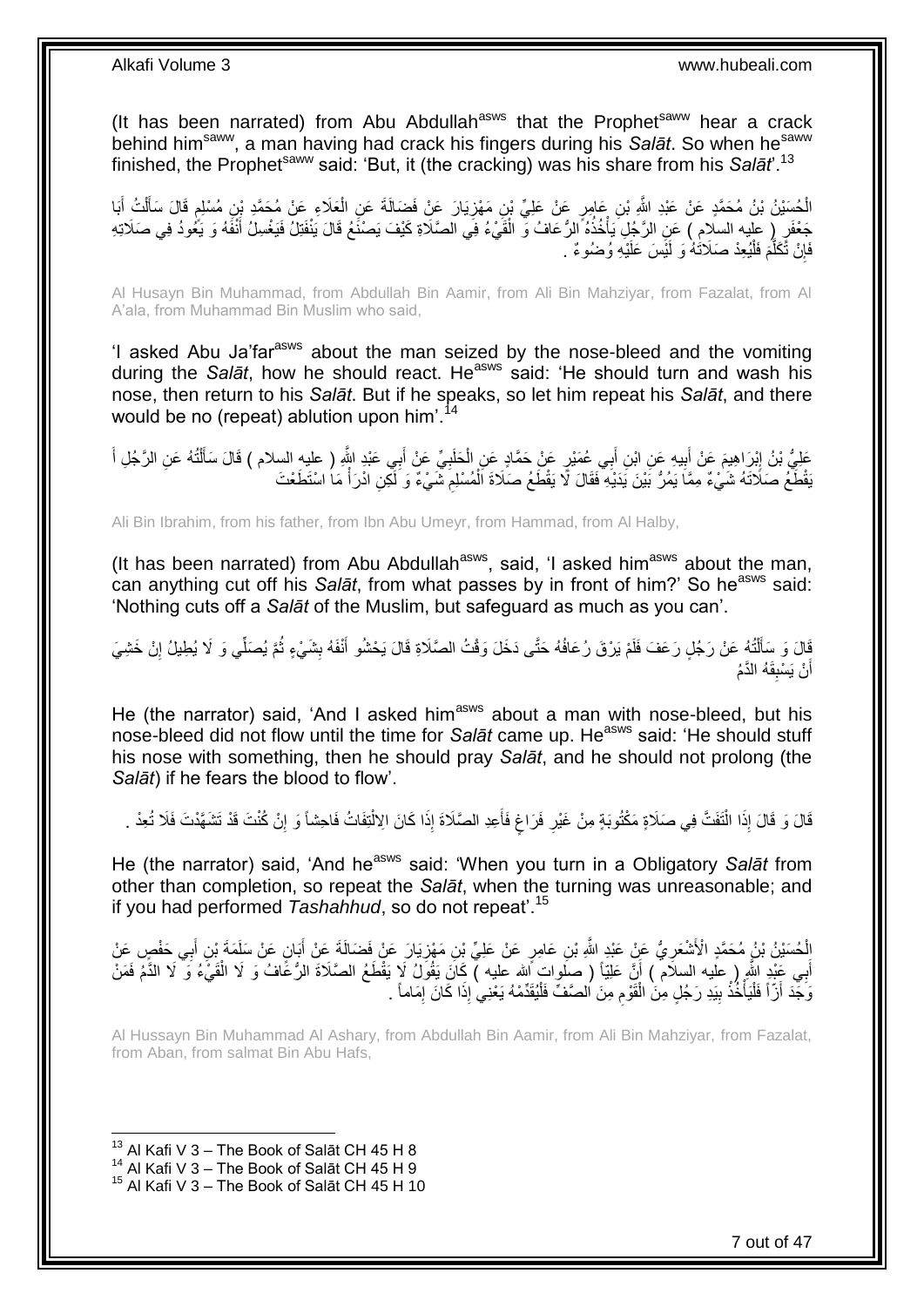(It has been narrated) from Abu Abdullah[asws] that the Prophet[saww] hear a crack behind him[saww], a man having had crack his fingers during his *Salāt*. So when he[saww] finished, the Prophet[saww] said: 'But, it (the cracking) was his share from his *Salāt*'.[13]

الْحُسَيْنُ بْنُ مُحَمَّدٍ عَنْ عَبْدِ اللَّهِ بْنِ عَامِرٍ عَنْ عَلِيِّ بْنِ مَهْزِيَارَ عَنْ فَضَالَةَ عَنِ الْعَلَاءِ عَنْ مُحَمَّدِ بْنِ مُسْلِمٍ قَالَ سَأَلْتُ أَبَا جَعْفَرٍ ( عليه السلام ) عَنِ الرَّجُلِ يَأْخُذُهُ الرُّعَافُ وَ الْقَيْءُ فِي الصَّلَاةِ كَيْفَ يَصْنَعُ قَالَ يَنْفَتِلُ فَيَغْسِلُ أَنْفَهُ وَ يَعُودُ فِي صَلَاتِهِ فَإِنْ تَكَلَّمَ فَلْيُعِدْ صَلَاتَهُ وَ لَيْسَ عَلَيْهِ وُضُوءٌ .

Al Husayn Bin Muhammad, from Abdullah Bin Aamir, from Ali Bin Mahziyar, from Fazalat, from Al A'ala, from Muhammad Bin Muslim who said,

'I asked Abu Ja'far[asws] about the man seized by the nose-bleed and the vomiting during the *Salāt*, how he should react. He[asws] said: 'He should turn and wash his nose, then return to his *Salāt*. But if he speaks, so let him repeat his *Salāt*, and there would be no (repeat) ablution upon him'.[14]

عَلِيُّ بْنُ إِبْرَاهِيمَ عَنْ أَبِيهِ عَنِ ابْنِ أَبِي عُمَيْرٍ عَنْ حَمَّادٍ عَنِ الْحَلَبِيِّ عَنْ أَبِي عَبْدِ اللَّهِ ( عليه السلام ) قَالَ سَأَلْتُهُ عَنِ الرَّجُلِ أَ يَقْطَعُ صَلَاتَهُ شَيْءٌ مِمَّا يَمُرُّ بَيْنَ يَدَيْهِ فَقَالَ لَا يَقْطَعُ صَلَاةَ الْمُسْلِمِ شَيْءٌ وَ لَكِنِ ادْرَأْ مَا اسْتَطَعْتَ

Ali Bin Ibrahim, from his father, from Ibn Abu Umeyr, from Hammad, from Al Halby,

(It has been narrated) from Abu Abdullah[asws], said, 'I asked him[asws] about the man, can anything cut off his *Salāt*, from what passes by in front of him?' So he[asws] said: 'Nothing cuts off a *Salāt* of the Muslim, but safeguard as much as you can'.

قَالَ وَ سَأَلْتُهُ عَنْ رَجُلٍ رَعَفَ فَلَمْ يَرْقَ رُعَافُهُ حَتَّى دَخَلَ وَقْتُ الصَّلَاةِ قَالَ يَحْشُو أَنْفَهُ بِشَيْءٍ ثُمَّ يُصَلِّي وَ لَا يُطِيلُ إِنْ خَشِيَ أَنْ يَسْبِقَهُ الدَّمُ

He (the narrator) said, 'And I asked him[asws] about a man with nose-bleed, but his nose-bleed did not flow until the time for *Salāt* came up. He[asws] said: 'He should stuff his nose with something, then he should pray *Salāt*, and he should not prolong (the *Salāt*) if he fears the blood to flow'.

قَالَ وَ قَالَ إِذَا الْتَفَتَّ فِي صَلَاةٍ مَكْتُوبَةٍ مِنْ غَيْرِ فَرَاغٍ فَأَعِدِ الصَّلَاةَ إِذَا كَانَ الِالْتِفَاتُ فَاحِشاً وَ إِنْ كُنْتَ قَدْ تَشَهَّدْتَ فَلَا تُعِدْ .

He (the narrator) said, 'And he[asws] said: 'When you turn in a Obligatory *Salāt* from other than completion, so repeat the *Salāt*, when the turning was unreasonable; and if you had performed *Tashahhud*, so do not repeat'.[15]

الْحُسَيْنُ بْنُ مُحَمَّدٍ الْأَشْعَرِيُّ عَنْ عَبْدِ اللَّهِ بْنِ عَامِرٍ عَنْ عَلِيِّ بْنِ مَهْزِيَارَ عَنْ فَضَالَةَ عَنْ أَبَانٍ عَنْ سَلَمَةَ بْنِ أَبِي حَفْصٍ عَنْ أَبِي عَبْدِ اللَّهِ ( عليه السلام ) أَنَّ عَلِيّاً ( صلوات الله عليه ) كَانَ يَقُولُ لَا يَقْطَعُ الصَّلَاةَ الرُّعَافُ وَ لَا الْقَيْءُ وَ لَا الدَّمُ فَمَنْ وَجَدَ أَزّاً فَلْيَأْخُذْ بِيَدِ رَجُلٍ مِنَ الْقَوْمِ مِنَ الصَّفِّ فَلْيُقَدِّمْهُ يَعْنِي إِذَا كَانَ إِمَاماً .

Al Hussayn Bin Muhammad Al Ashary, from Abdullah Bin Aamir, from Ali Bin Mahziyar, from Fazalat, from Aban, from salmat Bin Abu Hafs,

[13] Al Kafi V 3 – The Book of Salāt CH 45 H 8
[14] Al Kafi V 3 – The Book of Salāt CH 45 H 9
[15] Al Kafi V 3 – The Book of Salāt CH 45 H 10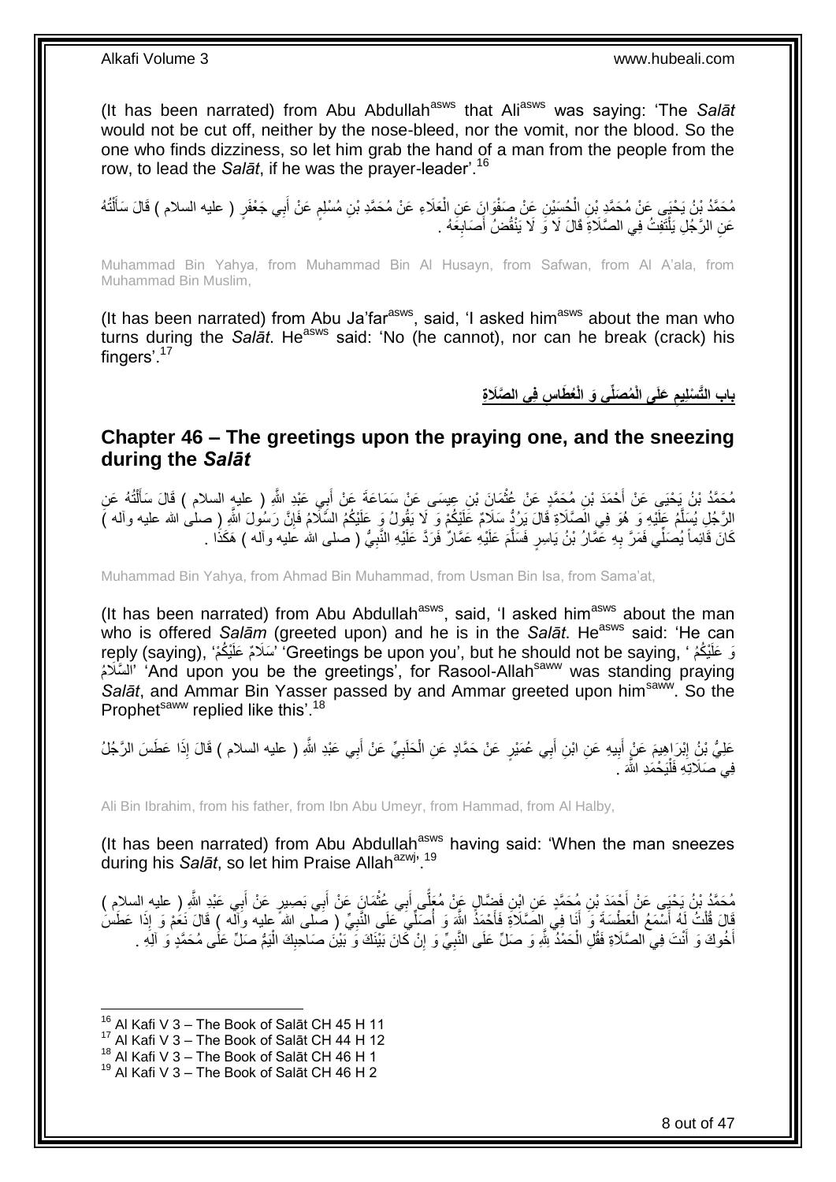(It has been narrated) from Abu Abdullah[asws] that Ali[asws] was saying: 'The *Salāt* would not be cut off, neither by the nose-bleed, nor the vomit, nor the blood. So the one who finds dizziness, so let him grab the hand of a man from the people from the row, to lead the *Salāt*, if he was the prayer-leader'.[16]

مُحَمَّدُ بْنُ يَحْيَى عَنْ مُحَمَّدِ بْنِ الْحُسَيْنِ عَنْ صَفْوَانَ عَنِ الْعَلَاءِ عَنْ مُحَمَّدِ بْنِ مُسْلِمٍ عَنْ أَبِي جَعْفَرٍ ( عليه السلام ) قَالَ سَأَلْتُهُ عَنِ الرَّجُلِ يَلْتَفِتُ فِي الصَّلَاةِ قَالَ لَا وَ لَا يَنْقُضُ أَصَابِعَهُ .

Muhammad Bin Yahya, from Muhammad Bin Al Husayn, from Safwan, from Al A'ala, from Muhammad Bin Muslim,

(It has been narrated) from Abu Ja'far[asws], said, 'I asked him[asws] about the man who turns during the *Salāt*. He[asws] said: 'No (he cannot), nor can he break (crack) his fingers'.[17]

## باب التَّسْلِيمِ عَلَى الْمُصَلِّي وَ الْعُطَاسِ فِي الصَّلَاةِ

## Chapter 46 – The greetings upon the praying one, and the sneezing during the *Salāt*

مُحَمَّدُ بْنُ يَحْيَى عَنْ أَحْمَدَ بْنِ مُحَمَّدٍ عَنْ عُثْمَانَ بْنِ عِيسَى عَنْ سَمَاعَةَ عَنْ أَبِي عَبْدِ اللَّهِ ( عليه السلام ) قَالَ سَأَلْتُهُ عَنِ الرَّجُلِ يُسَلَّمُ عَلَيْهِ وَ هُوَ فِي الصَّلَاةِ قَالَ يَرُدُّ سَلَامٌ عَلَيْكُمْ وَ لَا يَقُولُ وَ عَلَيْكُمُ السَّلَامُ فَإِنَّ رَسُولَ اللَّهِ ( صلى الله عليه وآله ) كَانَ قَائِماً يُصَلِّي فَمَرَّ بِهِ عَمَّارُ بْنُ يَاسِرٍ فَسَلَّمَ عَلَيْهِ عَمَّارٌ فَرَدَّ عَلَيْهِ النَّبِيُّ ( صلى الله عليه وآله ) هَكَذَا .

Muhammad Bin Yahya, from Ahmad Bin Muhammad, from Usman Bin Isa, from Sama'at,

(It has been narrated) from Abu Abdullah[asws], said, 'I asked him[asws] about the man who is offered *Salām* (greeted upon) and he is in the *Salāt*. He[asws] said: 'He can reply (saying), 'سَلَامٌ عَلَيْكُمْ' 'Greetings be upon you', but he should not be saying, ' وَ عَلَيْكُمُ السَّلَامُ' 'And upon you be the greetings', for Rasool-Allah[saww] was standing praying *Salāt*, and Ammar Bin Yasser passed by and Ammar greeted upon him[saww]. So the Prophet[saww] replied like this'.[18]

عَلِيُّ بْنُ إِبْرَاهِيمَ عَنْ أَبِيهِ عَنِ ابْنِ أَبِي عُمَيْرٍ عَنْ حَمَّادٍ عَنِ الْحَلَبِيِّ عَنْ أَبِي عَبْدِ اللَّهِ ( عليه السلام ) قَالَ إِذَا عَطَسَ الرَّجُلُ فِي صَلَاتِهِ فَلْيَحْمَدِ اللَّهَ .

Ali Bin Ibrahim, from his father, from Ibn Abu Umeyr, from Hammad, from Al Halby,

(It has been narrated) from Abu Abdullah[asws] having said: 'When the man sneezes during his *Salāt*, so let him Praise Allah[azwj]'.[19]

مُحَمَّدُ بْنُ يَحْيَى عَنْ أَحْمَدَ بْنِ مُحَمَّدٍ عَنِ ابْنِ فَضَّالٍ عَنْ مُعَلًّى أَبِي عُثْمَانَ عَنْ أَبِي بَصِيرٍ عَنْ أَبِي عَبْدِ اللَّهِ ( عليه السلام ) قَالَ قُلْتُ لَهُ أَسْمَعُ الْعَطْسَةَ وَ أَنَا فِي الصَّلَاةِ فَأَحْمَدُ اللَّهَ وَ أُصَلِّي عَلَى النَّبِيِّ ( صلى الله عليه وآله ) قَالَ نَعَمْ وَ إِذَا عَطَسَ أَخُوكَ وَ أَنْتَ فِي الصَّلَاةِ فَقُلِ الْحَمْدُ لِلَّهِ وَ صَلِّ عَلَى النَّبِيِّ وَ إِنْ كَانَ بَيْنَكَ وَ بَيْنَ صَاحِبِكَ الْيَمُّ صَلِّ عَلَى مُحَمَّدٍ وَ آلِهِ .

---

[16] Al Kafi V 3 – The Book of Salāt CH 45 H 11
[17] Al Kafi V 3 – The Book of Salāt CH 44 H 12
[18] Al Kafi V 3 – The Book of Salāt CH 46 H 1
[19] Al Kafi V 3 – The Book of Salāt CH 46 H 2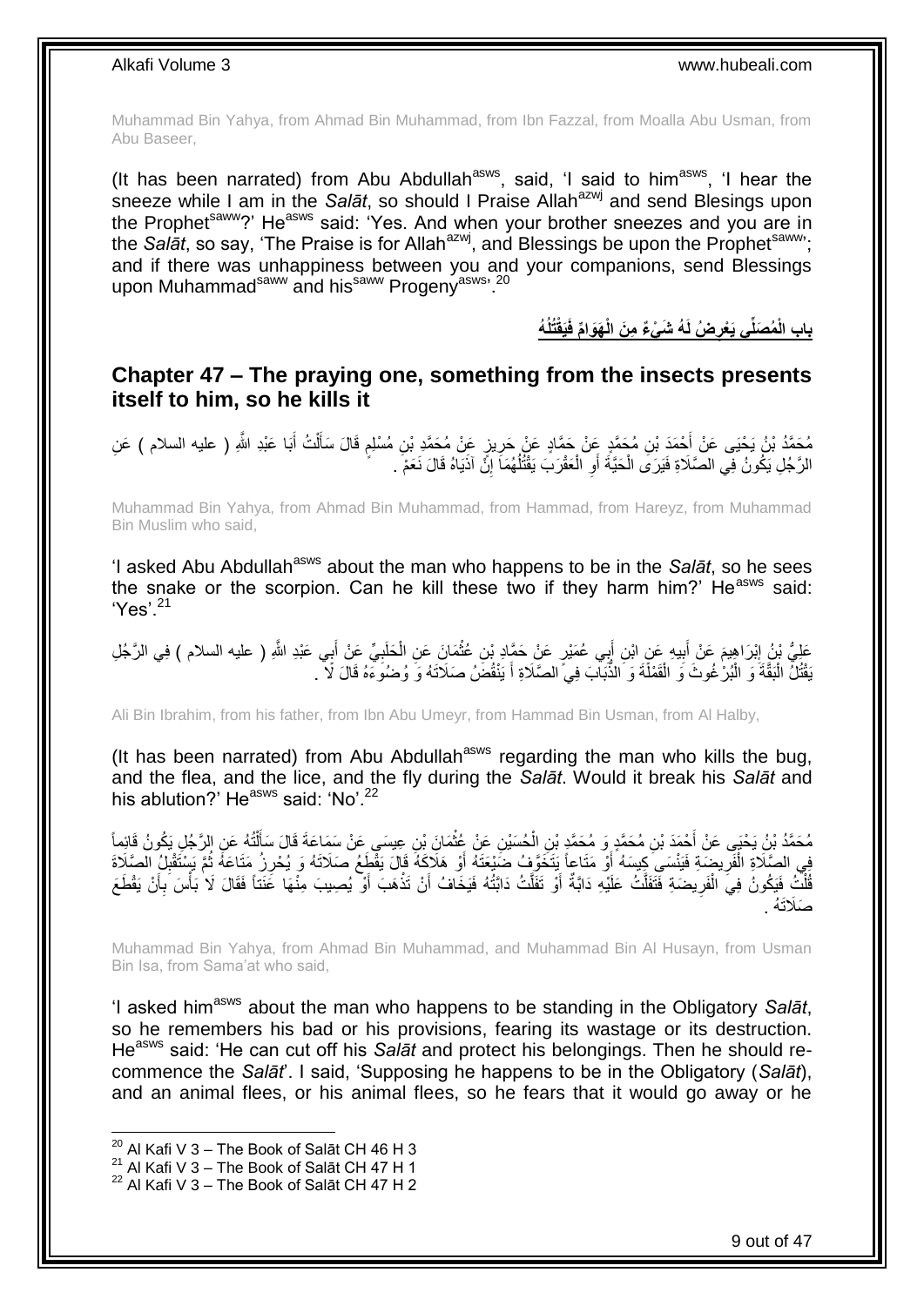Muhammad Bin Yahya, from Ahmad Bin Muhammad, from Ibn Fazzal, from Moalla Abu Usman, from Abu Baseer,

(It has been narrated) from Abu Abdullah[asws], said, 'I said to him[asws], 'I hear the sneeze while I am in the *Salāt*, so should I Praise Allah[azwj] and send Blesings upon the Prophet[saww]?' He[asws] said: 'Yes. And when your brother sneezes and you are in the *Salāt*, so say, 'The Praise is for Allah[azwj], and Blessings be upon the Prophet[saww]'; and if there was unhappiness between you and your companions, send Blessings upon Muhammad[saww] and his[saww] Progeny[asws]'.[20]

## باب الْمُصَلِّي يَعْرِضُ لَهُ شَيْءٌ مِنَ الْهَوَامِّ فَيَقْتُلُهُ

## Chapter 47 – The praying one, something from the insects presents itself to him, so he kills it

مُحَمَّدُ بْنُ يَحْيَى عَنْ أَحْمَدَ بْنِ مُحَمَّدٍ عَنْ حَمَّادٍ عَنْ حَرِيزٍ عَنْ مُحَمَّدِ بْنِ مُسْلِمٍ قَالَ سَأَلْتُ أَبَا عَبْدِ اللَّهِ ( عليه السلام ) عَنِ الرَّجُلِ يَكُونُ فِي الصَّلَاةِ فَيَرَى الْحَيَّةَ أَوِ الْعَقْرَبَ يَقْتُلُهُمَا إِنْ آذَيَاهُ قَالَ نَعَمْ .

Muhammad Bin Yahya, from Ahmad Bin Muhammad, from Hammad, from Hareyz, from Muhammad Bin Muslim who said,

'I asked Abu Abdullah[asws] about the man who happens to be in the *Salāt*, so he sees the snake or the scorpion. Can he kill these two if they harm him?' He[asws] said: 'Yes'.[21]

عَلِيُّ بْنُ إِبْرَاهِيمَ عَنْ أَبِيهِ عَنِ ابْنِ أَبِي عُمَيْرٍ عَنْ حَمَّادِ بْنِ عُثْمَانَ عَنِ الْحَلَبِيِّ عَنْ أَبِي عَبْدِ اللَّهِ ( عليه السلام ) فِي الرَّجُلِ يَقْتُلُ الْبَقَّةَ وَ الْبُرْغُوثَ وَ الْقَمْلَةَ وَ الذُّبَابَ فِي الصَّلَاةِ أَ يَنْقُضُ صَلَاتَهُ وَ وُضُوءَهُ قَالَ لَا .

Ali Bin Ibrahim, from his father, from Ibn Abu Umeyr, from Hammad Bin Usman, from Al Halby,

(It has been narrated) from Abu Abdullah[asws] regarding the man who kills the bug, and the flea, and the lice, and the fly during the *Salāt*. Would it break his *Salāt* and his ablution?' He[asws] said: 'No'.[22]

مُحَمَّدُ بْنُ يَحْيَى عَنْ أَحْمَدَ بْنِ مُحَمَّدٍ وَ مُحَمَّدِ بْنِ الْحُسَيْنِ عَنْ عُثْمَانَ بْنِ عِيسَى عَنْ سَمَاعَةَ قَالَ سَأَلْتُهُ عَنِ الرَّجُلِ يَكُونُ قَائِماً فِي الصَّلَاةِ الْفَرِيضَةِ فَيَنْسَى كِيسَهُ أَوْ مَتَاعاً يَتَخَوَّفُ ضَيْعَتَهُ أَوْ هَلَاكَهُ قَالَ يَقْطَعُ صَلَاتَهُ وَ يُحْرِزُ مَتَاعَهُ ثُمَّ يَسْتَقْبِلُ الصَّلَاةَ قُلْتُ فَيَكُونُ فِي الْفَرِيضَةِ فَتَفَلَّتُ عَلَيْهِ دَابَّةٌ أَوْ تَفَلَّتُ دَابَّتُهُ فَيَخَافُ أَنْ تَذْهَبَ أَوْ يُصِيبَ مِنْهَا عَنَتاً فَقَالَ لَا بَأْسَ بِأَنْ يَقْطَعَ صَلَاتَهُ .

Muhammad Bin Yahya, from Ahmad Bin Muhammad, and Muhammad Bin Al Husayn, from Usman Bin Isa, from Sama'at who said,

'I asked him[asws] about the man who happens to be standing in the Obligatory *Salāt*, so he remembers his bad or his provisions, fearing its wastage or its destruction. He[asws] said: 'He can cut off his *Salāt* and protect his belongings. Then he should re-commence the *Salāt*'. I said, 'Supposing he happens to be in the Obligatory (*Salāt*), and an animal flees, or his animal flees, so he fears that it would go away or he

[20] Al Kafi V 3 – The Book of Salāt CH 46 H 3
[21] Al Kafi V 3 – The Book of Salāt CH 47 H 1
[22] Al Kafi V 3 – The Book of Salāt CH 47 H 2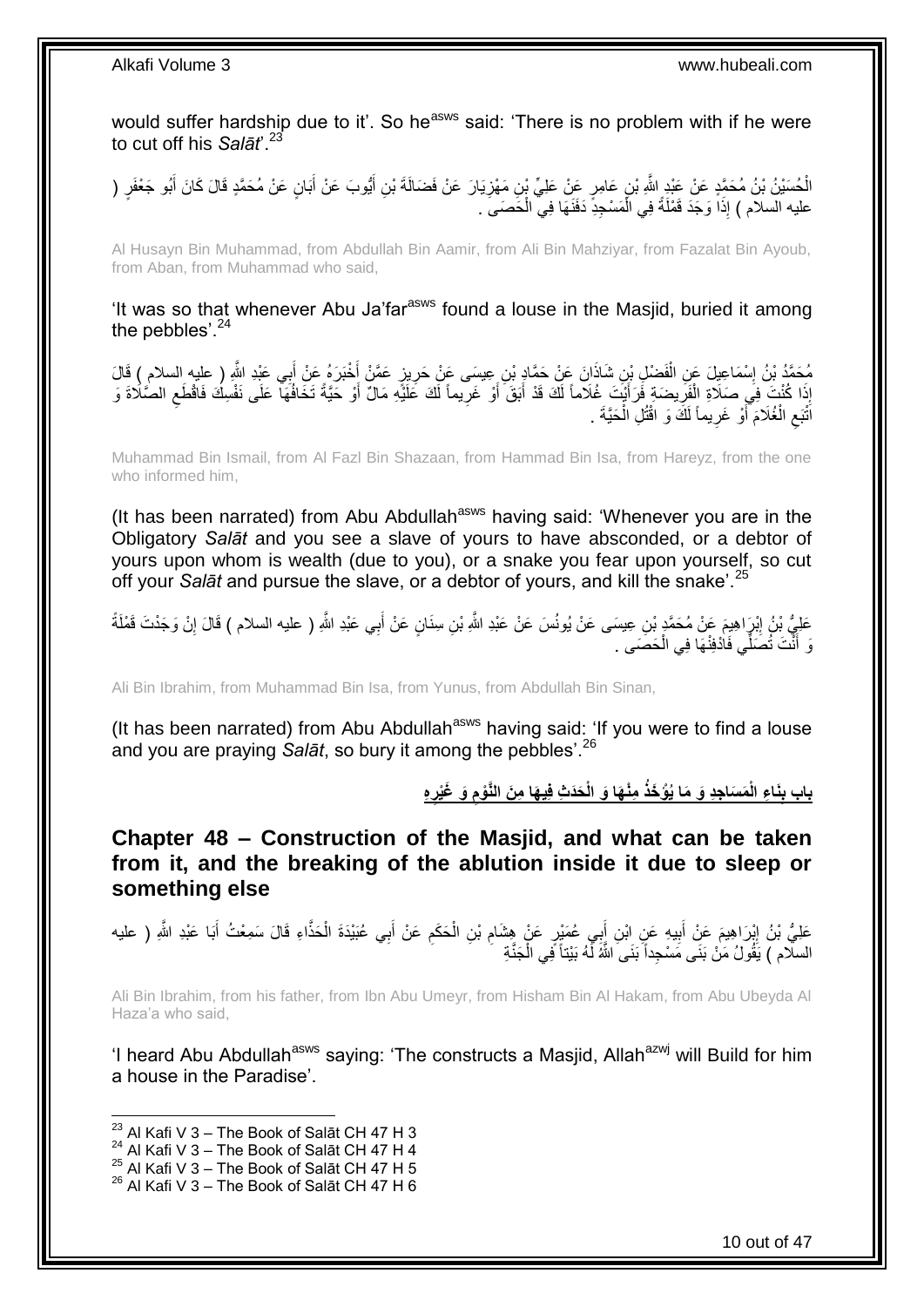would suffer hardship due to it'. So he[asws] said: 'There is no problem with if he were to cut off his *Salāt*'.[23]

الْحُسَيْنُ بْنُ مُحَمَّدٍ عَنْ عَبْدِ اللَّهِ بْنِ عَامِرٍ عَنْ عَلِيِّ بْنِ مَهْزِيَارَ عَنْ فَضَالَةَ بْنِ أَيُّوبَ عَنْ أَبَانٍ عَنْ مُحَمَّدٍ قَالَ كَانَ أَبُو جَعْفَرٍ ( عليه السلام ) إِذَا وَجَدَ قَمْلَةً فِي الْمَسْجِدِ دَفَنَهَا فِي الْحَصَى .

Al Husayn Bin Muhammad, from Abdullah Bin Aamir, from Ali Bin Mahziyar, from Fazalat Bin Ayoub, from Aban, from Muhammad who said,

'It was so that whenever Abu Ja'far[asws] found a louse in the Masjid, buried it among the pebbles'.[24]

مُحَمَّدُ بْنُ إِسْمَاعِيلَ عَنِ الْفَضْلِ بْنِ شَاذَانَ عَنْ حَمَّادِ بْنِ عِيسَى عَنْ حَرِيزٍ عَمَّنْ أَخْبَرَهُ عَنْ أَبِي عَبْدِ اللَّهِ ( عليه السلام ) قَالَ إِذَا كُنْتَ فِي صَلَاةِ الْفَرِيضَةِ فَرَأَيْتَ غُلَاماً لَكَ قَدْ أَبَقَ أَوْ غَرِيماً لَكَ عَلَيْهِ مَالٌ أَوْ حَيَّةً تَخَافُهَا عَلَى نَفْسِكَ فَاقْطَعِ الصَّلَاةَ وَ اتْبَعِ الْغُلَامَ أَوْ غَرِيماً لَكَ وَ اقْتُلِ الْحَيَّةَ .

Muhammad Bin Ismail, from Al Fazl Bin Shazaan, from Hammad Bin Isa, from Hareyz, from the one who informed him,

(It has been narrated) from Abu Abdullah[asws] having said: 'Whenever you are in the Obligatory *Salāt* and you see a slave of yours to have absconded, or a debtor of yours upon whom is wealth (due to you), or a snake you fear upon yourself, so cut off your *Salāt* and pursue the slave, or a debtor of yours, and kill the snake'.[25]

عَلِيُّ بْنُ إِبْرَاهِيمَ عَنْ مُحَمَّدِ بْنِ عِيسَى عَنْ يُونُسَ عَنْ عَبْدِ اللَّهِ بْنِ سِنَانٍ عَنْ أَبِي عَبْدِ اللَّهِ ( عليه السلام ) قَالَ إِنْ وَجَدْتَ قَمْلَةً وَ أَنْتَ تُصَلِّي فَادْفِنْهَا فِي الْحَصَى .

Ali Bin Ibrahim, from Muhammad Bin Isa, from Yunus, from Abdullah Bin Sinan,

(It has been narrated) from Abu Abdullah[asws] having said: 'If you were to find a louse and you are praying *Salāt*, so bury it among the pebbles'.[26]

## بَابُ بِنَاءِ الْمَسَاجِدِ وَ مَا يُؤْخَذُ مِنْهَا وَ الْحَدَثِ فِيهَا مِنَ النَّوْمِ وَ غَيْرِهِ

## Chapter 48 – Construction of the Masjid, and what can be taken from it, and the breaking of the ablution inside it due to sleep or something else

عَلِيُّ بْنُ إِبْرَاهِيمَ عَنْ أَبِيهِ عَنِ ابْنِ أَبِي عُمَيْرٍ عَنْ هِشَامِ بْنِ الْحَكَمِ عَنْ أَبِي عُبَيْدَةَ الْحَذَّاءِ قَالَ سَمِعْتُ أَبَا عَبْدِ اللَّهِ ( عليه السلام ) يَقُولُ مَنْ بَنَى مَسْجِداً بَنَى اللَّهُ لَهُ بَيْتاً فِي الْجَنَّةِ

Ali Bin Ibrahim, from his father, from Ibn Abu Umeyr, from Hisham Bin Al Hakam, from Abu Ubeyda Al Haza'a who said,

'I heard Abu Abdullah[asws] saying: 'The constructs a Masjid, Allah[azwj] will Build for him a house in the Paradise'.

[23] Al Kafi V 3 – The Book of Salāt CH 47 H 3
[24] Al Kafi V 3 – The Book of Salāt CH 47 H 4
[25] Al Kafi V 3 – The Book of Salāt CH 47 H 5
[26] Al Kafi V 3 – The Book of Salāt CH 47 H 6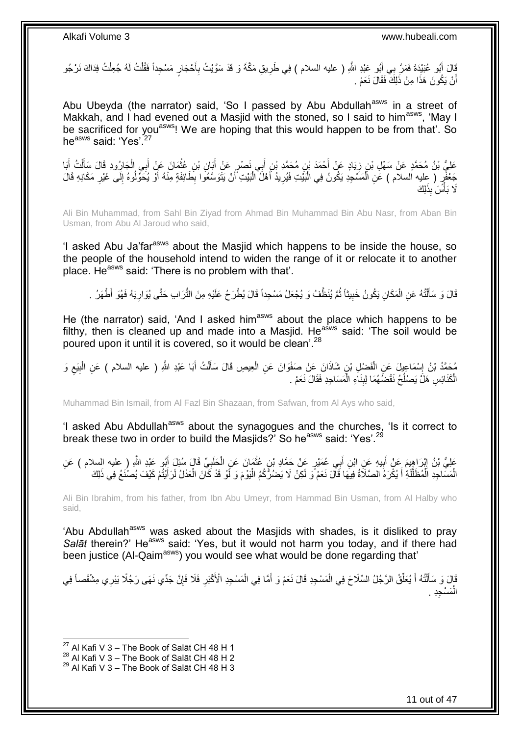قَالَ أَبُو عُبَيْدَةَ فَمَرَّ بِي أَبُو عَبْدِ اللَّهِ ( عليه السلام ) فِي طَرِيقِ مَكَّةَ وَ قَدْ سَوَّيْتُ بِأَحْجَارٍ مَسْجِداً فَقُلْتُ لَهُ جُعِلْتُ فِدَاكَ نَرْجُو أَنْ يَكُونَ هَذَا مِنْ ذَلِكَ فَقَالَ نَعَمْ .

Abu Ubeyda (the narrator) said, 'So I passed by Abu Abdullah[asws] in a street of Makkah, and I had evened out a Masjid with the stoned, so I said to him[asws], 'May I be sacrificed for you[asws]! We are hoping that this would happen to be from that'. So he[asws] said: 'Yes'.[27]

عَلِيُّ بْنُ مُحَمَّدٍ عَنْ سَهْلِ بْنِ زِيَادٍ عَنْ أَحْمَدَ بْنِ مُحَمَّدِ بْنِ أَبِي نَصْرٍ عَنْ أَبَانِ بْنِ عُثْمَانَ عَنْ أَبِي الْجَارُودِ قَالَ سَأَلْتُ أَبَا جَعْفَرٍ ( عليه السلام ) عَنِ الْمَسْجِدِ يَكُونُ فِي الْبَيْتِ فَيُرِيدُ أَهْلُ الْبَيْتِ أَنْ يَتَوَسَّعُوا بِطَائِفَةٍ مِنْهُ أَوْ يُحَوِّلُوهُ إِلَى غَيْرِ مَكَانِهِ قَالَ لَا بَأْسَ بِذَلِكَ

Ali Bin Muhammad, from Sahl Bin Ziyad from Ahmad Bin Muhammad Bin Abu Nasr, from Aban Bin Usman, from Abu Al Jaroud who said,

'I asked Abu Ja'far[asws] about the Masjid which happens to be inside the house, so the people of the household intend to widen the range of it or relocate it to another place. He[asws] said: 'There is no problem with that'.

قَالَ وَ سَأَلْتُهُ عَنِ الْمَكَانِ يَكُونُ خَبِيثاً ثُمَّ يُنَظَّفُ وَ يُجْعَلُ مَسْجِداً قَالَ يُطْرَحُ عَلَيْهِ مِنَ التُّرَابِ حَتَّى يُوَارِيَهُ فَهُوَ أَطْهَرُ .

He (the narrator) said, 'And I asked him[asws] about the place which happens to be filthy, then is cleaned up and made into a Masjid. He[asws] said: 'The soil would be poured upon it until it is covered, so it would be clean'.[28]

مُحَمَّدُ بْنُ إِسْمَاعِيلَ عَنِ الْفَضْلِ بْنِ شَاذَانَ عَنْ صَفْوَانَ عَنِ الْعِيصِ قَالَ سَأَلْتُ أَبَا عَبْدِ اللَّهِ ( عليه السلام ) عَنِ الْبِيَعِ وَ الْكَنَائِسِ هَلْ يَصْلُحُ نَقْضُهُمَا لِبِنَاءِ الْمَسَاجِدِ فَقَالَ نَعَمْ .

Muhammad Bin Ismail, from Al Fazl Bin Shazaan, from Safwan, from Al Ays who said,

'I asked Abu Abdullah[asws] about the synagogues and the churches, 'Is it correct to break these two in order to build the Masjids?' So he[asws] said: 'Yes'.[29]

عَلِيُّ بْنُ إِبْرَاهِيمَ عَنْ أَبِيهِ عَنِ ابْنِ أَبِي عُمَيْرٍ عَنْ حَمَّادِ بْنِ عُثْمَانَ عَنِ الْحَلَبِيِّ قَالَ سُئِلَ أَبُو عَبْدِ اللَّهِ ( عليه السلام ) عَنِ الْمَسَاجِدِ الْمُظَلَّلَةِ أَ يُكْرَهُ الصَّلَاةُ فِيهَا قَالَ نَعَمْ وَ لَكِنْ لَا يَضُرُّكُمُ الْيَوْمَ وَ لَوْ قَدْ كَانَ الْعَدْلُ لَرَأَيْتُمْ كَيْفَ يُصْنَعُ فِي ذَلِكَ

Ali Bin Ibrahim, from his father, from Ibn Abu Umeyr, from Hammad Bin Usman, from Al Halby who said,

'Abu Abdullah[asws] was asked about the Masjids with shades, is it disliked to pray *Salāt* therein?' He[asws] said: 'Yes, but it would not harm you today, and if there had been justice (Al-Qaim[asws]) you would see what would be done regarding that'

قَالَ وَ سَأَلْتُهُ أَ يُعَلِّقُ الرَّجُلُ السِّلَاحَ فِي الْمَسْجِدِ قَالَ نَعَمْ وَ أَمَّا فِي الْمَسْجِدِ الْأَكْبَرِ فَلَا فَإِنَّ جَدِّي نَهَى رَجُلًا يَبْرِي مِشْقَصاً فِي الْمَسْجِدِ .

[27] Al Kafi V 3 – The Book of Salāt CH 48 H 1
[28] Al Kafi V 3 – The Book of Salāt CH 48 H 2
[29] Al Kafi V 3 – The Book of Salāt CH 48 H 3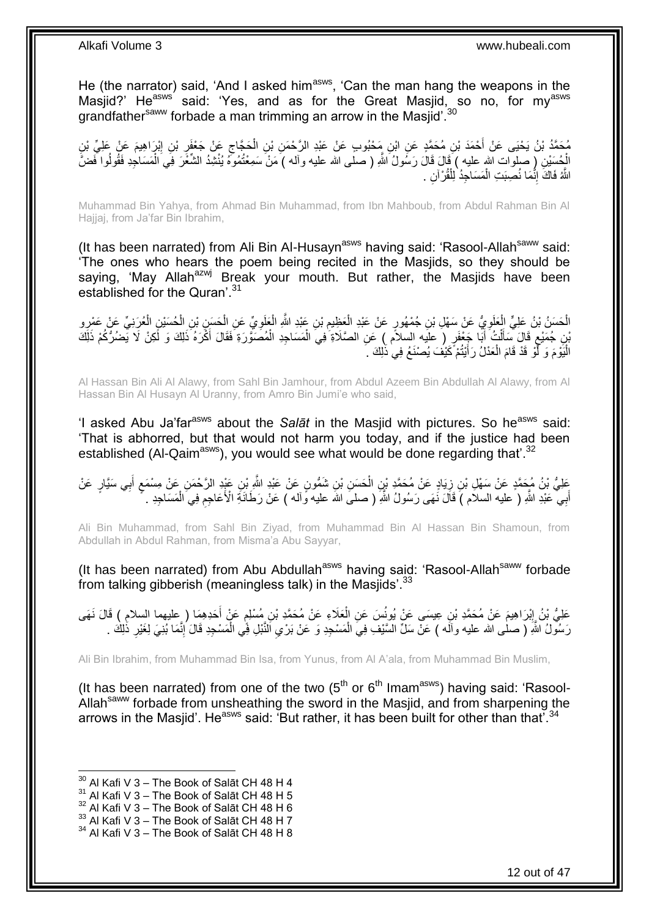He (the narrator) said, 'And I asked him[asws], 'Can the man hang the weapons in the Masjid?' He[asws] said: 'Yes, and as for the Great Masjid, so no, for my[asws] grandfather[saww] forbade a man trimming an arrow in the Masjid'.[30]

مُحَمَّدُ بْنُ يَحْيَى عَنْ أَحْمَدَ بْنِ مُحَمَّدٍ عَنِ ابْنِ مَحْبُوبٍ عَنْ عَبْدِ الرَّحْمَنِ بْنِ الْحَجَّاجِ عَنْ جَعْفَرِ بْنِ إِبْرَاهِيمَ عَنْ عَلِيِّ بْنِ الْحُسَيْنِ ( صلوات الله عليه ) قَالَ قَالَ رَسُولُ اللَّهِ ( صلى الله عليه وآله ) مَنْ سَمِعْتُمُوهُ يُنْشِدُ الشِّعْرَ فِي الْمَسَاجِدِ فَقُولُوا فَضَّ اللَّهُ فَاكَ إِنَّمَا نُصِبَتِ الْمَسَاجِدُ لِلْقُرْآنِ .

Muhammad Bin Yahya, from Ahmad Bin Muhammad, from Ibn Mahboub, from Abdul Rahman Bin Al Hajjaj, from Ja'far Bin Ibrahim,

(It has been narrated) from Ali Bin Al-Husayn[asws] having said: 'Rasool-Allah[saww] said: 'The ones who hears the poem being recited in the Masjids, so they should be saying, 'May Allah[azwj] Break your mouth. But rather, the Masjids have been established for the Quran'.[31]

الْحَسَنُ بْنُ عَلِيٍّ الْعَلَوِيُّ عَنْ سَهْلِ بْنِ جُمْهُورٍ عَنْ عَبْدِ الْعَظِيمِ بْنِ عَبْدِ اللَّهِ الْعَلَوِيِّ عَنِ الْحَسَنِ بْنِ الْحُسَيْنِ الْعُرَنِيِّ عَنْ عَمْرِو بْنِ جُمَيْعٍ قَالَ سَأَلْتُ أَبَا جَعْفَرٍ ( عليه السلام ) عَنِ الصَّلَاةِ فِي الْمَسَاجِدِ الْمُصَوَّرَةِ فَقَالَ أَكْرَهُ ذَلِكَ وَ لَكِنْ لَا يَضُرُّكُمْ ذَلِكَ الْيَوْمَ وَ لَوْ قَدْ قَامَ الْعَدْلُ رَأَيْتُمْ كَيْفَ يُصْنَعُ فِي ذَلِكَ .

Al Hassan Bin Ali Al Alawy, from Sahl Bin Jamhour, from Abdul Azeem Bin Abdullah Al Alawy, from Al Hassan Bin Al Husayn Al Uranny, from Amro Bin Jumi'e who said,

'I asked Abu Ja'far[asws] about the *Salāt* in the Masjid with pictures. So he[asws] said: 'That is abhorred, but that would not harm you today, and if the justice had been established (Al-Qaim[asws]), you would see what would be done regarding that'.[32]

عَلِيُّ بْنُ مُحَمَّدٍ عَنْ سَهْلِ بْنِ زِيَادٍ عَنْ مُحَمَّدِ بْنِ الْحَسَنِ بْنِ شَمُّونٍ عَنْ عَبْدِ اللَّهِ بْنِ عَبْدِ الرَّحْمَنِ عَنْ مِسْمَعٍ أَبِي سَيَّارٍ عَنْ أَبِي عَبْدِ اللَّهِ ( عليه السلام ) قَالَ نَهَى رَسُولُ اللَّهِ ( صلى الله عليه وآله ) عَنْ رَطَانَةِ الْأَعَاجِمِ فِي الْمَسَاجِدِ .

Ali Bin Muhammad, from Sahl Bin Ziyad, from Muhammad Bin Al Hassan Bin Shamoun, from Abdullah in Abdul Rahman, from Misma'a Abu Sayyar,

(It has been narrated) from Abu Abdullah[asws] having said: 'Rasool-Allah[saww] forbade from talking gibberish (meaningless talk) in the Masjids'.[33]

عَلِيُّ بْنُ إِبْرَاهِيمَ عَنْ مُحَمَّدِ بْنِ عِيسَى عَنْ يُونُسَ عَنِ الْعَلَاءِ عَنْ مُحَمَّدِ بْنِ مُسْلِمٍ عَنْ أَحَدِهِمَا ( عليهما السلام ) قَالَ نَهَى رَسُولُ اللَّهِ ( صلى الله عليه وآله ) عَنْ سَلِّ السَّيْفِ فِي الْمَسْجِدِ وَ عَنْ بَرْيِ النَّبْلِ فِي الْمَسْجِدِ قَالَ إِنَّمَا بُنِيَ لِغَيْرِ ذَلِكَ .

Ali Bin Ibrahim, from Muhammad Bin Isa, from Yunus, from Al A'ala, from Muhammad Bin Muslim,

(It has been narrated) from one of the two (5th or 6th Imam[asws]) having said: 'Rasool-Allah[saww] forbade from unsheathing the sword in the Masjid, and from sharpening the arrows in the Masjid'. He[asws] said: 'But rather, it has been built for other than that'.[34]

[30] Al Kafi V 3 – The Book of Salāt CH 48 H 4
[31] Al Kafi V 3 – The Book of Salāt CH 48 H 5
[32] Al Kafi V 3 – The Book of Salāt CH 48 H 6
[33] Al Kafi V 3 – The Book of Salāt CH 48 H 7
[34] Al Kafi V 3 – The Book of Salāt CH 48 H 8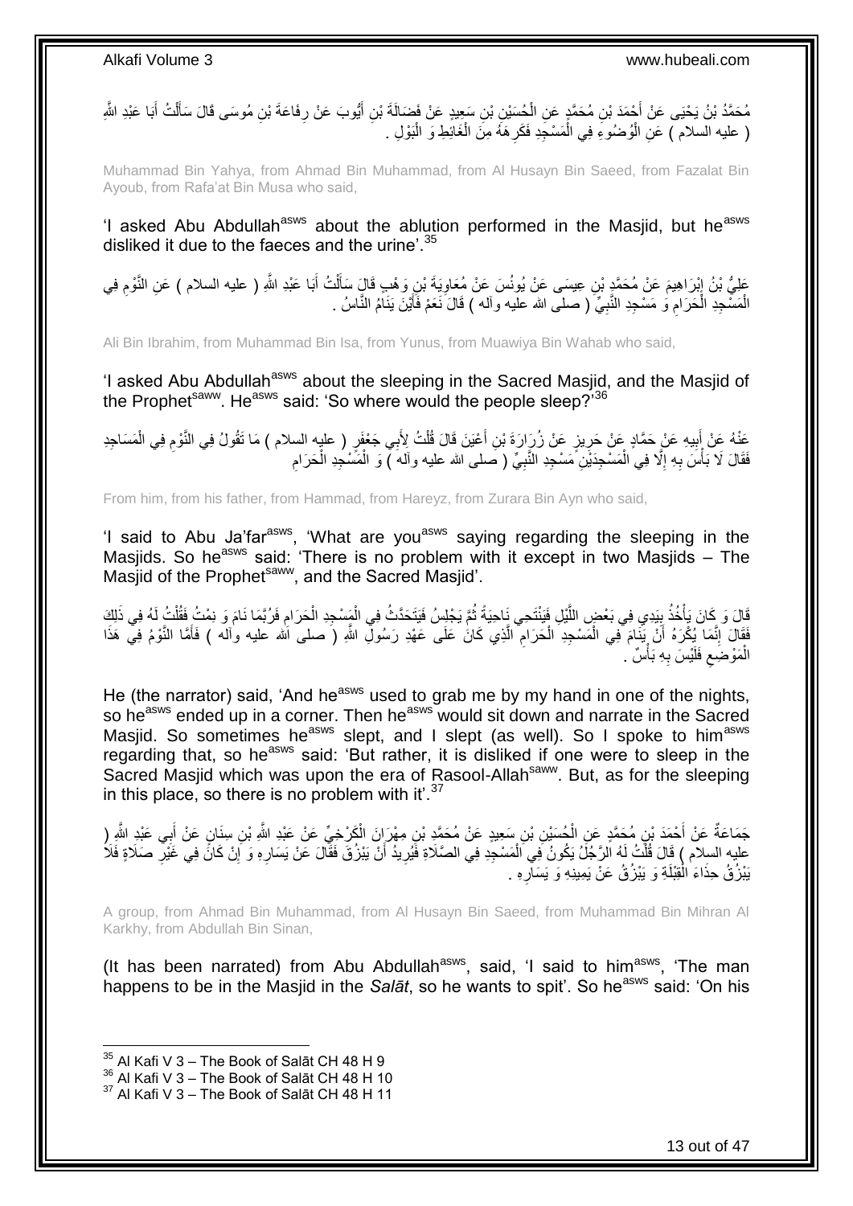مُحَمَّدُ بْنُ يَحْيَى عَنْ أَحْمَدَ بْنِ مُحَمَّدٍ عَنِ الْحُسَيْنِ بْنِ سَعِيدٍ عَنْ فَضَالَةَ بْنِ أَيُّوبَ عَنْ رِفَاعَةَ بْنِ مُوسَى قَالَ سَأَلْتُ أَبَا عَبْدِ اللَّهِ ( عليه السلام ) عَنِ الْوُضُوءِ فِي الْمَسْجِدِ فَكَرِهَهُ مِنَ الْغَائِطِ وَ الْبَوْلِ .

Muhammad Bin Yahya, from Ahmad Bin Muhammad, from Al Husayn Bin Saeed, from Fazalat Bin Ayoub, from Rafa'at Bin Musa who said,

'I asked Abu Abdullah[asws] about the ablution performed in the Masjid, but he[asws] disliked it due to the faeces and the urine'.[35]

عَلِيُّ بْنُ إِبْرَاهِيمَ عَنْ مُحَمَّدِ بْنِ عِيسَى عَنْ يُونُسَ عَنْ مُعَاوِيَةَ بْنِ وَهْبٍ قَالَ سَأَلْتُ أَبَا عَبْدِ اللَّهِ ( عليه السلام ) عَنِ النَّوْمِ فِي الْمَسْجِدِ الْحَرَامِ وَ مَسْجِدِ النَّبِيِّ ( صلى الله عليه وآله ) قَالَ نَعَمْ فَأَيْنَ يَنَامُ النَّاسُ .

Ali Bin Ibrahim, from Muhammad Bin Isa, from Yunus, from Muawiya Bin Wahab who said,

'I asked Abu Abdullah[asws] about the sleeping in the Sacred Masjid, and the Masjid of the Prophet[saww]. He[asws] said: 'So where would the people sleep?'[36]

عَنْهُ عَنْ أَبِيهِ عَنْ حَمَّادٍ عَنْ حَرِيزٍ عَنْ زُرَارَةَ بْنِ أَعْيَنَ قَالَ قُلْتُ لِأَبِي جَعْفَرٍ ( عليه السلام ) مَا تَقُولُ فِي النَّوْمِ فِي الْمَسَاجِدِ فَقَالَ لَا بَأْسَ بِهِ إِلَّا فِي الْمَسْجِدَيْنِ مَسْجِدِ النَّبِيِّ ( صلى الله عليه وآله ) وَ الْمَسْجِدِ الْحَرَامِ

From him, from his father, from Hammad, from Hareyz, from Zurara Bin Ayn who said,

'I said to Abu Ja'far[asws], 'What are you[asws] saying regarding the sleeping in the Masjids. So he[asws] said: 'There is no problem with it except in two Masjids – The Masjid of the Prophet[saww], and the Sacred Masjid'.

قَالَ وَ كَانَ يَأْخُذُ بِيَدِي فِي بَعْضِ اللَّيْلِ فَيَتَنَحَّى نَاحِيَةً ثُمَّ يَجْلِسُ فَيَتَحَدَّثُ فِي الْمَسْجِدِ الْحَرَامِ فَرُبَّمَا نَامَ وَ نِمْتُ فَقُلْتُ لَهُ فِي ذَلِكَ فَقَالَ إِنَّمَا يُكْرَهُ أَنْ يَنَامَ فِي الْمَسْجِدِ الْحَرَامِ الَّذِي كَانَ عَلَى عَهْدِ رَسُولِ اللَّهِ ( صلى الله عليه وآله ) فَأَمَّا النَّوْمُ فِي هَذَا الْمَوْضِعِ فَلَيْسَ بِهِ بَأْسٌ .

He (the narrator) said, 'And he[asws] used to grab me by my hand in one of the nights, so he[asws] ended up in a corner. Then he[asws] would sit down and narrate in the Sacred Masjid. So sometimes he[asws] slept, and I slept (as well). So I spoke to him[asws] regarding that, so he[asws] said: 'But rather, it is disliked if one were to sleep in the Sacred Masjid which was upon the era of Rasool-Allah[saww]. But, as for the sleeping in this place, so there is no problem with it'.[37]

جَمَاعَةٌ عَنْ أَحْمَدَ بْنِ مُحَمَّدٍ عَنِ الْحُسَيْنِ بْنِ سَعِيدٍ عَنْ مُحَمَّدِ بْنِ مِهْرَانَ الْكَرْخِيِّ عَنْ عَبْدِ اللَّهِ بْنِ سِنَانٍ عَنْ أَبِي عَبْدِ اللَّهِ ( عليه السلام ) قَالَ قُلْتُ لَهُ الرَّجُلُ يَكُونُ فِي الْمَسْجِدِ فِي الصَّلَاةِ فَيُرِيدُ أَنْ يَبْزُقَ فَقَالَ عَنْ يَسَارِهِ وَ إِنْ كَانَ فِي غَيْرِ صَلَاةٍ فَلَا يَبْزُقْ حِذَاءَ الْقِبْلَةِ وَ يَبْزُقُ عَنْ يَمِينِهِ وَ يَسَارِهِ .

A group, from Ahmad Bin Muhammad, from Al Husayn Bin Saeed, from Muhammad Bin Mihran Al Karkhy, from Abdullah Bin Sinan,

(It has been narrated) from Abu Abdullah[asws], said, 'I said to him[asws], 'The man happens to be in the Masjid in the *Salāt*, so he wants to spit'. So he[asws] said: 'On his

[35] Al Kafi V 3 – The Book of Salāt CH 48 H 9
[36] Al Kafi V 3 – The Book of Salāt CH 48 H 10
[37] Al Kafi V 3 – The Book of Salāt CH 48 H 11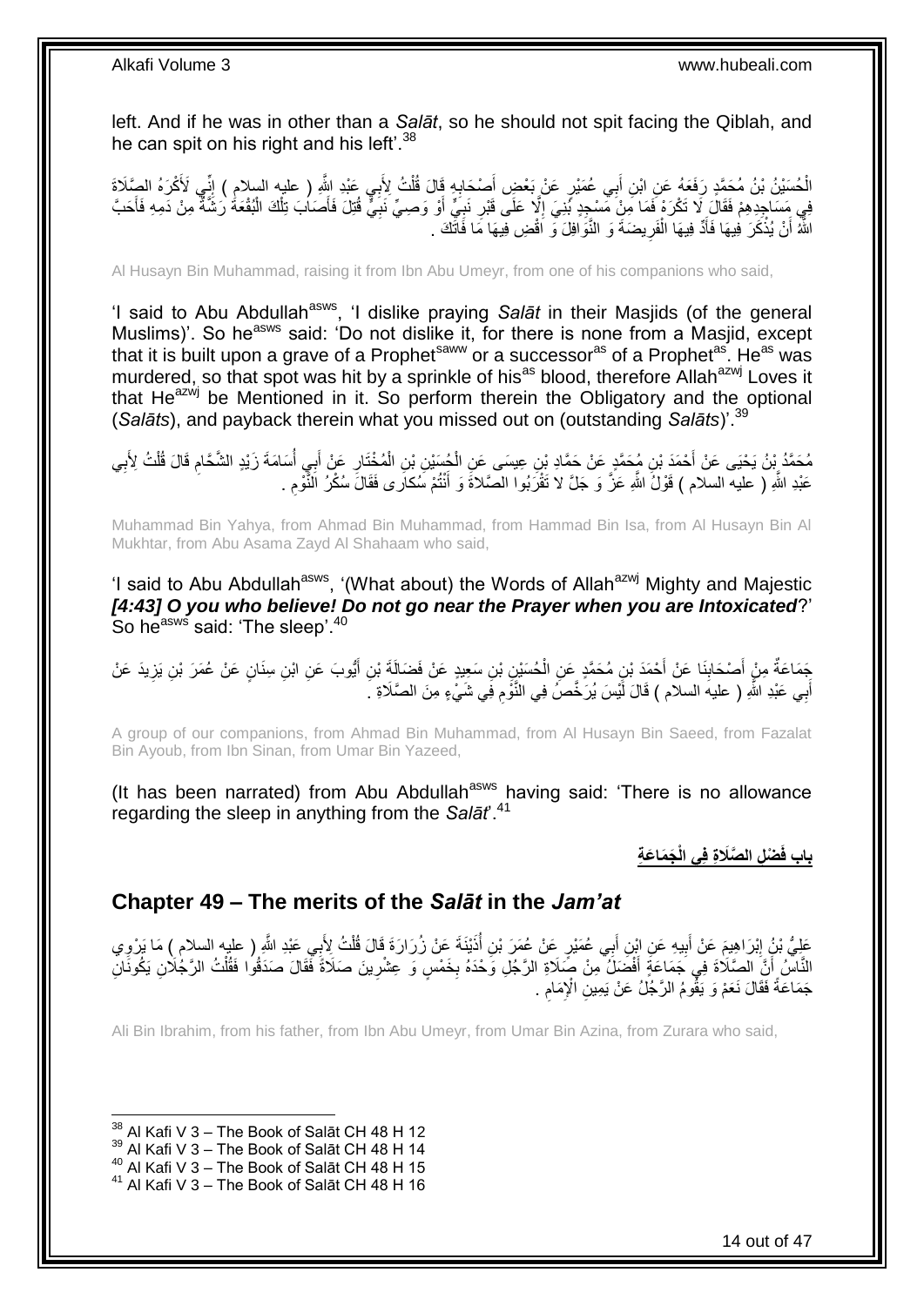left. And if he was in other than a *Salāt*, so he should not spit facing the Qiblah, and he can spit on his right and his left'.[38]

الْحُسَيْنُ بْنُ مُحَمَّدٍ رَفَعَهُ عَنِ ابْنِ أَبِي عُمَيْرٍ عَنْ بَعْضِ أَصْحَابِهِ قَالَ قُلْتُ لِأَبِي عَبْدِ اللَّهِ ( عليه السلام ) إِنِّي لَأَكْرَهُ الصَّلَاةَ فِي مَسَاجِدِهِمْ فَقَالَ لَا تَكْرَهْ فَمَا مِنْ مَسْجِدٍ بُنِيَ إِلَّا عَلَى قَبْرِ نَبِيٍّ أَوْ وَصِيِّ نَبِيٍّ قُتِلَ فَأَصَابَ تِلْكَ الْبُقْعَةَ رَشَّةٌ مِنْ دَمِهِ فَأَحَبَّ اللَّهُ أَنْ يُذْكَرَ فِيهَا فَأَدِّ فِيهَا الْفَرِيضَةَ وَ النَّوَافِلَ وَ اقْضِ فِيهَا مَا فَاتَكَ .

Al Husayn Bin Muhammad, raising it from Ibn Abu Umeyr, from one of his companions who said,

'I said to Abu Abdullah[asws], 'I dislike praying *Salāt* in their Masjids (of the general Muslims)'. So he[asws] said: 'Do not dislike it, for there is none from a Masjid, except that it is built upon a grave of a Prophet[saww] or a successor[as] of a Prophet[as]. He[as] was murdered, so that spot was hit by a sprinkle of his[as] blood, therefore Allah[azwj] Loves it that He[azwj] be Mentioned in it. So perform therein the Obligatory and the optional (*Salāts*), and payback therein what you missed out on (outstanding *Salāts*)'.[39]

مُحَمَّدُ بْنُ يَحْيَى عَنْ أَحْمَدَ بْنِ مُحَمَّدٍ عَنْ حَمَّادِ بْنِ عِيسَى عَنِ الْحُسَيْنِ بْنِ الْمُخْتَارِ عَنْ أَبِي أُسَامَةَ زَيْدٍ الشَّحَّامِ قَالَ قُلْتُ لِأَبِي عَبْدِ اللَّهِ ( عليه السلام ) قَوْلُ اللَّهِ عَزَّ وَ جَلَّ لا تَقْرَبُوا الصَّلاةَ وَ أَنْتُمْ سُكارى فَقَالَ سُكْرُ النَّوْمِ .

Muhammad Bin Yahya, from Ahmad Bin Muhammad, from Hammad Bin Isa, from Al Husayn Bin Al Mukhtar, from Abu Asama Zayd Al Shahaam who said,

'I said to Abu Abdullah[asws], '(What about) the Words of Allah[azwj] Mighty and Majestic ***[4:43] O you who believe! Do not go near the Prayer when you are Intoxicated***?' So he[asws] said: 'The sleep'.[40]

جَمَاعَةٌ مِنْ أَصْحَابِنَا عَنْ أَحْمَدَ بْنِ مُحَمَّدٍ عَنِ الْحُسَيْنِ بْنِ سَعِيدٍ عَنْ فَضَالَةَ بْنِ أَيُّوبَ عَنِ ابْنِ سِنَانٍ عَنْ عُمَرَ بْنِ يَزِيدَ عَنْ أَبِي عَبْدِ اللَّهِ ( عليه السلام ) قَالَ لَيْسَ يُرَخَّصُ فِي النَّوْمِ فِي شَيْءٍ مِنَ الصَّلَاةِ .

A group of our companions, from Ahmad Bin Muhammad, from Al Husayn Bin Saeed, from Fazalat Bin Ayoub, from Ibn Sinan, from Umar Bin Yazeed,

(It has been narrated) from Abu Abdullah[asws] having said: 'There is no allowance regarding the sleep in anything from the *Salāt*'.[41]

## باب فَضْلِ الصَّلَاةِ فِي الْجَمَاعَةِ

## Chapter 49 – The merits of the *Salāt* in the *Jam'at*

عَلِيُّ بْنُ إِبْرَاهِيمَ عَنْ أَبِيهِ عَنِ ابْنِ أَبِي عُمَيْرٍ عَنْ عُمَرَ بْنِ أُذَيْنَةَ عَنْ زُرَارَةَ قَالَ قُلْتُ لِأَبِي عَبْدِ اللَّهِ ( عليه السلام ) مَا يَرْوِي النَّاسُ أَنَّ الصَّلَاةَ فِي جَمَاعَةٍ أَفْضَلُ مِنْ صَلَاةِ الرَّجُلِ وَحْدَهُ بِخَمْسٍ وَ عِشْرِينَ صَلَاةً فَقَالَ صَدَقُوا فَقُلْتُ الرَّجُلَانِ يَكُونَانِ جَمَاعَةً فَقَالَ نَعَمْ وَ يَقُومُ الرَّجُلُ عَنْ يَمِينِ الْإِمَامِ .

Ali Bin Ibrahim, from his father, from Ibn Abu Umeyr, from Umar Bin Azina, from Zurara who said,

---

[38] Al Kafi V 3 – The Book of Salāt CH 48 H 12
[39] Al Kafi V 3 – The Book of Salāt CH 48 H 14
[40] Al Kafi V 3 – The Book of Salāt CH 48 H 15
[41] Al Kafi V 3 – The Book of Salāt CH 48 H 16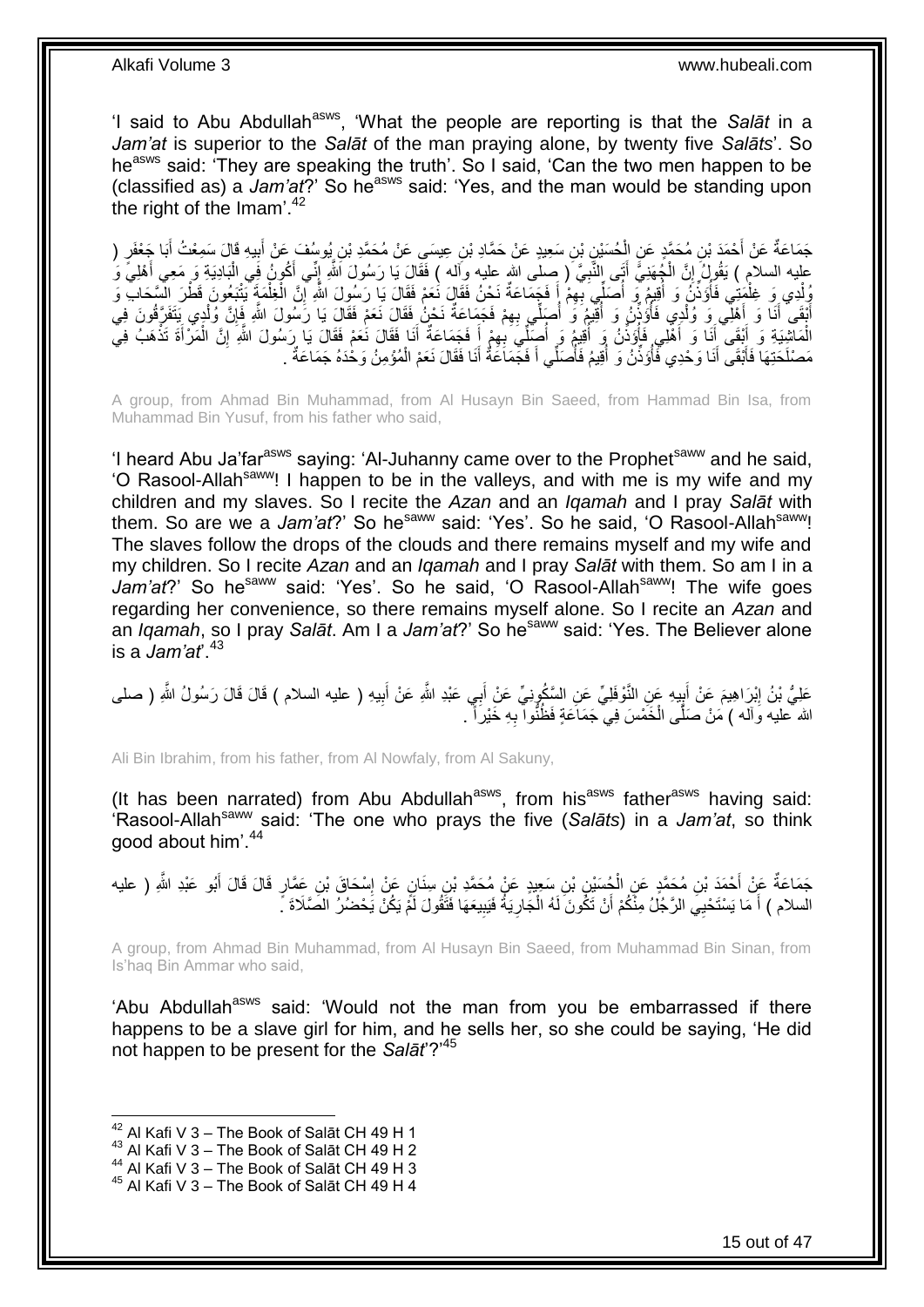'I said to Abu Abdullah[asws], 'What the people are reporting is that the *Salāt* in a *Jam'at* is superior to the *Salāt* of the man praying alone, by twenty five *Salāts*'. So he[asws] said: 'They are speaking the truth'. So I said, 'Can the two men happen to be (classified as) a *Jam'at*?' So he[asws] said: 'Yes, and the man would be standing upon the right of the Imam'.[42]

جَمَاعَةٌ عَنْ أَحْمَدَ بْنِ مُحَمَّدٍ عَنِ الْحُسَيْنِ بْنِ سَعِيدٍ عَنْ حَمَّادِ بْنِ عِيسَى عَنْ مُحَمَّدِ بْنِ يُوسُفَ عَنْ أَبِيهِ قَالَ سَمِعْتُ أَبَا جَعْفَرٍ ( عليه السلام ) يَقُولُ إِنَّ الْجُهَنِيَّ أَتَى النَّبِيَّ ( صلى الله عليه وآله ) فَقَالَ يَا رَسُولَ اللَّهِ إِنِّي أَكُونُ فِي الْبَادِيَةِ وَ مَعِي أَهْلِي وَ وُلْدِي وَ غِلْمَتِي فَأُؤَذِّنُ وَ أُقِيمُ وَ أُصَلِّي بِهِمْ أَ فَجَمَاعَةٌ نَحْنُ فَقَالَ نَعَمْ فَقَالَ يَا رَسُولَ اللَّهِ إِنَّ الْغِلْمَةَ يَتْبَعُونَ قَطْرَ السَّحَابِ وَ أَبْقَى أَنَا وَ أَهْلِي وَ وُلْدِي فَأُؤَذِّنُ وَ أُقِيمُ وَ أُصَلِّي بِهِمْ فَجَمَاعَةٌ نَحْنُ فَقَالَ نَعَمْ فَقَالَ يَا رَسُولَ اللَّهِ فَإِنَّ وُلْدِي يَتَفَرَّقُونَ فِي الْمَاشِيَةِ وَ أَبْقَى أَنَا وَ أَهْلِي فَأُؤَذِّنُ وَ أُقِيمُ وَ أُصَلِّي بِهِمْ أَ فَجَمَاعَةٌ أَنَا فَقَالَ نَعَمْ فَقَالَ يَا رَسُولَ اللَّهِ إِنَّ الْمَرْأَةَ تَذْهَبُ فِي مَصْلَحَتِهَا فَأَبْقَى أَنَا وَحْدِي فَأُؤَذِّنُ وَ أُقِيمُ فَأُصَلِّي أَ فَجَمَاعَةٌ أَنَا فَقَالَ نَعَمْ الْمُؤْمِنُ وَحْدَهُ جَمَاعَةٌ .

A group, from Ahmad Bin Muhammad, from Al Husayn Bin Saeed, from Hammad Bin Isa, from Muhammad Bin Yusuf, from his father who said,

'I heard Abu Ja'far[asws] saying: 'Al-Juhanny came over to the Prophet[saww] and he said, 'O Rasool-Allah[saww]! I happen to be in the valleys, and with me is my wife and my children and my slaves. So I recite the *Azan* and an *Iqamah* and I pray *Salāt* with them. So are we a *Jam'at*?' So he[saww] said: 'Yes'. So he said, 'O Rasool-Allah[saww]! The slaves follow the drops of the clouds and there remains myself and my wife and my children. So I recite *Azan* and an *Iqamah* and I pray *Salāt* with them. So am I in a *Jam'at*?' So he[saww] said: 'Yes'. So he said, 'O Rasool-Allah[saww]! The wife goes regarding her convenience, so there remains myself alone. So I recite an *Azan* and an *Iqamah*, so I pray *Salāt*. Am I a *Jam'at*?' So he[saww] said: 'Yes. The Believer alone is a *Jam'at*'.[43]

عَلِيُّ بْنُ إِبْرَاهِيمَ عَنْ أَبِيهِ عَنِ النَّوْفَلِيِّ عَنِ السَّكُونِيِّ عَنْ أَبِي عَبْدِ اللَّهِ عَنْ أَبِيهِ ( عليه السلام ) قَالَ قَالَ رَسُولُ اللَّهِ ( صلى الله عليه وآله ) مَنْ صَلَّى الْخَمْسَ فِي جَمَاعَةٍ فَظُنُّوا بِهِ خَيْراً .

Ali Bin Ibrahim, from his father, from Al Nowfaly, from Al Sakuny,

(It has been narrated) from Abu Abdullah[asws], from his[asws] father[asws] having said: 'Rasool-Allah[saww] said: 'The one who prays the five (*Salāts*) in a *Jam'at*, so think good about him'.[44]

جَمَاعَةٌ عَنْ أَحْمَدَ بْنِ مُحَمَّدٍ عَنِ الْحُسَيْنِ بْنِ سَعِيدٍ عَنْ مُحَمَّدِ بْنِ سِنَانٍ عَنْ إِسْحَاقَ بْنِ عَمَّارٍ قَالَ قَالَ أَبُو عَبْدِ اللَّهِ ( عليه السلام ) أَ مَا يَسْتَحْيِي الرَّجُلُ مِنْكُمْ أَنْ تَكُونَ لَهُ الْجَارِيَةُ فَيَبِيعَهَا فَتَقُولَ لَمْ يَكُنْ يَحْضُرُ الصَّلَاةَ .

A group, from Ahmad Bin Muhammad, from Al Husayn Bin Saeed, from Muhammad Bin Sinan, from Is'haq Bin Ammar who said,

'Abu Abdullah[asws] said: 'Would not the man from you be embarrassed if there happens to be a slave girl for him, and he sells her, so she could be saying, 'He did not happen to be present for the *Salāt*'?'[45]

[42] Al Kafi V 3 – The Book of Salāt CH 49 H 1
[43] Al Kafi V 3 – The Book of Salāt CH 49 H 2
[44] Al Kafi V 3 – The Book of Salāt CH 49 H 3
[45] Al Kafi V 3 – The Book of Salāt CH 49 H 4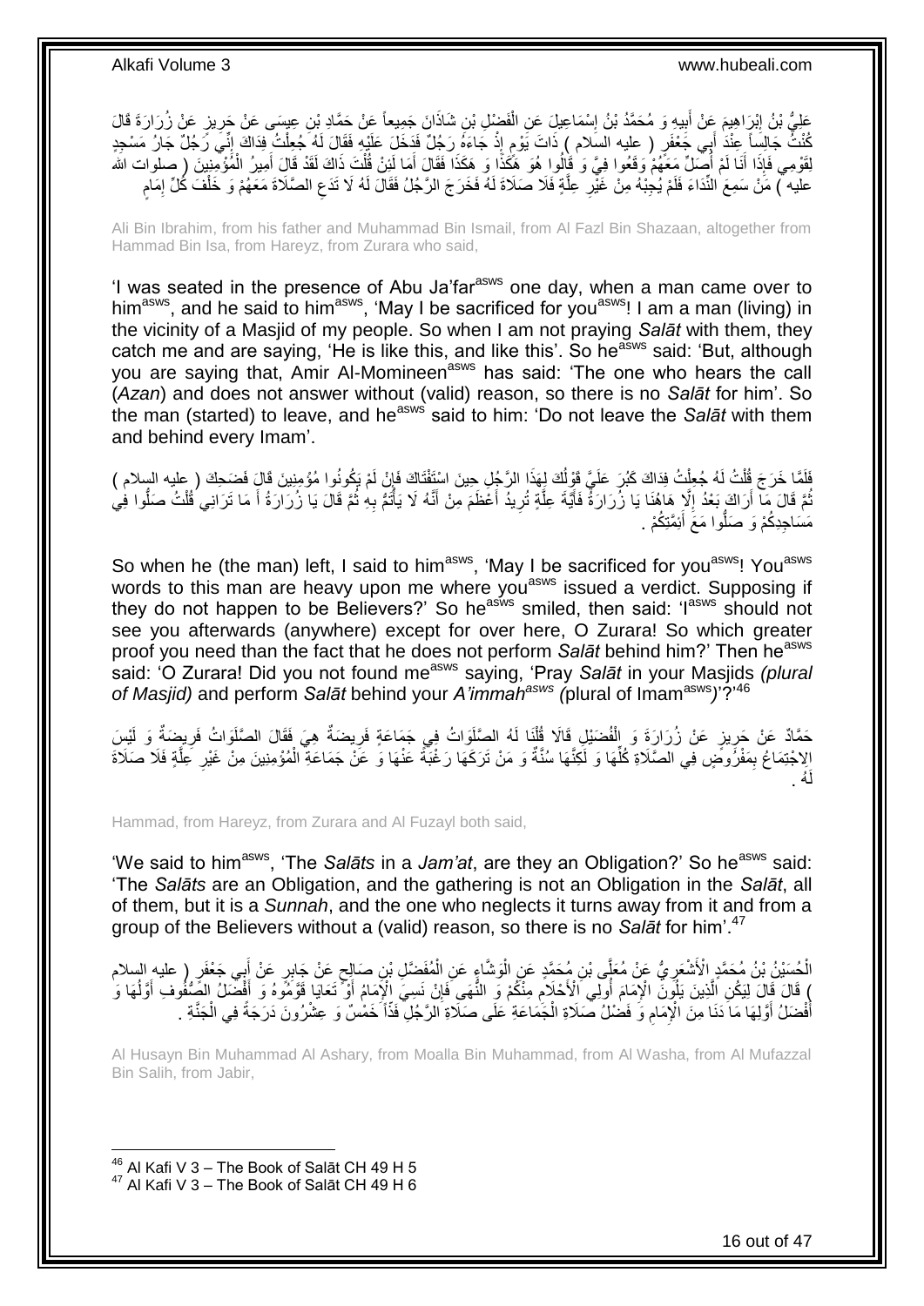عَلِيُّ بْنُ إِبْرَاهِيمَ عَنْ أَبِيهِ وَ مُحَمَّدُ بْنُ إِسْمَاعِيلَ عَنِ الْفَضْلِ بْنِ شَاذَانَ جَمِيعاً عَنْ حَمَّادِ بْنِ عِيسَى عَنْ حَرِيزٍ عَنْ زُرَارَةَ قَالَ كُنْتُ جَالِساً عِنْدَ أَبِي جَعْفَرٍ ( عليه السلام ) ذَاتَ يَوْمٍ إِذْ جَاءَهُ رَجُلٌ فَدَخَلَ عَلَيْهِ فَقَالَ لَهُ جُعِلْتُ فِدَاكَ إِنِّي رَجُلٌ جَارُ مَسْجِدٍ لِقَوْمِي فَإِذَا أَنَا لَمْ أُصَلِّ مَعَهُمْ وَقَعُوا فِيَّ وَ قَالُوا هُوَ هَكَذَا وَ هَكَذَا فَقَالَ أَمَا لَئِنْ قُلْتَ ذَاكَ لَقَدْ قَالَ أَمِيرُ الْمُؤْمِنِينَ ( صلوات الله عليه ) مَنْ سَمِعَ النِّدَاءَ فَلَمْ يُجِبْهُ مِنْ غَيْرِ عِلَّةٍ فَلَا صَلَاةَ لَهُ فَخَرَجَ الرَّجُلُ فَقَالَ لَهُ لَا تَدَعِ الصَّلَاةَ مَعَهُمْ وَ خَلْفَ كُلِّ إِمَامٍ

Ali Bin Ibrahim, from his father and Muhammad Bin Ismail, from Al Fazl Bin Shazaan, altogether from Hammad Bin Isa, from Hareyz, from Zurara who said,

'I was seated in the presence of Abu Ja'far[asws] one day, when a man came over to him[asws], and he said to him[asws], 'May I be sacrificed for you[asws]! I am a man (living) in the vicinity of a Masjid of my people. So when I am not praying *Salāt* with them, they catch me and are saying, 'He is like this, and like this'. So he[asws] said: 'But, although you are saying that, Amir Al-Momineen[asws] has said: 'The one who hears the call (*Azan*) and does not answer without (valid) reason, so there is no *Salāt* for him'. So the man (started) to leave, and he[asws] said to him: 'Do not leave the *Salāt* with them and behind every Imam'.

فَلَمَّا خَرَجَ قُلْتُ لَهُ جُعِلْتُ فِدَاكَ كَبُرَ عَلَيَّ قَوْلُكَ لِهَذَا الرَّجُلِ حِينَ اسْتَفْتَاكَ فَإِنْ لَمْ يَكُونُوا مُؤْمِنِينَ قَالَ فَضَحِكَ ( عليه السلام ) ثُمَّ قَالَ مَا أَرَاكَ بَعْدُ إِلَّا هَاهُنَا يَا زُرَارَةُ فَأَيَّةَ عِلَّةٍ تُرِيدُ أَعْظَمَ مِنْ أَنَّهُ لَا يَأْتَمُّ بِهِ ثُمَّ قَالَ يَا زُرَارَةُ أَ مَا تَرَانِي قُلْتُ صَلُّوا فِي مَسَاجِدِكُمْ وَ صَلُّوا مَعَ أَئِمَّتِكُمْ .

So when he (the man) left, I said to him[asws], 'May I be sacrificed for you[asws]! You[asws] words to this man are heavy upon me where you[asws] issued a verdict. Supposing if they do not happen to be Believers?' So he[asws] smiled, then said: 'I[asws] should not see you afterwards (anywhere) except for over here, O Zurara! So which greater proof you need than the fact that he does not perform *Salāt* behind him?' Then he[asws] said: 'O Zurara! Did you not found me[asws] saying, 'Pray *Salāt* in your Masjids *(plural of Masjid)* and perform *Salāt* behind your *A'immah[asws] (*plural of Imam[asws])'?'[46]

حَمَّادٌ عَنْ حَرِيزٍ عَنْ زُرَارَةَ وَ الْفُضَيْلِ قَالا قُلْنَا لَهُ الصَّلَوَاتُ فِي جَمَاعَةٍ فَرِيضَةٌ هِيَ فَقَالَ الصَّلَوَاتُ فَرِيضَةٌ وَ لَيْسَ الِاجْتِمَاعُ بِمَفْرُوضٍ فِي الصَّلَاةِ كُلِّهَا وَ لَكِنَّهَا سُنَّةٌ وَ مَنْ تَرَكَهَا رَغْبَةً عَنْهَا وَ عَنْ جَمَاعَةِ الْمُؤْمِنِينَ مِنْ غَيْرِ عِلَّةٍ فَلَا صَلَاةَ لَهُ .

Hammad, from Hareyz, from Zurara and Al Fuzayl both said,

'We said to him[asws], 'The *Salāts* in a *Jam'at*, are they an Obligation?' So he[asws] said: 'The *Salāts* are an Obligation, and the gathering is not an Obligation in the *Salāt*, all of them, but it is a *Sunnah*, and the one who neglects it turns away from it and from a group of the Believers without a (valid) reason, so there is no *Salāt* for him'.[47]

الْحُسَيْنُ بْنُ مُحَمَّدٍ الْأَشْعَرِيُّ عَنْ مُعَلَّى بْنِ مُحَمَّدٍ عَنِ الْوَشَّاءِ عَنِ الْمُفَضَّلِ بْنِ صَالِحٍ عَنْ جَابِرٍ عَنْ أَبِي جَعْفَرٍ ( عليه السلام ) قَالَ قَالَ لِيَكُنِ الَّذِينَ يَلُونَ الْإِمَامَ أُولِي الْأَحْلَامِ مِنْكُمْ وَ النُّهَى فَإِنْ نَسِيَ الْإِمَامُ أَوْ تَعَايَا قَوَّمُوهُ وَ أَفْضَلُ الصُّفُوفِ أَوَّلُهَا وَ أَفْضَلُ أَوَّلِهَا مَا دَنَا مِنَ الْإِمَامِ وَ فَضْلُ صَلَاةِ الْجَمَاعَةِ عَلَى صَلَاةِ الرَّجُلِ فَذّاً خَمْسٌ وَ عِشْرُونَ دَرَجَةً فِي الْجَنَّةِ .

Al Husayn Bin Muhammad Al Ashary, from Moalla Bin Muhammad, from Al Washa, from Al Mufazzal Bin Salih, from Jabir,

---

[46] Al Kafi V 3 – The Book of Salāt CH 49 H 5
[47] Al Kafi V 3 – The Book of Salāt CH 49 H 6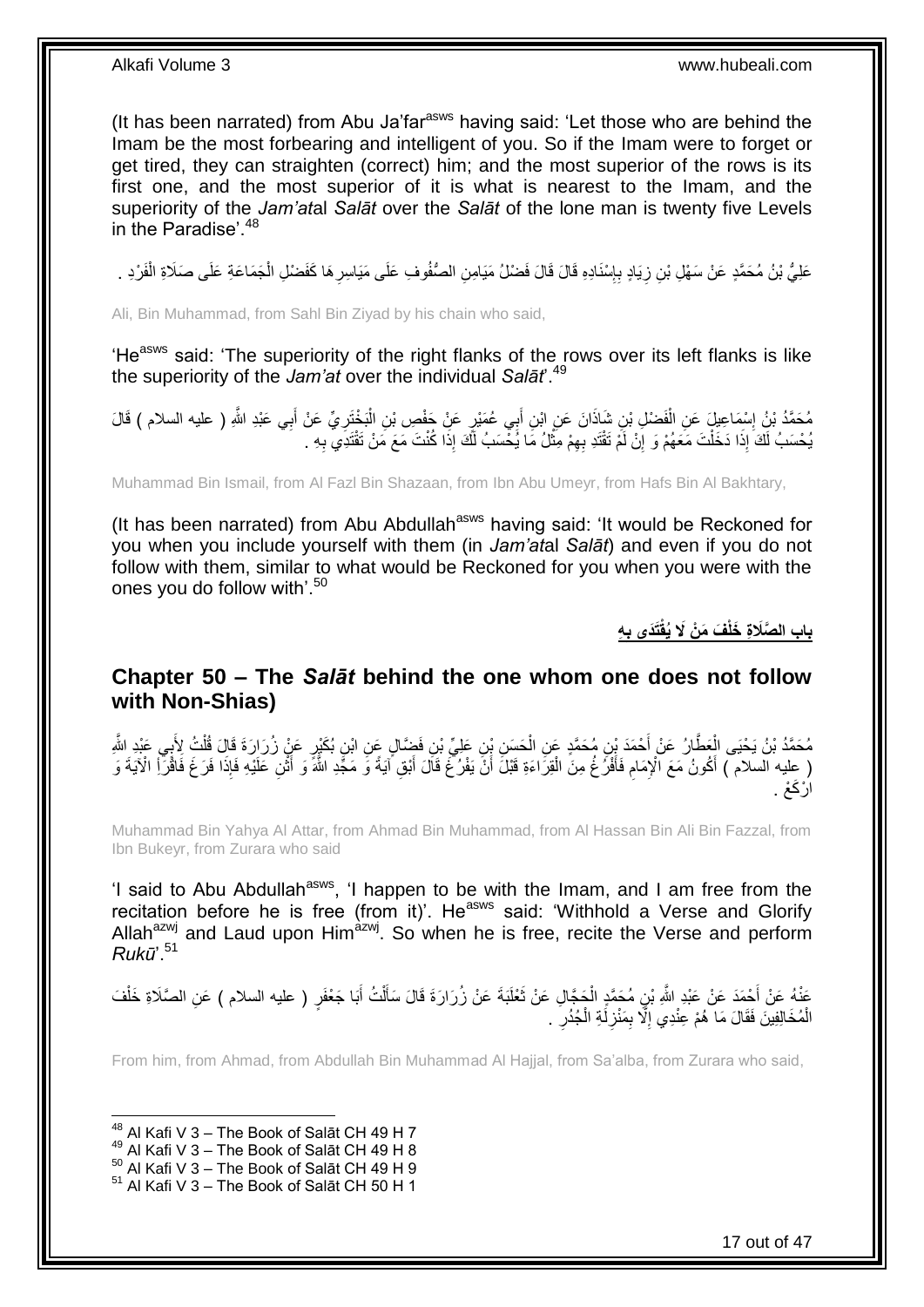(It has been narrated) from Abu Ja'far[asws] having said: 'Let those who are behind the Imam be the most forbearing and intelligent of you. So if the Imam were to forget or get tired, they can straighten (correct) him; and the most superior of the rows is its first one, and the most superior of it is what is nearest to the Imam, and the superiority of the *Jam'at*al *Salāt* over the *Salāt* of the lone man is twenty five Levels in the Paradise'.[48]

عَلِيُّ بْنُ مُحَمَّدٍ عَنْ سَهْلِ بْنِ زِيَادٍ بِإِسْنَادِهِ قَالَ قَالَ فَضْلُ مَيَامِنِ الصُّفُوفِ عَلَى مَيَاسِرِهَا كَفَضْلِ الْجَمَاعَةِ عَلَى صَلَاةِ الْفَرْدِ .

Ali, Bin Muhammad, from Sahl Bin Ziyad by his chain who said,

'He[asws] said: 'The superiority of the right flanks of the rows over its left flanks is like the superiority of the *Jam'at* over the individual *Salāt*'.[49]

مُحَمَّدُ بْنُ إِسْمَاعِيلَ عَنِ الْفَضْلِ بْنِ شَاذَانَ عَنِ ابْنِ أَبِي عُمَيْرٍ عَنْ حَفْصِ بْنِ الْبَخْتَرِيِّ عَنْ أَبِي عَبْدِ اللَّهِ ( عليه السلام ) قَالَ يُحْسَبُ لَكَ إِذَا دَخَلْتَ مَعَهُمْ وَ إِنْ لَمْ تَقْتَدِ بِهِمْ مِثْلُ مَا يُحْسَبُ لَكَ إِذَا كُنْتَ مَعَ مَنْ تَقْتَدِي بِهِ .

Muhammad Bin Ismail, from Al Fazl Bin Shazaan, from Ibn Abu Umeyr, from Hafs Bin Al Bakhtary,

(It has been narrated) from Abu Abdullah[asws] having said: 'It would be Reckoned for you when you include yourself with them (in *Jam'at*al *Salāt*) and even if you do not follow with them, similar to what would be Reckoned for you when you were with the ones you do follow with'.[50]

## باب الصَّلَاةِ خَلْفَ مَنْ لَا يُقْتَدَى بِهِ

## Chapter 50 – The *Salāt* behind the one whom one does not follow with Non-Shias)

مُحَمَّدُ بْنُ يَحْيَى الْعَطَّارُ عَنْ أَحْمَدَ بْنِ مُحَمَّدٍ عَنِ الْحَسَنِ بْنِ عَلِيِّ بْنِ فَضَّالٍ عَنِ ابْنِ بُكَيْرٍ عَنْ زُرَارَةَ قَالَ قُلْتُ لِأَبِي عَبْدِ اللَّهِ ( عليه السلام ) أَكُونُ مَعَ الْإِمَامِ فَأَفْرُغُ مِنَ الْقِرَاءَةِ قَبْلَ أَنْ يَفْرُغَ قَالَ أَبْقِ آيَةً وَ مَجِّدِ اللَّهَ وَ أَثْنِ عَلَيْهِ فَإِذَا فَرَغَ فَاقْرَأِ الْآيَةَ وَ ارْكَعْ .

Muhammad Bin Yahya Al Attar, from Ahmad Bin Muhammad, from Al Hassan Bin Ali Bin Fazzal, from Ibn Bukeyr, from Zurara who said

'I said to Abu Abdullah[asws], 'I happen to be with the Imam, and I am free from the recitation before he is free (from it)'. He[asws] said: 'Withhold a Verse and Glorify Allah[azwj] and Laud upon Him[azwj]. So when he is free, recite the Verse and perform *Rukū*'.[51]

عَنْهُ عَنْ أَحْمَدَ عَنْ عَبْدِ اللَّهِ بْنِ مُحَمَّدٍ الْحَجَّالِ عَنْ ثَعْلَبَةَ عَنْ زُرَارَةَ قَالَ سَأَلْتُ أَبَا جَعْفَرٍ ( عليه السلام ) عَنِ الصَّلَاةِ خَلْفَ الْمُخَالِفِينَ فَقَالَ مَا هُمْ عِنْدِي إِلَّا بِمَنْزِلَةِ الْجُدُرِ .

From him, from Ahmad, from Abdullah Bin Muhammad Al Hajjal, from Sa'alba, from Zurara who said,

[48] Al Kafi V 3 – The Book of Salāt CH 49 H 7
[49] Al Kafi V 3 – The Book of Salāt CH 49 H 8
[50] Al Kafi V 3 – The Book of Salāt CH 49 H 9
[51] Al Kafi V 3 – The Book of Salāt CH 50 H 1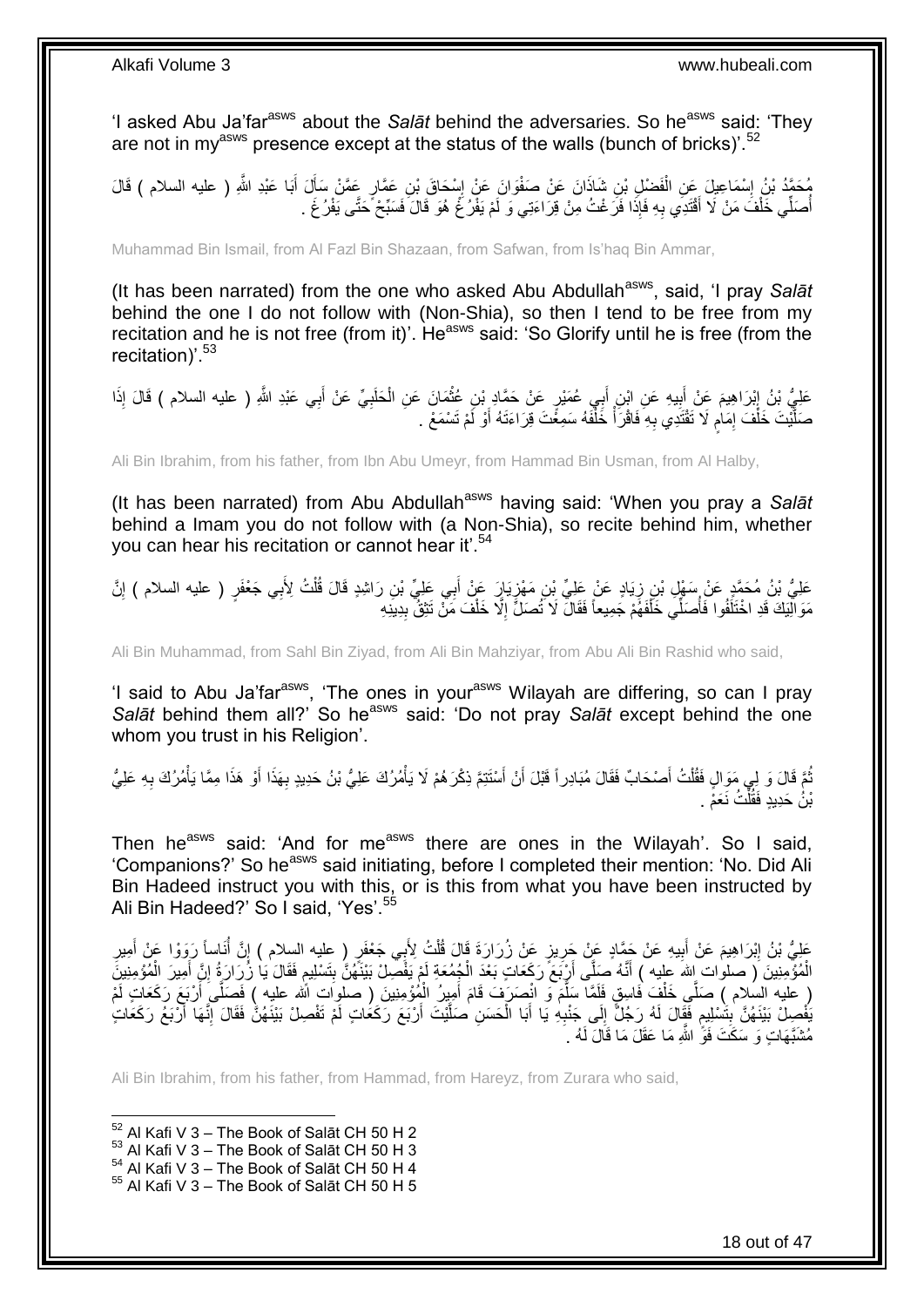'I asked Abu Ja'far[asws] about the *Salāt* behind the adversaries. So he[asws] said: 'They are not in my[asws] presence except at the status of the walls (bunch of bricks)'.[52]

مُحَمَّدُ بْنُ إِسْمَاعِيلَ عَنِ الْفَضْلِ بْنِ شَاذَانَ عَنْ صَفْوَانَ عَنْ إِسْحَاقَ بْنِ عَمَّارٍ عَمَّنْ سَأَلَ أَبَا عَبْدِ اللَّهِ ( عليه السلام ) قَالَ أُصَلِّي خَلْفَ مَنْ لَا أَقْتَدِي بِهِ فَإِذَا فَرَغْتُ مِنْ قِرَاءَتِي وَ لَمْ يَفْرُغْ هُوَ قَالَ فَسَبِّحْ حَتَّى يَفْرُغَ .

Muhammad Bin Ismail, from Al Fazl Bin Shazaan, from Safwan, from Is'haq Bin Ammar,

(It has been narrated) from the one who asked Abu Abdullah[asws], said, 'I pray *Salāt* behind the one I do not follow with (Non-Shia), so then I tend to be free from my recitation and he is not free (from it)'. He[asws] said: 'So Glorify until he is free (from the recitation)'.[53]

عَلِيُّ بْنُ إِبْرَاهِيمَ عَنْ أَبِيهِ عَنِ ابْنِ أَبِي عُمَيْرٍ عَنْ حَمَّادِ بْنِ عُثْمَانَ عَنِ الْحَلَبِيِّ عَنْ أَبِي عَبْدِ اللَّهِ ( عليه السلام ) قَالَ إِذَا صَلَّيْتَ خَلْفَ إِمَامٍ لَا تَقْتَدِي بِهِ فَاقْرَأْ خَلْفَهُ سَمِعْتَ قِرَاءَتَهُ أَوْ لَمْ تَسْمَعْ .

Ali Bin Ibrahim, from his father, from Ibn Abu Umeyr, from Hammad Bin Usman, from Al Halby,

(It has been narrated) from Abu Abdullah[asws] having said: 'When you pray a *Salāt* behind a Imam you do not follow with (a Non-Shia), so recite behind him, whether you can hear his recitation or cannot hear it'.[54]

عَلِيُّ بْنُ مُحَمَّدٍ عَنْ سَهْلِ بْنِ زِيَادٍ عَنْ عَلِيِّ بْنِ مَهْزِيَارَ عَنْ أَبِي عَلِيِّ بْنِ رَاشِدٍ قَالَ قُلْتُ لِأَبِي جَعْفَرٍ ( عليه السلام ) إِنَّ مَوَالِيَكَ قَدِ اخْتَلَفُوا فَأُصَلِّي خَلْفَهُمْ جَمِيعاً فَقَالَ لَا تُصَلِّ إِلَّا خَلْفَ مَنْ تَثِقُ بِدِينِهِ

Ali Bin Muhammad, from Sahl Bin Ziyad, from Ali Bin Mahziyar, from Abu Ali Bin Rashid who said,

'I said to Abu Ja'far[asws], 'The ones in your[asws] Wilayah are differing, so can I pray *Salāt* behind them all?' So he[asws] said: 'Do not pray *Salāt* except behind the one whom you trust in his Religion'.

ثُمَّ قَالَ وَ لِي مَوَالٍ فَقُلْتُ أَصْحَابٌ فَقَالَ مُبَادِراً قَبْلَ أَنْ أَسْتَتِمَّ ذِكْرَهُمْ لَا يَأْمُرُكَ عَلِيُّ بْنُ حَدِيدٍ بِهَذَا أَوْ هَذَا مِمَّا يَأْمُرُكَ بِهِ عَلِيُّ بْنُ حَدِيدٍ فَقُلْتُ نَعَمْ .

Then he[asws] said: 'And for me[asws] there are ones in the Wilayah'. So I said, 'Companions?' So he[asws] said initiating, before I completed their mention: 'No. Did Ali Bin Hadeed instruct you with this, or is this from what you have been instructed by Ali Bin Hadeed?' So I said, 'Yes'.[55]

عَلِيُّ بْنُ إِبْرَاهِيمَ عَنْ أَبِيهِ عَنْ حَمَّادٍ عَنْ حَرِيزٍ عَنْ زُرَارَةَ قَالَ قُلْتُ لِأَبِي جَعْفَرٍ ( عليه السلام ) إِنَّ أُنَاساً رَوَوْا عَنْ أَمِيرِ الْمُؤْمِنِينَ ( صلوات الله عليه ) أَنَّهُ صَلَّى أَرْبَعَ رَكَعَاتٍ بَعْدَ الْجُمُعَةِ لَمْ يَفْصِلْ بَيْنَهُنَّ بِتَسْلِيمٍ فَقَالَ يَا زُرَارَةُ إِنَّ أَمِيرَ الْمُؤْمِنِينَ ( عليه السلام ) صَلَّى خَلْفَ فَاسِقٍ فَلَمَّا سَلَّمَ وَ انْصَرَفَ قَامَ أَمِيرُ الْمُؤْمِنِينَ ( صلوات الله عليه ) فَصَلَّى أَرْبَعَ رَكَعَاتٍ لَمْ يَفْصِلْ بَيْنَهُنَّ بِتَسْلِيمٍ فَقَالَ لَهُ رَجُلٌ إِلَى جَنْبِهِ يَا أَبَا الْحَسَنِ صَلَّيْتَ أَرْبَعَ رَكَعَاتٍ لَمْ تَفْصِلْ بَيْنَهُنَّ فَقَالَ إِنَّهَا أَرْبَعُ رَكَعَاتٍ مُشَبَّهَاتٍ وَ سَكَتَ فَوَ اللَّهِ مَا عَقَلَ مَا قَالَ لَهُ .

Ali Bin Ibrahim, from his father, from Hammad, from Hareyz, from Zurara who said,

[52] Al Kafi V 3 – The Book of Salāt CH 50 H 2
[53] Al Kafi V 3 – The Book of Salāt CH 50 H 3
[54] Al Kafi V 3 – The Book of Salāt CH 50 H 4
[55] Al Kafi V 3 – The Book of Salāt CH 50 H 5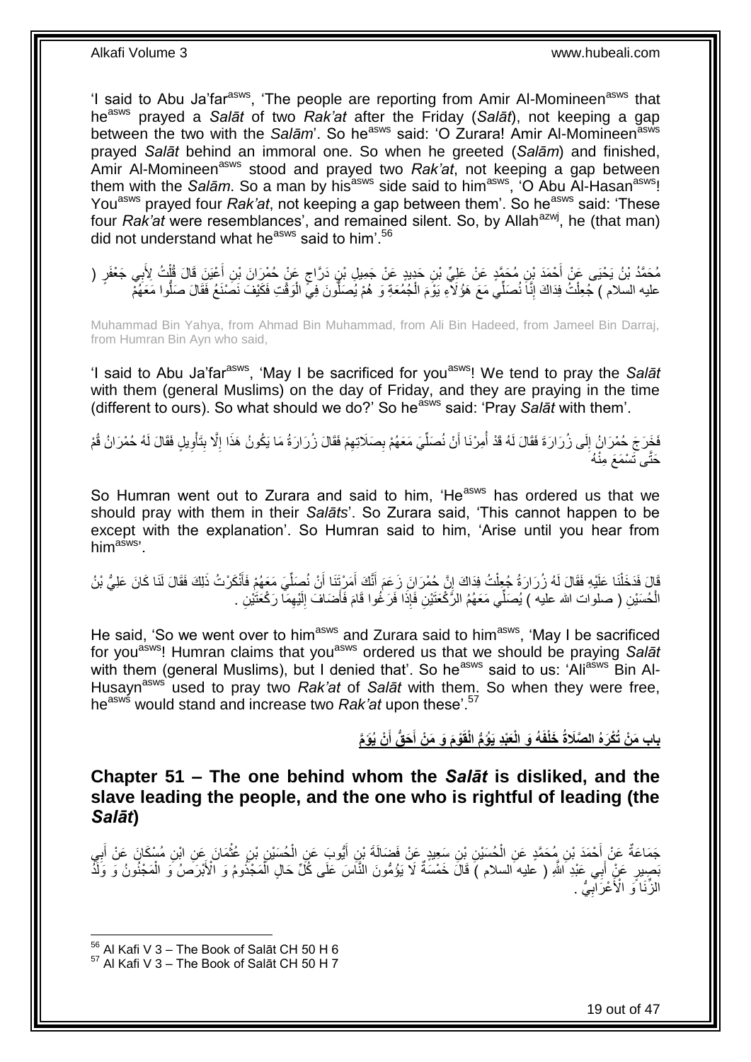'I said to Abu Ja'far[asws], 'The people are reporting from Amir Al-Momineen[asws] that he[asws] prayed a *Salāt* of two *Rak'at* after the Friday (*Salāt*), not keeping a gap between the two with the *Salām*'. So he[asws] said: 'O Zurara! Amir Al-Momineen[asws] prayed *Salāt* behind an immoral one. So when he greeted (*Salām*) and finished, Amir Al-Momineen[asws] stood and prayed two *Rak'at*, not keeping a gap between them with the *Salām*. So a man by his[asws] side said to him[asws], 'O Abu Al-Hasan[asws]! You[asws] prayed four *Rak'at*, not keeping a gap between them'. So he[asws] said: 'These four *Rak'at* were resemblances', and remained silent. So, by Allah[azwj], he (that man) did not understand what he[asws] said to him'.[56]

مُحَمَّدُ بْنُ يَحْيَى عَنْ أَحْمَدَ بْنِ مُحَمَّدٍ عَنْ عَلِيِّ بْنِ حَدِيدٍ عَنْ جَمِيلِ بْنِ دَرَّاجٍ عَنْ حُمْرَانَ بْنِ أَعْيَنَ قَالَ قُلْتُ لِأَبِي جَعْفَرٍ ( عليه السلام ) جُعِلْتُ فِدَاكَ إِنَّا نُصَلِّي مَعَ هَؤُلَاءِ يَوْمَ الْجُمُعَةِ وَ هُمْ يُصَلُّونَ فِي الْوَقْتِ فَكَيْفَ نَصْنَعُ فَقَالَ صَلُّوا مَعَهُمْ

Muhammad Bin Yahya, from Ahmad Bin Muhammad, from Ali Bin Hadeed, from Jameel Bin Darraj, from Humran Bin Ayn who said,

'I said to Abu Ja'far[asws], 'May I be sacrificed for you[asws]! We tend to pray the *Salāt* with them (general Muslims) on the day of Friday, and they are praying in the time (different to ours). So what should we do?' So he[asws] said: 'Pray *Salāt* with them'.

فَخَرَجَ حُمْرَانُ إِلَى زُرَارَةَ فَقَالَ لَهُ قَدْ أُمِرْنَا أَنْ نُصَلِّيَ مَعَهُمْ بِصَلَاتِهِمْ فَقَالَ زُرَارَةُ مَا يَكُونُ هَذَا إِلَّا بِتَأْوِيلٍ فَقَالَ لَهُ حُمْرَانُ قُمْ حَتَّى تَسْمَعَ مِنْهُ

So Humran went out to Zurara and said to him, 'He[asws] has ordered us that we should pray with them in their *Salāts*'. So Zurara said, 'This cannot happen to be except with the explanation'. So Humran said to him, 'Arise until you hear from him[asws]'.

قَالَ فَدَخَلْنَا عَلَيْهِ فَقَالَ لَهُ زُرَارَةُ جُعِلْتُ فِدَاكَ إِنَّ حُمْرَانَ زَعَمَ أَنَّكَ أَمَرْتَنَا أَنْ نُصَلِّيَ مَعَهُمْ فَأَنْكَرْتُ ذَلِكَ فَقَالَ لَنَا كَانَ عَلِيُّ بْنُ الْحُسَيْنِ ( صلوات الله عليه ) يُصَلِّي مَعَهُمُ الرَّكْعَتَيْنِ فَإِذَا فَرَغُوا قَامَ فَأَضَافَ إِلَيْهِمَا رَكْعَتَيْنِ .

He said, 'So we went over to him[asws] and Zurara said to him[asws], 'May I be sacrificed for you[asws]! Humran claims that you[asws] ordered us that we should be praying *Salāt* with them (general Muslims), but I denied that'. So he[asws] said to us: 'Ali[asws] Bin Al-Husayn[asws] used to pray two *Rak'at* of *Salāt* with them. So when they were free, he[asws] would stand and increase two *Rak'at* upon these'.[57]

## باب مَنْ تُكْرَهُ الصَّلَاةُ خَلْفَهُ وَ الْعَبْدِ يَؤُمُّ الْقَوْمَ وَ مَنْ أَحَقُّ أَنْ يَؤُمَّ

## Chapter 51 – The one behind whom the *Salāt* is disliked, and the slave leading the people, and the one who is rightful of leading (the *Salāt*)

جَمَاعَةٌ عَنْ أَحْمَدَ بْنِ مُحَمَّدٍ عَنِ الْحُسَيْنِ بْنِ سَعِيدٍ عَنْ فَضَالَةَ بْنِ أَيُّوبَ عَنِ الْحُسَيْنِ بْنِ عُثْمَانَ عَنِ ابْنِ مُسْكَانَ عَنْ أَبِي بَصِيرٍ عَنْ أَبِي عَبْدِ اللَّهِ ( عليه السلام ) قَالَ خَمْسَةٌ لَا يَؤُمُّونَ النَّاسَ عَلَى كُلِّ حَالٍ الْمَجْذُومُ وَ الْأَبْرَصُ وَ الْمَجْنُونُ وَ وَلَدُ الزِّنَا وَ الْأَعْرَابِيُّ .

[56] Al Kafi V 3 – The Book of Salāt CH 50 H 6
[57] Al Kafi V 3 – The Book of Salāt CH 50 H 7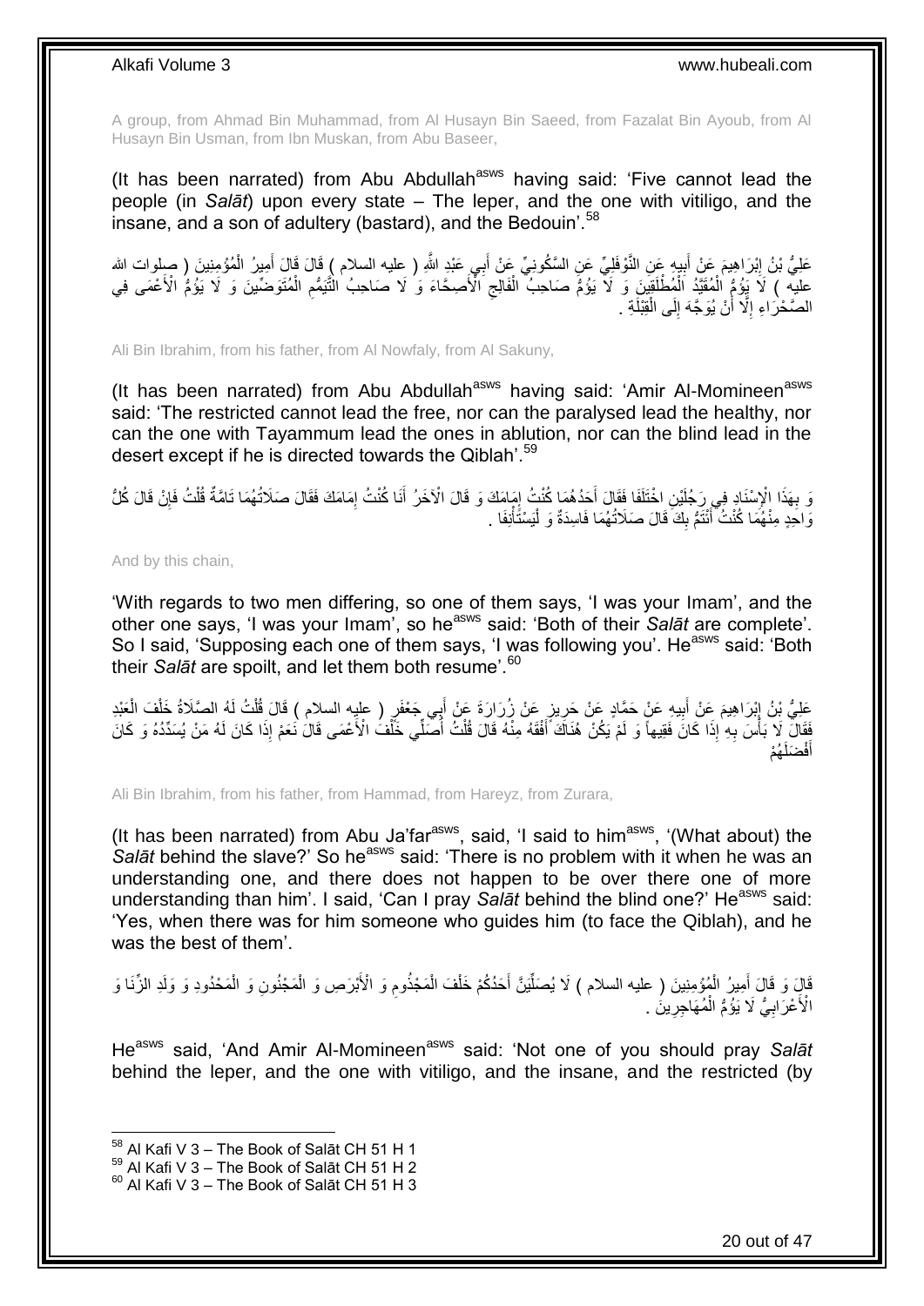A group, from Ahmad Bin Muhammad, from Al Husayn Bin Saeed, from Fazalat Bin Ayoub, from Al Husayn Bin Usman, from Ibn Muskan, from Abu Baseer,

(It has been narrated) from Abu Abdullah[asws] having said: 'Five cannot lead the people (in *Salāt*) upon every state – The leper, and the one with vitiligo, and the insane, and a son of adultery (bastard), and the Bedouin'.[58]

عَلِيُّ بْنُ إِبْرَاهِيمَ عَنْ أَبِيهِ عَنِ النَّوْفَلِيِّ عَنِ السَّكُونِيِّ عَنْ أَبِي عَبْدِ اللَّهِ ( عليه السلام ) قَالَ قَالَ أَمِيرُ الْمُؤْمِنِينَ ( صلوات الله عليه ) لَا يَؤُمُّ الْمُقَيَّدُ الْمُطْلَقِينَ وَ لَا يَؤُمُّ صَاحِبُ الْفَالِجِ الْأَصِحَّاءَ وَ لَا صَاحِبُ التَّيَمُّمِ الْمُتَوَضِّئِينَ وَ لَا يَؤُمُّ الْأَعْمَى فِي الصَّحْرَاءِ إِلَّا أَنْ يُوَجَّهَ إِلَى الْقِبْلَةِ .

Ali Bin Ibrahim, from his father, from Al Nowfaly, from Al Sakuny,

(It has been narrated) from Abu Abdullah[asws] having said: 'Amir Al-Momineen[asws] said: 'The restricted cannot lead the free, nor can the paralysed lead the healthy, nor can the one with Tayammum lead the ones in ablution, nor can the blind lead in the desert except if he is directed towards the Qiblah'.[59]

وَ بِهَذَا الْإِسْنَادِ فِي رَجُلَيْنِ اخْتَلَفَا فَقَالَ أَحَدُهُمَا كُنْتُ إِمَامَكَ وَ قَالَ الْآخَرُ أَنَا كُنْتُ إِمَامَكَ فَقَالَ صَلَاتُهُمَا تَامَّةٌ قُلْتُ فَإِنْ قَالَ كُلُّ وَاحِدٍ مِنْهُمَا كُنْتُ أَئْتَمُّ بِكَ قَالَ صَلَاتُهُمَا فَاسِدَةٌ وَ لْيَسْتَأْنِفَا .

And by this chain,

'With regards to two men differing, so one of them says, 'I was your Imam', and the other one says, 'I was your Imam', so he[asws] said: 'Both of their *Salāt* are complete'. So I said, 'Supposing each one of them says, 'I was following you'. He[asws] said: 'Both their *Salāt* are spoilt, and let them both resume'.[60]

عَلِيُّ بْنُ إِبْرَاهِيمَ عَنْ أَبِيهِ عَنْ حَمَّادٍ عَنْ حَرِيزٍ عَنْ زُرَارَةَ عَنْ أَبِي جَعْفَرٍ ( عليه السلام ) قَالَ قُلْتُ لَهُ الصَّلَاةُ خَلْفَ الْعَبْدِ فَقَالَ لَا بَأْسَ بِهِ إِذَا كَانَ فَقِيهاً وَ لَمْ يَكُنْ هُنَاكَ أَفْقَهُ مِنْهُ قَالَ قُلْتُ أُصَلِّي خَلْفَ الْأَعْمَى قَالَ نَعَمْ إِذَا كَانَ لَهُ مَنْ يُسَدِّدُهُ وَ كَانَ أَفْضَلَهُمْ

Ali Bin Ibrahim, from his father, from Hammad, from Hareyz, from Zurara,

(It has been narrated) from Abu Ja'far[asws], said, 'I said to him[asws], '(What about) the *Salāt* behind the slave?' So he[asws] said: 'There is no problem with it when he was an understanding one, and there does not happen to be over there one of more understanding than him'. I said, 'Can I pray *Salāt* behind the blind one?' He[asws] said: 'Yes, when there was for him someone who guides him (to face the Qiblah), and he was the best of them'.

قَالَ وَ قَالَ أَمِيرُ الْمُؤْمِنِينَ ( عليه السلام ) لَا يُصَلِّيَنَّ أَحَدُكُمْ خَلْفَ الْمَجْذُومِ وَ الْأَبْرَصِ وَ الْمَجْنُونِ وَ الْمَحْدُودِ وَ وَلَدِ الزِّنَا وَ الْأَعْرَابِيُّ لَا يَؤُمُّ الْمُهَاجِرِينَ .

He[asws] said, 'And Amir Al-Momineen[asws] said: 'Not one of you should pray *Salāt* behind the leper, and the one with vitiligo, and the insane, and the restricted (by

[58] Al Kafi V 3 – The Book of Salāt CH 51 H 1
[59] Al Kafi V 3 – The Book of Salāt CH 51 H 2
[60] Al Kafi V 3 – The Book of Salāt CH 51 H 3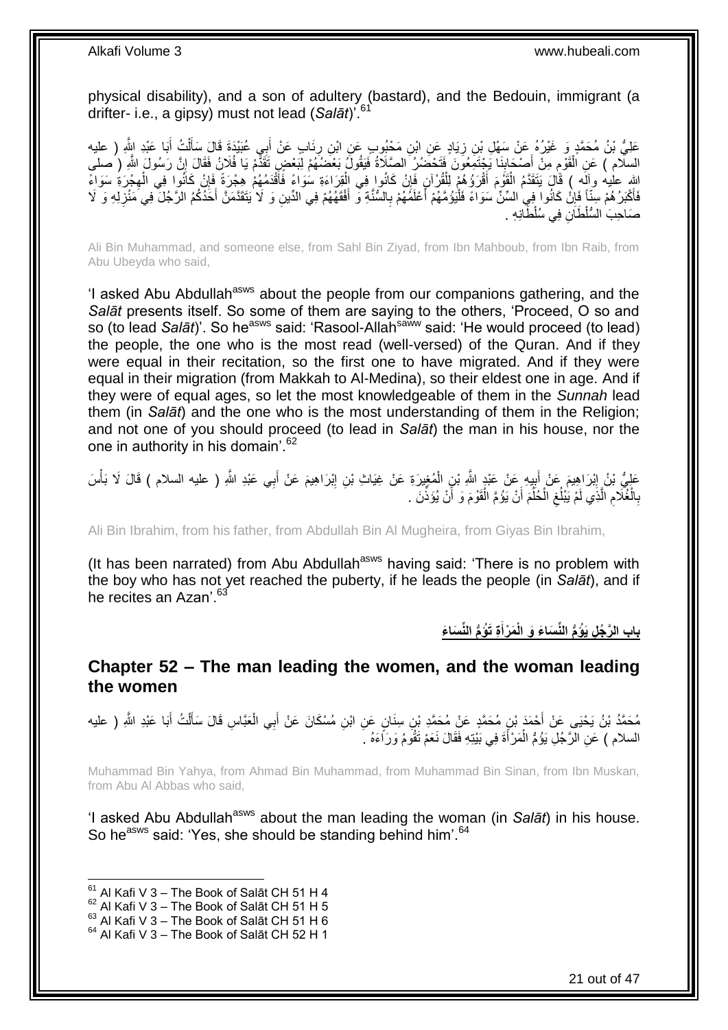physical disability), and a son of adultery (bastard), and the Bedouin, immigrant (a drifter- i.e., a gipsy) must not lead (*Salāt*)'.[61]

عَلِيُّ بْنُ مُحَمَّدٍ وَ غَيْرُهُ عَنْ سَهْلِ بْنِ زِيَادٍ عَنِ ابْنِ مَحْبُوبٍ عَنِ ابْنِ رِئَابٍ عَنْ أَبِي عُبَيْدَةَ قَالَ سَأَلْتُ أَبَا عَبْدِ اللَّهِ ( عليه السلام ) عَنِ الْقَوْمِ مِنْ أَصْحَابِنَا يَجْتَمِعُونَ فَتَحْضُرُ الصَّلَاةُ فَيَقُولُ بَعْضُهُمْ لِبَعْضٍ تَقَدَّمْ يَا فُلَانُ فَقَالَ إِنَّ رَسُولَ اللَّهِ ( صلى الله عليه وآله ) قَالَ يَتَقَدَّمُ الْقَوْمَ أَقْرَؤُهُمْ لِلْقُرْآنِ فَإِنْ كَانُوا فِي الْقِرَاءَةِ سَوَاءً فَأَقْدَمُهُمْ هِجْرَةً فَإِنْ كَانُوا فِي الْهِجْرَةِ سَوَاءً فَأَكْبَرُهُمْ سِنّاً فَإِنْ كَانُوا فِي السِّنِّ سَوَاءً فَلْيَؤُمَّهُمْ أَعْلَمُهُمْ بِالسُّنَّةِ وَ أَفْقَهُهُمْ فِي الدِّينِ وَ لَا يَتَقَدَّمَنَّ أَحَدُكُمُ الرَّجُلَ فِي مَنْزِلِهِ وَ لَا صَاحِبَ السُّلْطَانِ فِي سُلْطَانِهِ .

Ali Bin Muhammad, and someone else, from Sahl Bin Ziyad, from Ibn Mahboub, from Ibn Raib, from Abu Ubeyda who said,

'I asked Abu Abdullah[asws] about the people from our companions gathering, and the *Salāt* presents itself. So some of them are saying to the others, 'Proceed, O so and so (to lead *Salāt*)'. So he[asws] said: 'Rasool-Allah[saww] said: 'He would proceed (to lead) the people, the one who is the most read (well-versed) of the Quran. And if they were equal in their recitation, so the first one to have migrated. And if they were equal in their migration (from Makkah to Al-Medina), so their eldest one in age. And if they were of equal ages, so let the most knowledgeable of them in the *Sunnah* lead them (in *Salāt*) and the one who is the most understanding of them in the Religion; and not one of you should proceed (to lead in *Salāt*) the man in his house, nor the one in authority in his domain'.[62]

عَلِيُّ بْنُ إِبْرَاهِيمَ عَنْ أَبِيهِ عَنْ عَبْدِ اللَّهِ بْنِ الْمُغِيرَةِ عَنْ غِيَاثِ بْنِ إِبْرَاهِيمَ عَنْ أَبِي عَبْدِ اللَّهِ ( عليه السلام ) قَالَ لَا بَأْسَ بِالْغُلَامِ الَّذِي لَمْ يَبْلُغِ الْحُلُمَ أَنْ يَؤُمَّ الْقَوْمَ وَ أَنْ يُؤَذِّنَ .

Ali Bin Ibrahim, from his father, from Abdullah Bin Al Mugheira, from Giyas Bin Ibrahim,

(It has been narrated) from Abu Abdullah[asws] having said: 'There is no problem with the boy who has not yet reached the puberty, if he leads the people (in *Salāt*), and if he recites an Azan'.[63]

## باب الرَّجُلِ يَؤُمُّ النِّسَاءَ وَ الْمَرْأَةِ تَؤُمُّ النِّسَاءَ

## Chapter 52 – The man leading the women, and the woman leading the women

مُحَمَّدُ بْنُ يَحْيَى عَنْ أَحْمَدَ بْنِ مُحَمَّدٍ عَنْ مُحَمَّدِ بْنِ سِنَانٍ عَنِ ابْنِ مُسْكَانَ عَنْ أَبِي الْعَبَّاسِ قَالَ سَأَلْتُ أَبَا عَبْدِ اللَّهِ ( عليه السلام ) عَنِ الرَّجُلِ يَؤُمُّ الْمَرْأَةَ فِي بَيْتِهِ فَقَالَ نَعَمْ تَقُومُ وَرَاءَهُ .

Muhammad Bin Yahya, from Ahmad Bin Muhammad, from Muhammad Bin Sinan, from Ibn Muskan, from Abu Al Abbas who said,

'I asked Abu Abdullah[asws] about the man leading the woman (in *Salāt*) in his house. So he[asws] said: 'Yes, she should be standing behind him'.[64]

[61] Al Kafi V 3 – The Book of Salāt CH 51 H 4
[62] Al Kafi V 3 – The Book of Salāt CH 51 H 5
[63] Al Kafi V 3 – The Book of Salāt CH 51 H 6
[64] Al Kafi V 3 – The Book of Salāt CH 52 H 1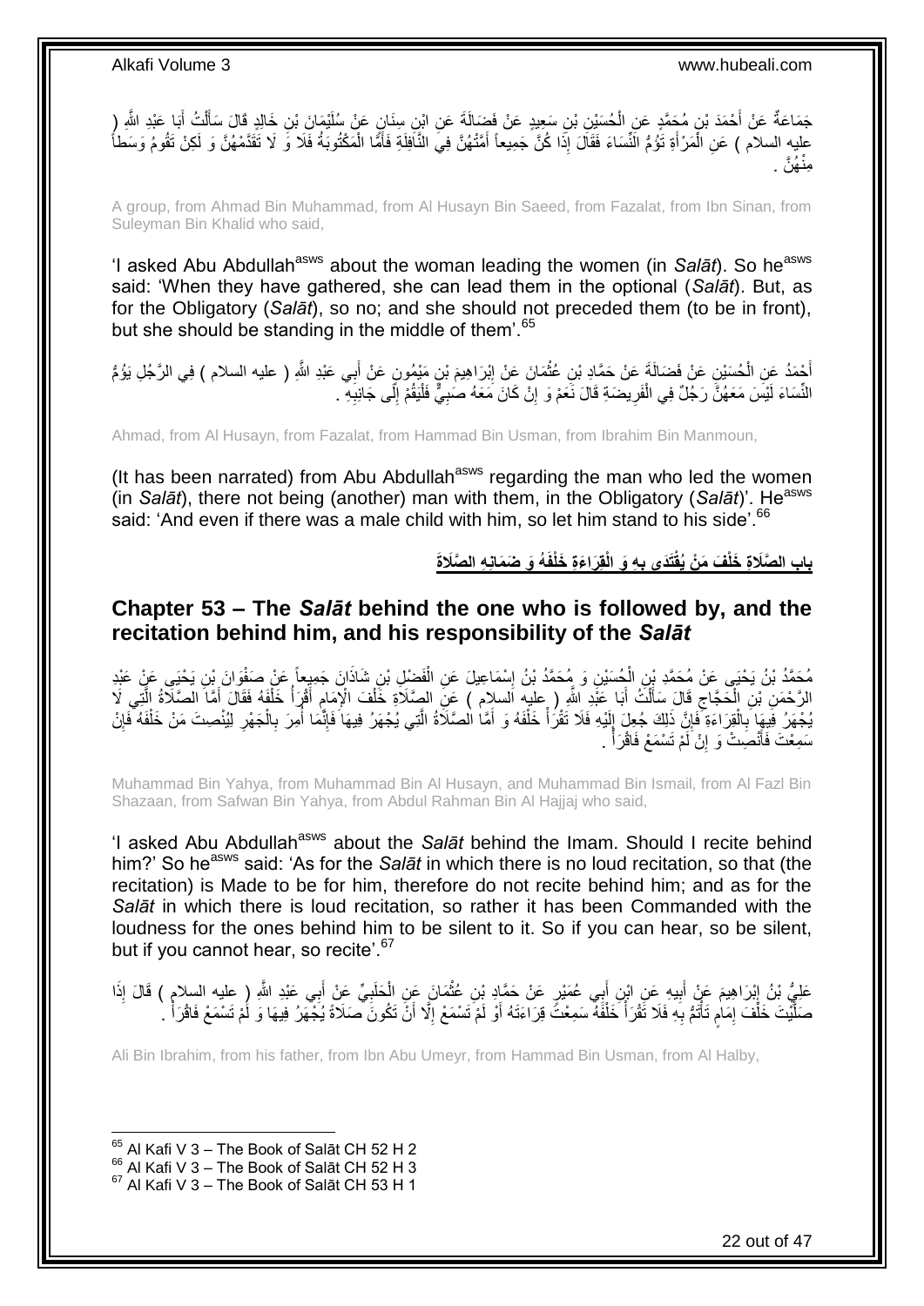جَمَاعَةٌ عَنْ أَحْمَدَ بْنِ مُحَمَّدٍ عَنِ الْحُسَيْنِ بْنِ سَعِيدٍ عَنْ فَضَالَةَ عَنِ ابْنِ سِنَانٍ عَنْ سُلَيْمَانَ بْنِ خَالِدٍ قَالَ سَأَلْتُ أَبَا عَبْدِ اللَّهِ ( عليه السلام ) عَنِ الْمَرْأَةِ تَؤُمُّ النِّسَاءَ فَقَالَ إِذَا كُنَّ جَمِيعاً أَمَّتْهُنَّ فِي النَّافِلَةِ فَأَمَّا الْمَكْتُوبَةُ فَلَا وَ لَا تَقَدَّمْهُنَّ وَ لَكِنْ تَقُومُ وَسَطاً مِنْهُنَّ .

A group, from Ahmad Bin Muhammad, from Al Husayn Bin Saeed, from Fazalat, from Ibn Sinan, from Suleyman Bin Khalid who said,

'I asked Abu Abdullah[asws] about the woman leading the women (in *Salāt*). So he[asws] said: 'When they have gathered, she can lead them in the optional (*Salāt*). But, as for the Obligatory (*Salāt*), so no; and she should not preceded them (to be in front), but she should be standing in the middle of them'.[65]

أَحْمَدُ عَنِ الْحُسَيْنِ عَنْ فَضَالَةَ عَنْ حَمَّادِ بْنِ عُثْمَانَ عَنْ إِبْرَاهِيمَ بْنِ مَيْمُونٍ عَنْ أَبِي عَبْدِ اللَّهِ ( عليه السلام ) فِي الرَّجُلِ يَؤُمُّ النِّسَاءَ لَيْسَ مَعَهُنَّ رَجُلٌ فِي الْفَرِيضَةِ قَالَ نَعَمْ وَ إِنْ كَانَ مَعَهُ صَبِيٌّ فَلْيَقُمْ إِلَى جَانِبِهِ .

Ahmad, from Al Husayn, from Fazalat, from Hammad Bin Usman, from Ibrahim Bin Manmoun,

(It has been narrated) from Abu Abdullah[asws] regarding the man who led the women (in *Salāt*), there not being (another) man with them, in the Obligatory (*Salāt*)'. He[asws] said: 'And even if there was a male child with him, so let him stand to his side'.[66]

## باب الصَّلَاةِ خَلْفَ مَنْ يُقْتَدَى بِهِ وَ الْقِرَاءَةِ خَلْفَهُ وَ ضَمَانِهِ الصَّلَاةَ

## Chapter 53 – The *Salāt* behind the one who is followed by, and the recitation behind him, and his responsibility of the *Salāt*

مُحَمَّدُ بْنُ يَحْيَى عَنْ مُحَمَّدِ بْنِ الْحُسَيْنِ وَ مُحَمَّدُ بْنُ إِسْمَاعِيلَ عَنِ الْفَضْلِ بْنِ شَاذَانَ جَمِيعاً عَنْ صَفْوَانَ بْنِ يَحْيَى عَنْ عَبْدِ الرَّحْمَنِ بْنِ الْحَجَّاجِ قَالَ سَأَلْتُ أَبَا عَبْدِ اللَّهِ ( عليه السلام ) عَنِ الصَّلَاةِ خَلْفَ الْإِمَامِ أَقْرَأُ خَلْفَهُ فَقَالَ أَمَّا الصَّلَاةُ الَّتِي لَا يُجْهَرُ فِيهَا بِالْقِرَاءَةِ فَإِنَّ ذَلِكَ جُعِلَ إِلَيْهِ فَلَا تَقْرَأْ خَلْفَهُ وَ أَمَّا الصَّلَاةُ الَّتِي يُجْهَرُ فِيهَا فَإِنَّمَا أُمِرَ بِالْجَهْرِ لِيُنْصِتَ مَنْ خَلْفَهُ فَإِنْ سَمِعْتَ فَأَنْصِتْ وَ إِنْ لَمْ تَسْمَعْ فَاقْرَأْ .

Muhammad Bin Yahya, from Muhammad Bin Al Husayn, and Muhammad Bin Ismail, from Al Fazl Bin Shazaan, from Safwan Bin Yahya, from Abdul Rahman Bin Al Hajjaj who said,

'I asked Abu Abdullah[asws] about the *Salāt* behind the Imam. Should I recite behind him?' So he[asws] said: 'As for the *Salāt* in which there is no loud recitation, so that (the recitation) is Made to be for him, therefore do not recite behind him; and as for the *Salāt* in which there is loud recitation, so rather it has been Commanded with the loudness for the ones behind him to be silent to it. So if you can hear, so be silent, but if you cannot hear, so recite'.[67]

عَلِيُّ بْنُ إِبْرَاهِيمَ عَنْ أَبِيهِ عَنِ ابْنِ أَبِي عُمَيْرٍ عَنْ حَمَّادِ بْنِ عُثْمَانَ عَنِ الْحَلَبِيِّ عَنْ أَبِي عَبْدِ اللَّهِ ( عليه السلام ) قَالَ إِذَا صَلَّيْتَ خَلْفَ إِمَامٍ تَأْتَمُّ بِهِ فَلَا تَقْرَأْ خَلْفَهُ سَمِعْتَ قِرَاءَتَهُ أَوْ لَمْ تَسْمَعْ إِلَّا أَنْ تَكُونَ صَلَاةً يُجْهَرُ فِيهَا وَ لَمْ تَسْمَعْ فَاقْرَأْ .

Ali Bin Ibrahim, from his father, from Ibn Abu Umeyr, from Hammad Bin Usman, from Al Halby,

[65] Al Kafi V 3 – The Book of Salāt CH 52 H 2
[66] Al Kafi V 3 – The Book of Salāt CH 52 H 3
[67] Al Kafi V 3 – The Book of Salāt CH 53 H 1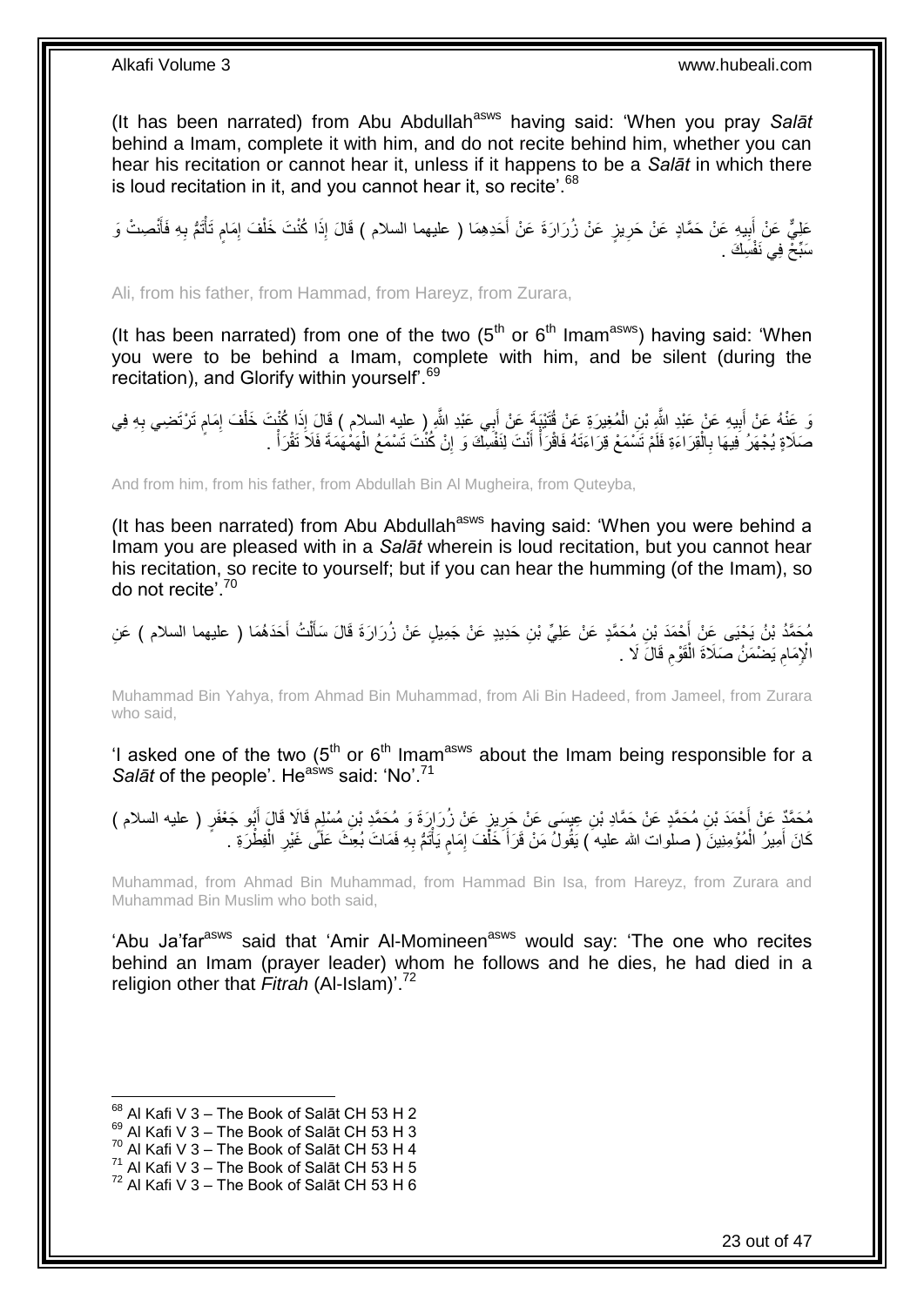(It has been narrated) from Abu Abdullah[asws] having said: 'When you pray *Salāt* behind a Imam, complete it with him, and do not recite behind him, whether you can hear his recitation or cannot hear it, unless if it happens to be a *Salāt* in which there is loud recitation in it, and you cannot hear it, so recite'.[68]

عَلِيٌّ عَنْ أَبِيهِ عَنْ حَمَّادٍ عَنْ حَرِيزٍ عَنْ زُرَارَةَ عَنْ أَحَدِهِمَا ( عليهما السلام ) قَالَ إِذَا كُنْتَ خَلْفَ إِمَامٍ تَأْتَمُّ بِهِ فَأَنْصِتْ وَ سَبِّحْ فِي نَفْسِكَ .

Ali, from his father, from Hammad, from Hareyz, from Zurara,

(It has been narrated) from one of the two (5[th] or 6[th] Imam[asws]) having said: 'When you were to be behind a Imam, complete with him, and be silent (during the recitation), and Glorify within yourself'.[69]

وَ عَنْهُ عَنْ أَبِيهِ عَنْ عَبْدِ اللَّهِ بْنِ الْمُغِيرَةِ عَنْ قُتَيْبَةَ عَنْ أَبِي عَبْدِ اللَّهِ ( عليه السلام ) قَالَ إِذَا كُنْتَ خَلْفَ إِمَامٍ تَرْتَضِي بِهِ فِي صَلَاةٍ يُجْهَرُ فِيهَا بِالْقِرَاءَةِ فَلَمْ تَسْمَعْ قِرَاءَتَهُ فَاقْرَأْ أَنْتَ لِنَفْسِكَ وَ إِنْ كُنْتَ تَسْمَعُ الْهَمْهَمَةَ فَلَا تَقْرَأْ .

And from him, from his father, from Abdullah Bin Al Mugheira, from Quteyba,

(It has been narrated) from Abu Abdullah[asws] having said: 'When you were behind a Imam you are pleased with in a *Salāt* wherein is loud recitation, but you cannot hear his recitation, so recite to yourself; but if you can hear the humming (of the Imam), so do not recite'.[70]

مُحَمَّدُ بْنُ يَحْيَى عَنْ أَحْمَدَ بْنِ مُحَمَّدٍ عَنْ عَلِيِّ بْنِ حَدِيدٍ عَنْ جَمِيلٍ عَنْ زُرَارَةَ قَالَ سَأَلْتُ أَحَدَهُمَا ( عليهما السلام ) عَنِ الْإِمَامِ يَضْمَنُ صَلَاةَ الْقَوْمِ قَالَ لَا .

Muhammad Bin Yahya, from Ahmad Bin Muhammad, from Ali Bin Hadeed, from Jameel, from Zurara who said,

'I asked one of the two (5[th] or 6[th] Imam[asws] about the Imam being responsible for a *Salāt* of the people'. He[asws] said: 'No'.[71]

مُحَمَّدٌ عَنْ أَحْمَدَ بْنِ مُحَمَّدٍ عَنْ حَمَّادِ بْنِ عِيسَى عَنْ حَرِيزٍ عَنْ زُرَارَةَ وَ مُحَمَّدِ بْنِ مُسْلِمٍ قَالا قَالَ أَبُو جَعْفَرٍ ( عليه السلام ) كَانَ أَمِيرُ الْمُؤْمِنِينَ ( صلوات الله عليه ) يَقُولُ مَنْ قَرَأَ خَلْفَ إِمَامٍ يَأْتَمُّ بِهِ فَمَاتَ بُعِثَ عَلَى غَيْرِ الْفِطْرَةِ .

Muhammad, from Ahmad Bin Muhammad, from Hammad Bin Isa, from Hareyz, from Zurara and Muhammad Bin Muslim who both said,

'Abu Ja'far[asws] said that 'Amir Al-Momineen[asws] would say: 'The one who recites behind an Imam (prayer leader) whom he follows and he dies, he had died in a religion other that *Fitrah* (Al-Islam)'.[72]

[68] Al Kafi V 3 – The Book of Salāt CH 53 H 2
[69] Al Kafi V 3 – The Book of Salāt CH 53 H 3
[70] Al Kafi V 3 – The Book of Salāt CH 53 H 4
[71] Al Kafi V 3 – The Book of Salāt CH 53 H 5
[72] Al Kafi V 3 – The Book of Salāt CH 53 H 6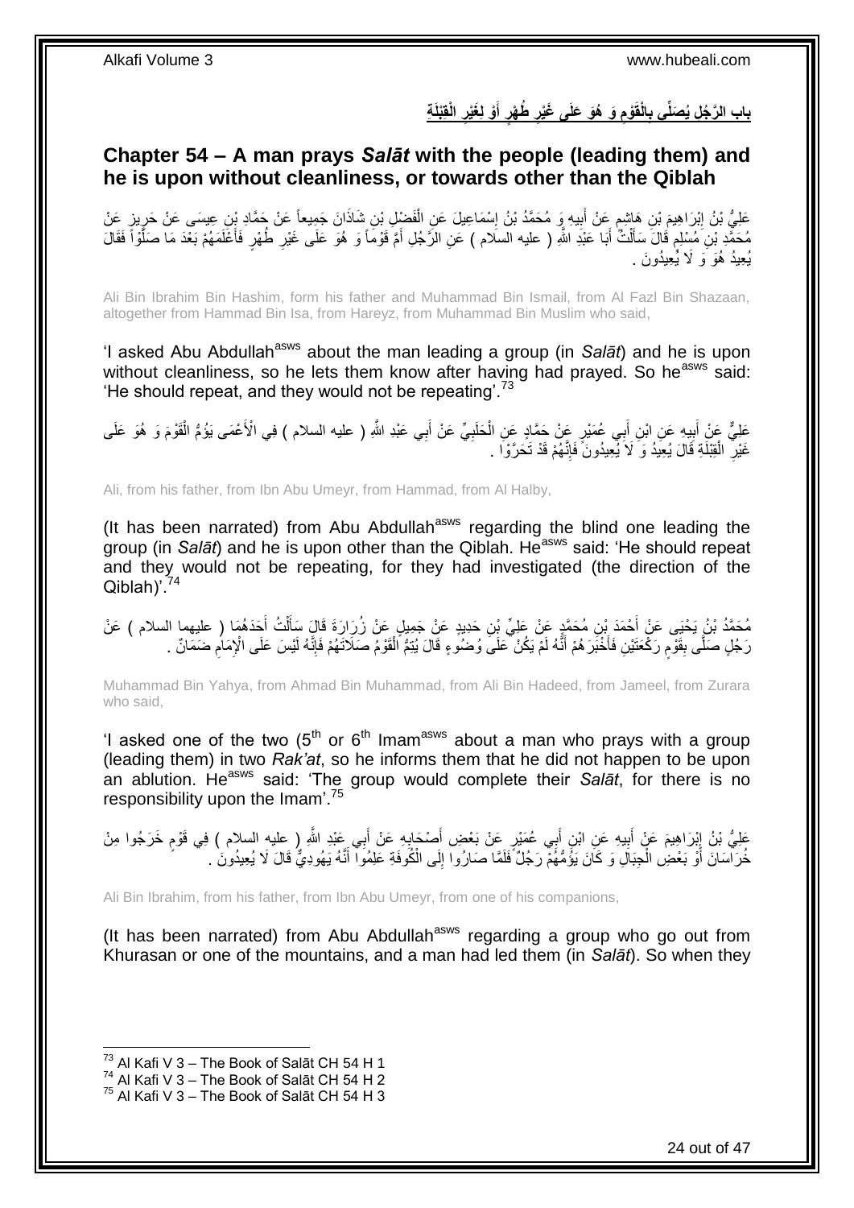## بابِ الرَّجُلِ يُصَلِّي بِالْقَوْمِ وَ هُوَ عَلَى غَيْرِ طُهْرٍ أَوْ لِغَيْرِ الْقِبْلَةِ

## Chapter 54 – A man prays *Salāt* with the people (leading them) and he is upon without cleanliness, or towards other than the Qiblah

عَلِيُّ بْنُ إِبْرَاهِيمَ بْنِ هَاشِمٍ عَنْ أَبِيهِ وَ مُحَمَّدُ بْنُ إِسْمَاعِيلَ عَنِ الْفَضْلِ بْنِ شَاذَانَ جَمِيعاً عَنْ حَمَّادِ بْنِ عِيسَى عَنْ حَرِيزٍ عَنْ مُحَمَّدِ بْنِ مُسْلِمٍ قَالَ سَأَلْتُ أَبَا عَبْدِ اللَّهِ ( عليه السلام ) عَنِ الرَّجُلِ أَمَّ قَوْماً وَ هُوَ عَلَى غَيْرِ طُهْرٍ فَأَعْلَمَهُمْ بَعْدَ مَا صَلَّوْا فَقَالَ يُعِيدُ هُوَ وَ لَا يُعِيدُونَ .

Ali Bin Ibrahim Bin Hashim, form his father and Muhammad Bin Ismail, from Al Fazl Bin Shazaan, altogether from Hammad Bin Isa, from Hareyz, from Muhammad Bin Muslim who said,

'I asked Abu Abdullah[asws] about the man leading a group (in *Salāt*) and he is upon without cleanliness, so he lets them know after having had prayed. So he[asws] said: 'He should repeat, and they would not be repeating'.[73]

عَلِيٌّ عَنْ أَبِيهِ عَنِ ابْنِ أَبِي عُمَيْرٍ عَنْ حَمَّادٍ عَنِ الْحَلَبِيِّ عَنْ أَبِي عَبْدِ اللَّهِ ( عليه السلام ) فِي الْأَعْمَى يَؤُمُّ الْقَوْمَ وَ هُوَ عَلَى غَيْرِ الْقِبْلَةِ قَالَ يُعِيدُ وَ لَا يُعِيدُونَ فَإِنَّهُمْ قَدْ تَحَرَّوْا .

Ali, from his father, from Ibn Abu Umeyr, from Hammad, from Al Halby,

(It has been narrated) from Abu Abdullah[asws] regarding the blind one leading the group (in *Salāt*) and he is upon other than the Qiblah. He[asws] said: 'He should repeat and they would not be repeating, for they had investigated (the direction of the Qiblah)'.[74]

مُحَمَّدُ بْنُ يَحْيَى عَنْ أَحْمَدَ بْنِ مُحَمَّدٍ عَنْ عَلِيِّ بْنِ حَدِيدٍ عَنْ جَمِيلٍ عَنْ زُرَارَةَ قَالَ سَأَلْتُ أَحَدَهُمَا ( عليهما السلام ) عَنْ رَجُلٍ صَلَّى بِقَوْمٍ رَكْعَتَيْنِ فَأَخْبَرَهُمْ أَنَّهُ لَمْ يَكُنْ عَلَى وُضُوءٍ قَالَ يُتِمُّ الْقَوْمُ صَلَاتَهُمْ فَإِنَّهُ لَيْسَ عَلَى الْإِمَامِ ضَمَانٌ .

Muhammad Bin Yahya, from Ahmad Bin Muhammad, from Ali Bin Hadeed, from Jameel, from Zurara who said,

'I asked one of the two (5th or 6th Imam[asws] about a man who prays with a group (leading them) in two *Rak'at*, so he informs them that he did not happen to be upon an ablution. He[asws] said: 'The group would complete their *Salāt*, for there is no responsibility upon the Imam'.[75]

عَلِيُّ بْنُ إِبْرَاهِيمَ عَنْ أَبِيهِ عَنِ ابْنِ أَبِي عُمَيْرٍ عَنْ بَعْضِ أَصْحَابِهِ عَنْ أَبِي عَبْدِ اللَّهِ ( عليه السلام ) فِي قَوْمٍ خَرَجُوا مِنْ خُرَاسَانَ أَوْ بَعْضِ الْجِبَالِ وَ كَانَ يَؤُمُّهُمْ رَجُلٌ فَلَمَّا صَارُوا إِلَى الْكُوفَةِ عَلِمُوا أَنَّهُ يَهُودِيٌّ قَالَ لَا يُعِيدُونَ .

Ali Bin Ibrahim, from his father, from Ibn Abu Umeyr, from one of his companions,

(It has been narrated) from Abu Abdullah[asws] regarding a group who go out from Khurasan or one of the mountains, and a man had led them (in *Salāt*). So when they

---

[73] Al Kafi V 3 – The Book of Salāt CH 54 H 1
[74] Al Kafi V 3 – The Book of Salāt CH 54 H 2
[75] Al Kafi V 3 – The Book of Salāt CH 54 H 3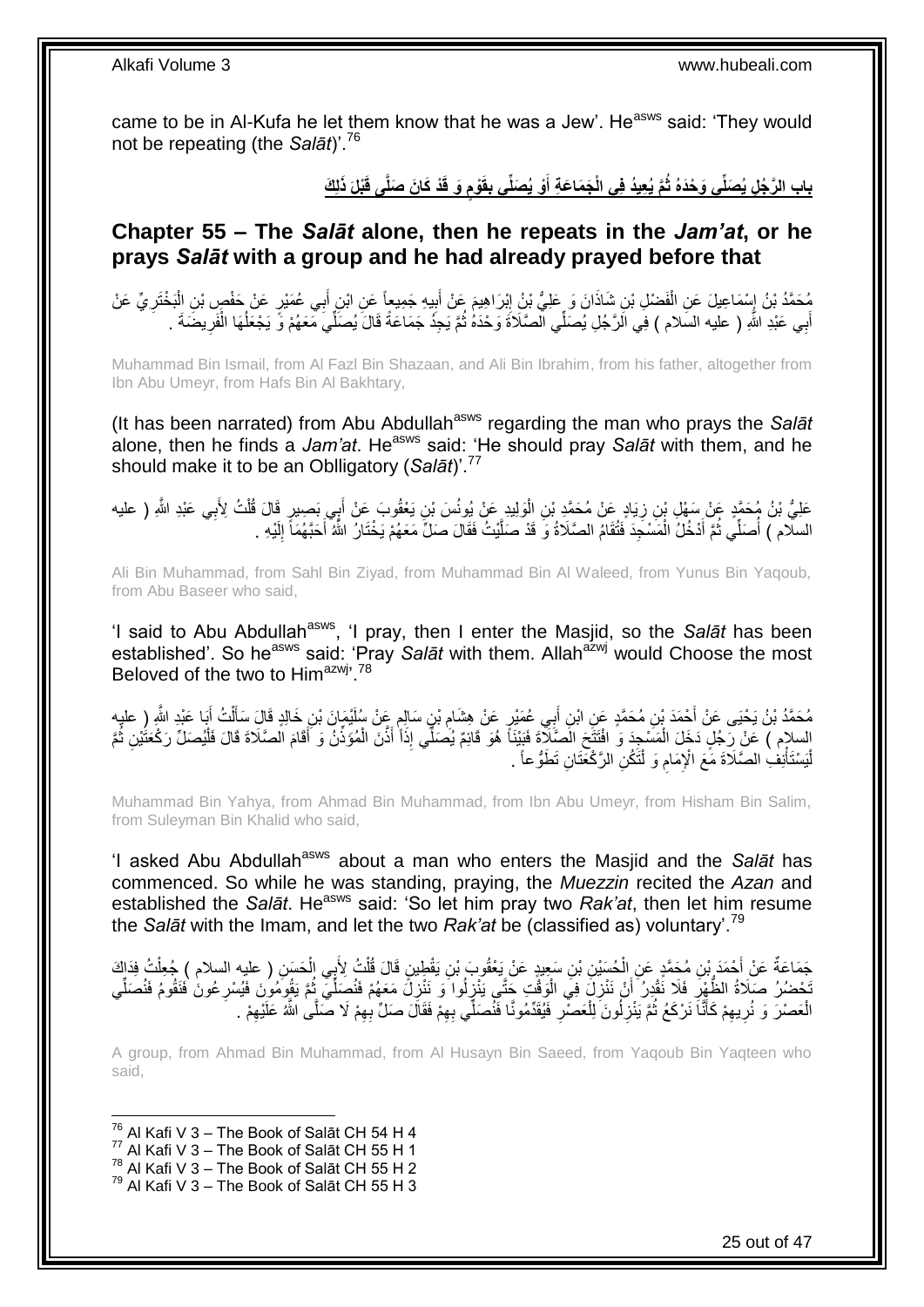came to be in Al-Kufa he let them know that he was a Jew'. He[asws] said: 'They would not be repeating (the *Salāt*)'.[76]

## بابِ الرَّجُلِ يُصَلِّي وَحْدَهُ ثُمَّ يُعِيدُ فِي الْجَمَاعَةِ أَوْ يُصَلِّي بِقَوْمٍ وَ قَدْ كَانَ صَلَّى قَبْلَ ذَلِكَ

## Chapter 55 – The *Salāt* alone, then he repeats in the *Jam'at*, or he prays *Salāt* with a group and he had already prayed before that

مُحَمَّدُ بْنُ إِسْمَاعِيلَ عَنِ الْفَضْلِ بْنِ شَاذَانَ وَ عَلِيُّ بْنُ إِبْرَاهِيمَ عَنْ أَبِيهِ جَمِيعاً عَنِ ابْنِ أَبِي عُمَيْرٍ عَنْ حَفْصِ بْنِ الْبَخْتَرِيِّ عَنْ أَبِي عَبْدِ اللَّهِ ( عليه السلام ) فِي الرَّجُلِ يُصَلِّي الصَّلَاةَ وَحْدَهُ ثُمَّ يَجِدُ جَمَاعَةً قَالَ يُصَلِّي مَعَهُمْ وَ يَجْعَلُهَا الْفَرِيضَةَ .

Muhammad Bin Ismail, from Al Fazl Bin Shazaan, and Ali Bin Ibrahim, from his father, altogether from Ibn Abu Umeyr, from Hafs Bin Al Bakhtary,

(It has been narrated) from Abu Abdullah[asws] regarding the man who prays the *Salāt* alone, then he finds a *Jam'at*. He[asws] said: 'He should pray *Salāt* with them, and he should make it to be an Obligatory (*Salāt*)'.[77]

عَلِيُّ بْنُ مُحَمَّدٍ عَنْ سَهْلِ بْنِ زِيَادٍ عَنْ مُحَمَّدِ بْنِ الْوَلِيدِ عَنْ يُونُسَ بْنِ يَعْقُوبَ عَنْ أَبِي بَصِيرٍ قَالَ قُلْتُ لِأَبِي عَبْدِ اللَّهِ ( عليه السلام ) أُصَلِّي ثُمَّ أَدْخُلُ الْمَسْجِدَ فَتُقَامُ الصَّلَاةُ وَ قَدْ صَلَّيْتُ فَقَالَ صَلِّ مَعَهُمْ يَخْتَارُ اللَّهُ أَحَبَّهُمَا إِلَيْهِ .

Ali Bin Muhammad, from Sahl Bin Ziyad, from Muhammad Bin Al Waleed, from Yunus Bin Yaqoub, from Abu Baseer who said,

'I said to Abu Abdullah[asws], 'I pray, then I enter the Masjid, so the *Salāt* has been established'. So he[asws] said: 'Pray *Salāt* with them. Allah[azwj] would Choose the most Beloved of the two to Him[azwj]'.[78]

مُحَمَّدُ بْنُ يَحْيَى عَنْ أَحْمَدَ بْنِ مُحَمَّدٍ عَنِ ابْنِ أَبِي عُمَيْرٍ عَنْ هِشَامِ بْنِ سَالِمٍ عَنْ سُلَيْمَانَ بْنِ خَالِدٍ قَالَ سَأَلْتُ أَبَا عَبْدِ اللَّهِ ( عليه السلام ) عَنْ رَجُلٍ دَخَلَ الْمَسْجِدَ وَ افْتَتَحَ الصَّلَاةَ فَبَيْنَا هُوَ قَائِمٌ يُصَلِّي إِذَا أَذَّنَ الْمُؤَذِّنُ وَ أَقَامَ الصَّلَاةَ قَالَ فَلْيُصَلِّ رَكْعَتَيْنِ ثُمَّ لْيَسْتَأْنِفِ الصَّلَاةَ مَعَ الْإِمَامِ وَ لْتَكُنِ الرَّكْعَتَانِ تَطَوُّعاً .

Muhammad Bin Yahya, from Ahmad Bin Muhammad, from Ibn Abu Umeyr, from Hisham Bin Salim, from Suleyman Bin Khalid who said,

'I asked Abu Abdullah[asws] about a man who enters the Masjid and the *Salāt* has commenced. So while he was standing, praying, the *Muezzin* recited the *Azan* and established the *Salāt*. He[asws] said: 'So let him pray two *Rak'at*, then let him resume the *Salāt* with the Imam, and let the two *Rak'at* be (classified as) voluntary'.[79]

جَمَاعَةٌ عَنْ أَحْمَدَ بْنِ مُحَمَّدٍ عَنِ الْحُسَيْنِ بْنِ سَعِيدٍ عَنْ يَعْقُوبَ بْنِ يَقْطِينٍ قَالَ قُلْتُ لِأَبِي الْحَسَنِ ( عليه السلام ) جُعِلْتُ فِدَاكَ تَحْضُرُ صَلَاةُ الظُّهْرِ فَلَا نَقْدِرُ أَنْ نَنْزِلَ فِي الْوَقْتِ حَتَّى يَنْزِلُوا وَ نَنْزِلَ مَعَهُمْ فَنُصَلِّيَ ثُمَّ يَقُومُونَ فَيُسْرِعُونَ فَنَقُومُ فَنُصَلِّي الْعَصْرَ وَ نُرِيهِمْ كَأَنَّا نَرْكَعُ ثُمَّ يَنْزِلُونَ لِلْعَصْرِ فَيُقَدِّمُونَّا فَنُصَلِّي بِهِمْ فَقَالَ صَلِّ بِهِمْ لَا صَلَّى اللَّهُ عَلَيْهِمْ .

A group, from Ahmad Bin Muhammad, from Al Husayn Bin Saeed, from Yaqoub Bin Yaqteen who said,

[76] Al Kafi V 3 – The Book of Salāt CH 54 H 4
[77] Al Kafi V 3 – The Book of Salāt CH 55 H 1
[78] Al Kafi V 3 – The Book of Salāt CH 55 H 2
[79] Al Kafi V 3 – The Book of Salāt CH 55 H 3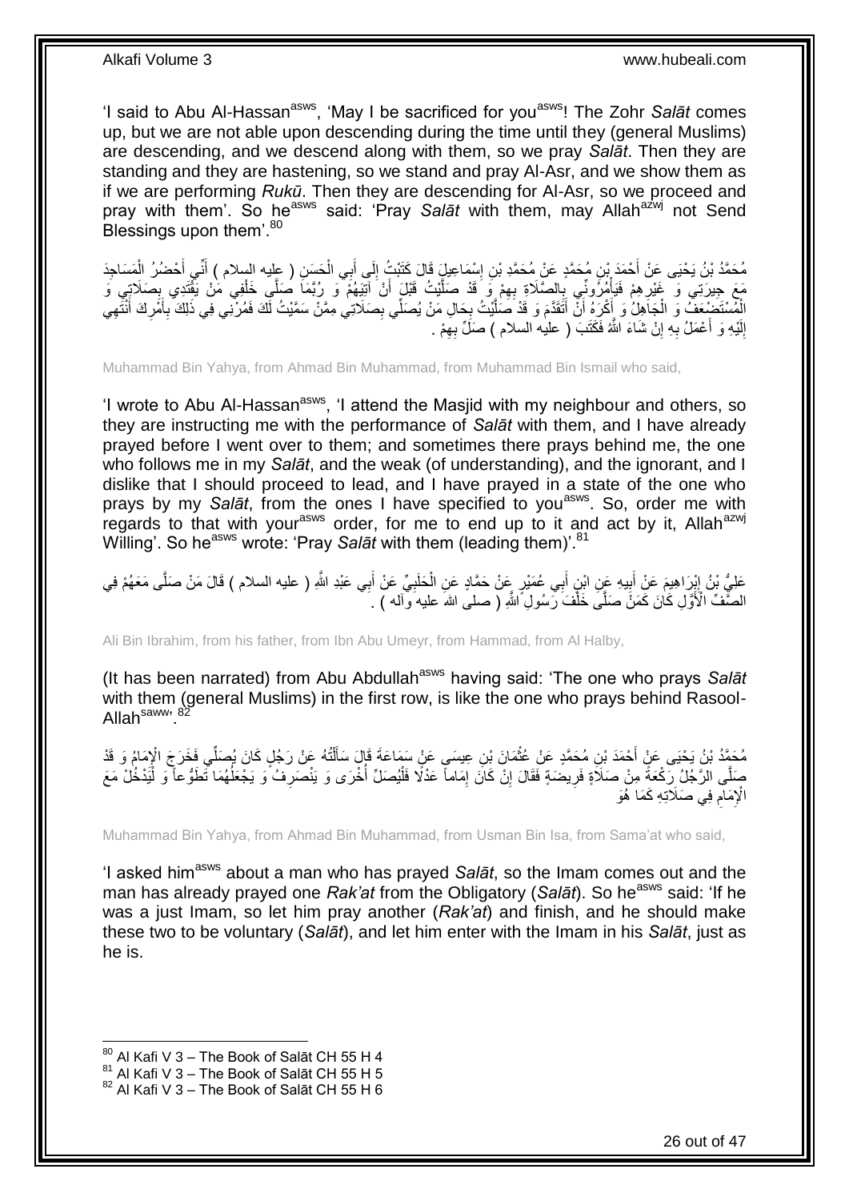'I said to Abu Al-Hassan[asws], 'May I be sacrificed for you[asws]! The Zohr *Salāt* comes up, but we are not able upon descending during the time until they (general Muslims) are descending, and we descend along with them, so we pray *Salāt*. Then they are standing and they are hastening, so we stand and pray Al-Asr, and we show them as if we are performing *Rukū*. Then they are descending for Al-Asr, so we proceed and pray with them'. So he[asws] said: 'Pray *Salāt* with them, may Allah[azwj] not Send Blessings upon them'.[80]

مُحَمَّدُ بْنُ يَحْيَى عَنْ أَحْمَدَ بْنِ مُحَمَّدٍ عَنْ مُحَمَّدِ بْنِ إِسْمَاعِيلَ قَالَ كَتَبْتُ إِلَى أَبِي الْحَسَنِ ( عليه السلام ) أَنِّي أَحْضُرُ الْمَسَاجِدَ مَعَ جِيرَتِي وَ غَيْرِهِمْ فَيَأْمُرُونِّي بِالصَّلَاةِ بِهِمْ وَ قَدْ صَلَّيْتُ قَبْلَ أَنْ آتِيَهُمْ وَ رُبَّمَا صَلَّى خَلْفِي مَنْ يَقْتَدِي بِصَلَاتِي وَ الْمُسْتَضْعَفُ وَ الْجَاهِلُ وَ أَكْرَهُ أَنْ أَتَقَدَّمَ وَ قَدْ صَلَّيْتُ بِحَالِ مَنْ يُصَلِّي بِصَلَاتِي مِمَّنْ سَمَّيْتُ لَكَ فَمُرْنِي فِي ذَلِكَ بِأَمْرِكَ أَنْتَهِي إِلَيْهِ وَ أَعْمَلُ بِهِ إِنْ شَاءَ اللَّهُ فَكَتَبَ ( عليه السلام ) صَلِّ بِهِمْ .

Muhammad Bin Yahya, from Ahmad Bin Muhammad, from Muhammad Bin Ismail who said,

'I wrote to Abu Al-Hassan[asws], 'I attend the Masjid with my neighbour and others, so they are instructing me with the performance of *Salāt* with them, and I have already prayed before I went over to them; and sometimes there prays behind me, the one who follows me in my *Salāt*, and the weak (of understanding), and the ignorant, and I dislike that I should proceed to lead, and I have prayed in a state of the one who prays by my *Salāt*, from the ones I have specified to you[asws]. So, order me with regards to that with your[asws] order, for me to end up to it and act by it, Allah[azwj] Willing'. So he[asws] wrote: 'Pray *Salāt* with them (leading them)'.[81]

عَلِيُّ بْنُ إِبْرَاهِيمَ عَنْ أَبِيهِ عَنِ ابْنِ أَبِي عُمَيْرٍ عَنْ حَمَّادٍ عَنِ الْحَلَبِيِّ عَنْ أَبِي عَبْدِ اللَّهِ ( عليه السلام ) قَالَ مَنْ صَلَّى مَعَهُمْ فِي الصَّفِّ الْأَوَّلِ كَانَ كَمَنْ صَلَّى خَلْفَ رَسُولِ اللَّهِ ( صلى الله عليه وآله ) .

Ali Bin Ibrahim, from his father, from Ibn Abu Umeyr, from Hammad, from Al Halby,

(It has been narrated) from Abu Abdullah[asws] having said: 'The one who prays *Salāt* with them (general Muslims) in the first row, is like the one who prays behind Rasool-Allah[saww]'.[82]

مُحَمَّدُ بْنُ يَحْيَى عَنْ أَحْمَدَ بْنِ مُحَمَّدٍ عَنْ عُثْمَانَ بْنِ عِيسَى عَنْ سَمَاعَةَ قَالَ سَأَلْتُهُ عَنْ رَجُلٍ كَانَ يُصَلِّي فَخَرَجَ الْإِمَامُ وَ قَدْ صَلَّى الرَّجُلُ رَكْعَةً مِنْ صَلَاةٍ فَرِيضَةٍ فَقَالَ إِنْ كَانَ إِمَاماً عَدْلًا فَلْيُصَلِّ أُخْرَى وَ يَنْصَرِفُ وَ يَجْعَلُهُمَا تَطَوُّعاً وَ لْيَدْخُلْ مَعَ الْإِمَامِ فِي صَلَاتِهِ كَمَا هُوَ

Muhammad Bin Yahya, from Ahmad Bin Muhammad, from Usman Bin Isa, from Sama'at who said,

'I asked him[asws] about a man who has prayed *Salāt*, so the Imam comes out and the man has already prayed one *Rak'at* from the Obligatory (*Salāt*). So he[asws] said: 'If he was a just Imam, so let him pray another (*Rak'at*) and finish, and he should make these two to be voluntary (*Salāt*), and let him enter with the Imam in his *Salāt*, just as he is.

[80] Al Kafi V 3 – The Book of Salāt CH 55 H 4
[81] Al Kafi V 3 – The Book of Salāt CH 55 H 5
[82] Al Kafi V 3 – The Book of Salāt CH 55 H 6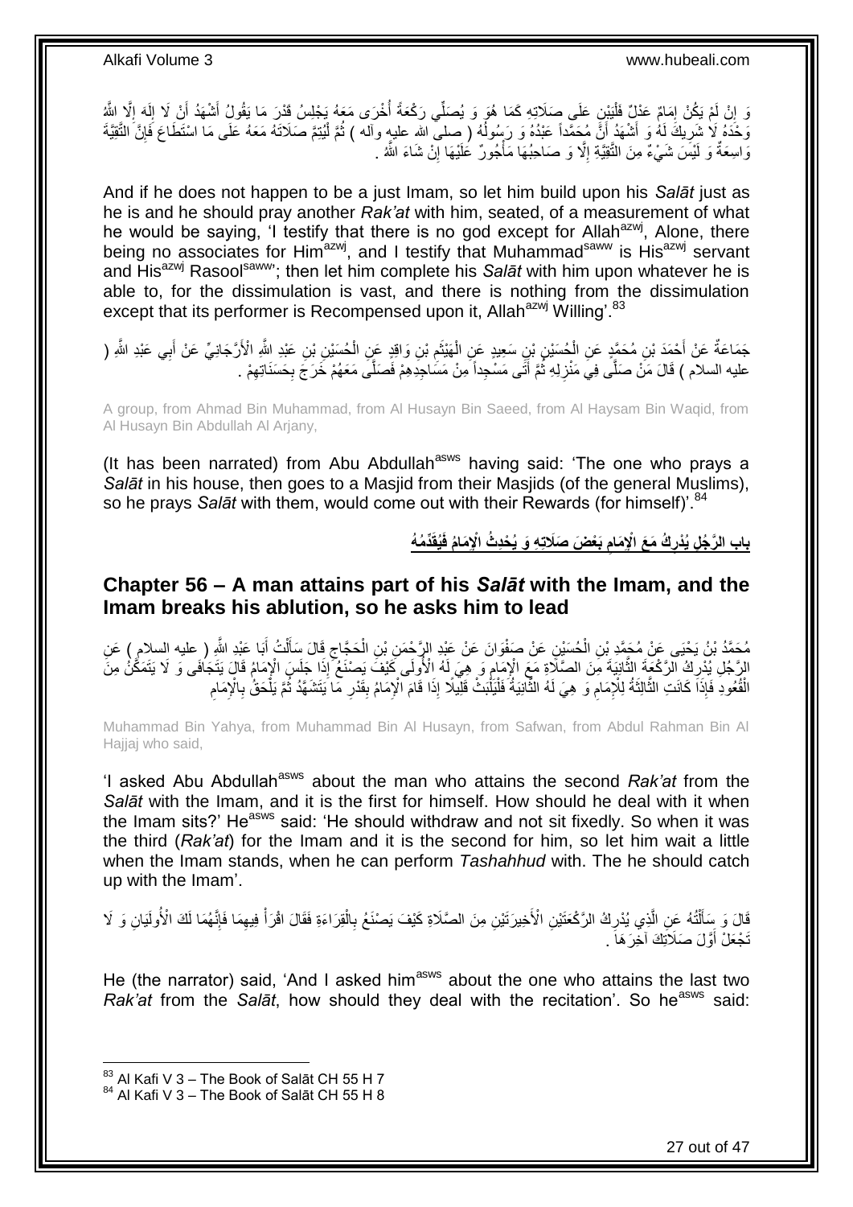وَ إِنْ لَمْ يَكُنْ إِمَامٌ عَدْلٌ فَلْيَبْنِ عَلَى صَلَاتِهِ كَمَا هُوَ وَ يُصَلِّي رَكْعَةً أُخْرَى مَعَهُ يَجْلِسُ قَدْرَ مَا يَقُولُ أَشْهَدُ أَنْ لَا إِلَهَ إِلَّا اللَّهُ وَحْدَهُ لَا شَرِيكَ لَهُ وَ أَشْهَدُ أَنَّ مُحَمَّداً عَبْدُهُ وَ رَسُولُهُ ( صلى الله عليه وآله ) ثُمَّ لْيُتِمَّ صَلَاتَهُ مَعَهُ عَلَى مَا اسْتَطَاعَ فَإِنَّ التَّقِيَّةَ وَاسِعَةٌ وَ لَيْسَ شَيْءٌ مِنَ التَّقِيَّةِ إِلَّا وَ صَاحِبُهَا مَأْجُورٌ عَلَيْهَا إِنْ شَاءَ اللَّهُ .

And if he does not happen to be a just Imam, so let him build upon his *Salāt* just as he is and he should pray another *Rak'at* with him, seated, of a measurement of what he would be saying, 'I testify that there is no god except for Allah[azwj], Alone, there being no associates for Him[azwj], and I testify that Muhammad[saww] is His[azwj] servant and His[azwj] Rasool[saww]'; then let him complete his *Salāt* with him upon whatever he is able to, for the dissimulation is vast, and there is nothing from the dissimulation except that its performer is Recompensed upon it, Allah[azwj] Willing'.[83]

جَمَاعَةٌ عَنْ أَحْمَدَ بْنِ مُحَمَّدٍ عَنِ الْحُسَيْنِ بْنِ سَعِيدٍ عَنِ الْهَيْثَمِ بْنِ وَاقِدٍ عَنِ الْحُسَيْنِ بْنِ عَبْدِ اللَّهِ الْأَرَّجَانِيِّ عَنْ أَبِي عَبْدِ اللَّهِ ( عليه السلام ) قَالَ مَنْ صَلَّى فِي مَنْزِلِهِ ثُمَّ أَتَى مَسْجِداً مِنْ مَسَاجِدِهِمْ فَصَلَّى مَعَهُمْ خَرَجَ بِحَسَنَاتِهِمْ .

A group, from Ahmad Bin Muhammad, from Al Husayn Bin Saeed, from Al Haysam Bin Waqid, from Al Husayn Bin Abdullah Al Arjany,

(It has been narrated) from Abu Abdullah[asws] having said: 'The one who prays a *Salāt* in his house, then goes to a Masjid from their Masjids (of the general Muslims), so he prays *Salāt* with them, would come out with their Rewards (for himself)'.[84]

## بَابِ الرَّجُلِ يُدْرِكُ مَعَ الْإِمَامِ بَعْضَ صَلَاتِهِ وَ يُحْدِثُ الْإِمَامُ فَيُقَدِّمُهُ

## Chapter 56 – A man attains part of his *Salāt* with the Imam, and the Imam breaks his ablution, so he asks him to lead

مُحَمَّدُ بْنُ يَحْيَى عَنْ مُحَمَّدِ بْنِ الْحُسَيْنِ عَنْ صَفْوَانَ عَنْ عَبْدِ الرَّحْمَنِ بْنِ الْحَجَّاجِ قَالَ سَأَلْتُ أَبَا عَبْدِ اللَّهِ ( عليه السلام ) عَنِ الرَّجُلِ يُدْرِكُ الرَّكْعَةَ الثَّانِيَةَ مِنَ الصَّلَاةِ مَعَ الْإِمَامِ وَ هِيَ لَهُ الْأُولَى كَيْفَ يَصْنَعُ إِذَا جَلَسَ الْإِمَامُ قَالَ يَتَجَافَى وَ لَا يَتَمَكَّنُ مِنَ الْقُعُودِ فَإِذَا كَانَتِ الثَّالِثَةُ لِلْإِمَامِ وَ هِيَ لَهُ الثَّانِيَةُ فَلْيَلْبَثْ قَلِيلًا إِذَا قَامَ الْإِمَامُ بِقَدْرِ مَا يَتَشَهَّدُ ثُمَّ يَلْحَقُ بِالْإِمَامِ

Muhammad Bin Yahya, from Muhammad Bin Al Husayn, from Safwan, from Abdul Rahman Bin Al Hajjaj who said,

'I asked Abu Abdullah[asws] about the man who attains the second *Rak'at* from the *Salāt* with the Imam, and it is the first for himself. How should he deal with it when the Imam sits?' He[asws] said: 'He should withdraw and not sit fixedly. So when it was the third (*Rak'at*) for the Imam and it is the second for him, so let him wait a little when the Imam stands, when he can perform *Tashahhud* with. The he should catch up with the Imam'.

قَالَ وَ سَأَلْتُهُ عَنِ الَّذِي يُدْرِكُ الرَّكْعَتَيْنِ الْأَخِيرَتَيْنِ مِنَ الصَّلَاةِ كَيْفَ يَصْنَعُ بِالْقِرَاءَةِ فَقَالَ اقْرَأْ فِيهِمَا فَإِنَّهُمَا لَكَ الْأُولَيَانِ وَ لَا تَجْعَلْ أَوَّلَ صَلَاتِكَ آخِرَهَا .

He (the narrator) said, 'And I asked him[asws] about the one who attains the last two *Rak'at* from the *Salāt*, how should they deal with the recitation'. So he[asws] said:

[83] Al Kafi V 3 – The Book of Salāt CH 55 H 7
[84] Al Kafi V 3 – The Book of Salāt CH 55 H 8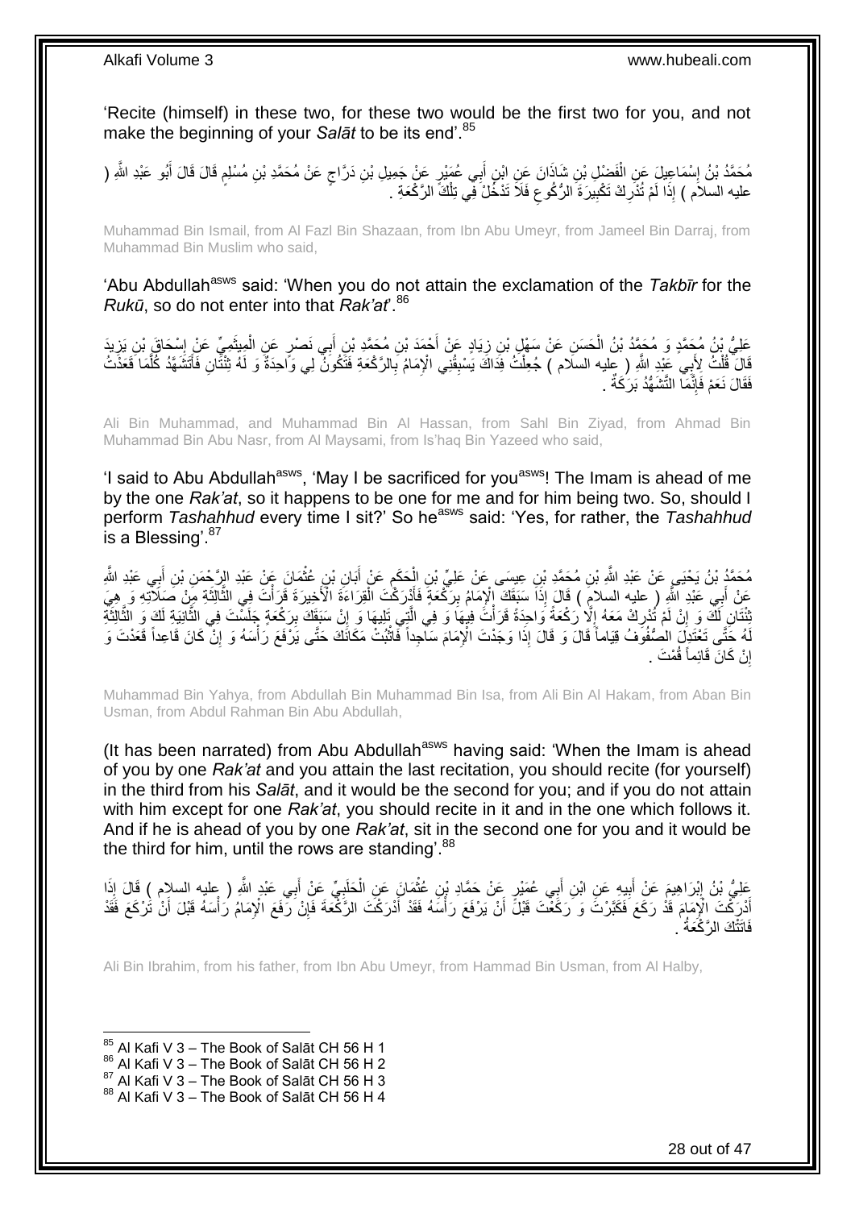'Recite (himself) in these two, for these two would be the first two for you, and not make the beginning of your *Salāt* to be its end'.[85]

مُحَمَّدُ بْنُ إِسْمَاعِيلَ عَنِ الْفَضْلِ بْنِ شَاذَانَ عَنِ ابْنِ أَبِي عُمَيْرٍ عَنْ جَمِيلِ بْنِ دَرَّاجٍ عَنْ مُحَمَّدِ بْنِ مُسْلِمٍ قَالَ قَالَ أَبُو عَبْدِ اللَّهِ ( عليه السلام ) إِذَا لَمْ تُدْرِكْ تَكْبِيرَةَ الرُّكُوعِ فَلَا تَدْخُلْ فِي تِلْكَ الرَّكْعَةِ .

Muhammad Bin Ismail, from Al Fazl Bin Shazaan, from Ibn Abu Umeyr, from Jameel Bin Darraj, from Muhammad Bin Muslim who said,

'Abu Abdullah[asws] said: 'When you do not attain the exclamation of the *Takbīr* for the *Rukū*, so do not enter into that *Rak'at*'.[86]

عَلِيُّ بْنُ مُحَمَّدٍ وَ مُحَمَّدُ بْنُ الْحَسَنِ عَنْ سَهْلِ بْنِ زِيَادٍ عَنْ أَحْمَدَ بْنِ مُحَمَّدِ بْنِ أَبِي نَصْرٍ عَنِ الْمِيثَمِيِّ عَنْ إِسْحَاقَ بْنِ يَزِيدَ قَالَ قُلْتُ لِأَبِي عَبْدِ اللَّهِ ( عليه السلام ) جُعِلْتُ فِدَاكَ يَسْبِقُنِي الْإِمَامُ بِالرَّكْعَةِ فَتَكُونُ لِي وَاحِدَةٌ وَ لَهُ ثِنْتَانِ فَأَتَشَهَّدُ كُلَّمَا قَعَدْتُ فَقَالَ نَعَمْ فَإِنَّمَا التَّشَهُّدُ بَرَكَةٌ .

Ali Bin Muhammad, and Muhammad Bin Al Hassan, from Sahl Bin Ziyad, from Ahmad Bin Muhammad Bin Abu Nasr, from Al Maysami, from Is'haq Bin Yazeed who said,

'I said to Abu Abdullah[asws], 'May I be sacrificed for you[asws]! The Imam is ahead of me by the one *Rak'at*, so it happens to be one for me and for him being two. So, should I perform *Tashahhud* every time I sit?' So he[asws] said: 'Yes, for rather, the *Tashahhud* is a Blessing'.[87]

مُحَمَّدُ بْنُ يَحْيَى عَنْ عَبْدِ اللَّهِ بْنِ مُحَمَّدِ بْنِ عِيسَى عَنْ عَلِيِّ بْنِ الْحَكَمِ عَنْ أَبَانِ بْنِ عُثْمَانَ عَنْ عَبْدِ الرَّحْمَنِ بْنِ أَبِي عَبْدِ اللَّهِ عَنْ أَبِي عَبْدِ اللَّهِ ( عليه السلام ) قَالَ إِذَا سَبَقَكَ الْإِمَامُ بِرَكْعَةٍ فَأَدْرَكْتَ الْقِرَاءَةَ الْأَخِيرَةَ قَرَأْتَ فِي الثَّالِثَةِ مِنْ صَلَاتِهِ وَ هِيَ ثِنْتَانِ لَكَ وَ إِنْ لَمْ تُدْرِكْ مَعَهُ إِلَّا رَكْعَةً وَاحِدَةً قَرَأْتَ فِيهَا وَ فِي الَّتِي تَلِيهَا وَ إِنْ سَبَقَكَ بِرَكْعَةٍ جَلَسْتَ فِي الثَّانِيَةِ لَكَ وَ الثَّالِثَةِ لَهُ حَتَّى تَعْتَدِلَ الصُّفُوفُ قِيَاماً قَالَ وَ قَالَ إِذَا وَجَدْتَ الْإِمَامَ سَاجِداً فَاثْبُتْ مَكَانَكَ حَتَّى يَرْفَعَ رَأْسَهُ وَ إِنْ كَانَ قَاعِداً قَعَدْتَ وَ إِنْ كَانَ قَائِماً قُمْتَ .

Muhammad Bin Yahya, from Abdullah Bin Muhammad Bin Isa, from Ali Bin Al Hakam, from Aban Bin Usman, from Abdul Rahman Bin Abu Abdullah,

(It has been narrated) from Abu Abdullah[asws] having said: 'When the Imam is ahead of you by one *Rak'at* and you attain the last recitation, you should recite (for yourself) in the third from his *Salāt*, and it would be the second for you; and if you do not attain with him except for one *Rak'at*, you should recite in it and in the one which follows it. And if he is ahead of you by one *Rak'at*, sit in the second one for you and it would be the third for him, until the rows are standing'.[88]

عَلِيُّ بْنُ إِبْرَاهِيمَ عَنْ أَبِيهِ عَنِ ابْنِ أَبِي عُمَيْرٍ عَنْ حَمَّادِ بْنِ عُثْمَانَ عَنِ الْحَلَبِيِّ عَنْ أَبِي عَبْدِ اللَّهِ ( عليه السلام ) قَالَ إِذَا أَدْرَكْتَ الْإِمَامَ قَدْ رَكَعَ فَكَبَّرْتَ وَ رَكَعْتَ قَبْلَ أَنْ يَرْفَعَ رَأْسَهُ فَقَدْ أَدْرَكْتَ الرَّكْعَةَ فَإِنْ رَفَعَ الْإِمَامُ رَأْسَهُ قَبْلَ أَنْ تَرْكَعَ فَقَدْ فَاتَتْكَ الرَّكْعَةُ .

Ali Bin Ibrahim, from his father, from Ibn Abu Umeyr, from Hammad Bin Usman, from Al Halby,

[85] Al Kafi V 3 – The Book of Salāt CH 56 H 1
[86] Al Kafi V 3 – The Book of Salāt CH 56 H 2
[87] Al Kafi V 3 – The Book of Salāt CH 56 H 3
[88] Al Kafi V 3 – The Book of Salāt CH 56 H 4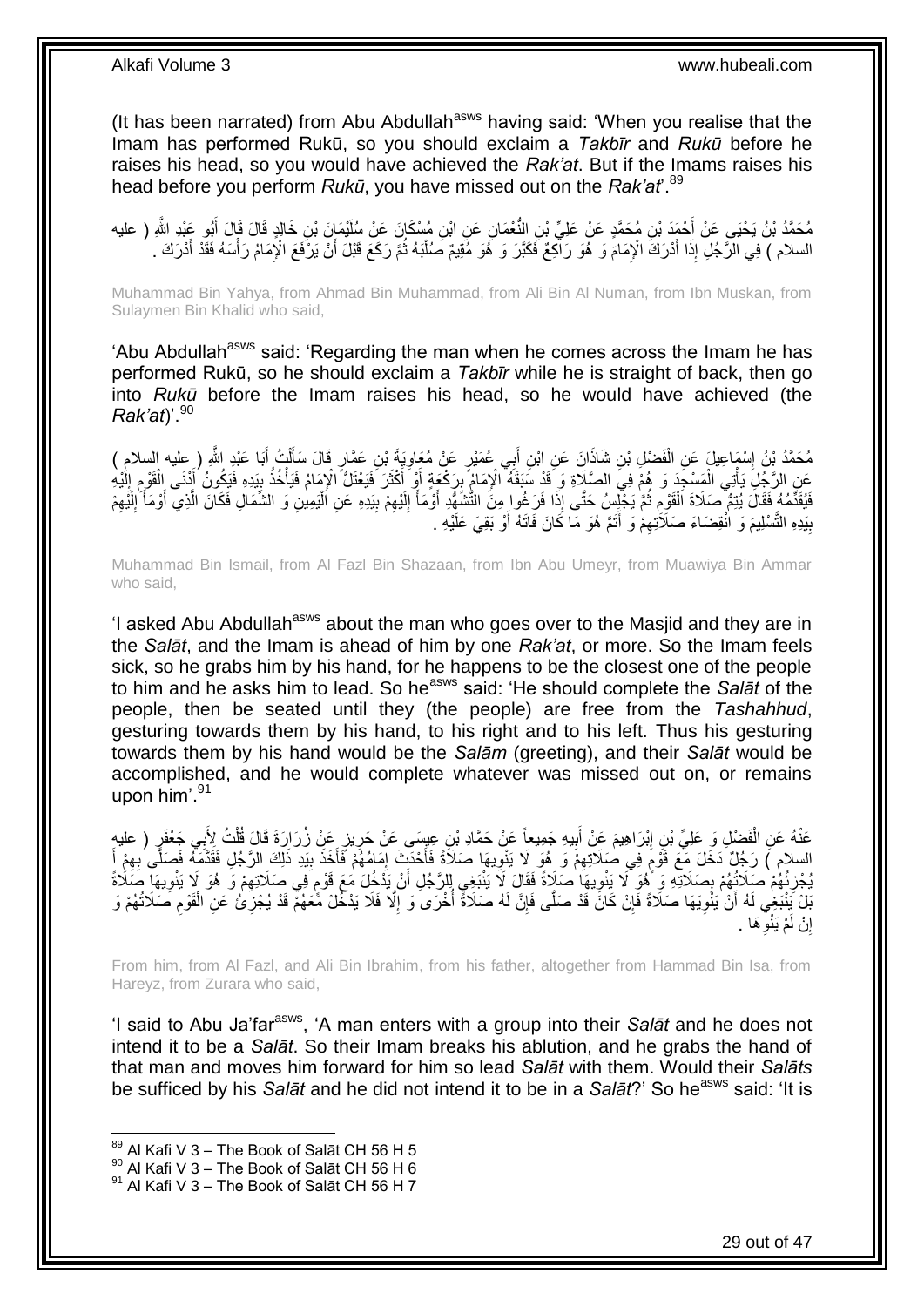(It has been narrated) from Abu Abdullah[asws] having said: 'When you realise that the Imam has performed Rukū, so you should exclaim a *Takbīr* and *Rukū* before he raises his head, so you would have achieved the *Rak'at*. But if the Imams raises his head before you perform *Rukū*, you have missed out on the *Rak'at*'.[89]

مُحَمَّدُ بْنُ يَحْيَى عَنْ أَحْمَدَ بْنِ مُحَمَّدٍ عَنْ عَلِيِّ بْنِ النُّعْمَانِ عَنِ ابْنِ مُسْكَانَ عَنْ سُلَيْمَانَ بْنِ خَالِدٍ قَالَ قَالَ أَبُو عَبْدِ اللَّهِ ( عليه السلام ) فِي الرَّجُلِ إِذَا أَدْرَكَ الْإِمَامَ وَ هُوَ رَاكِعٌ فَكَبَّرَ وَ هُوَ مُقِيمٌ صُلْبَهُ ثُمَّ رَكَعَ قَبْلَ أَنْ يَرْفَعَ الْإِمَامُ رَأْسَهُ فَقَدْ أَدْرَكَ .

Muhammad Bin Yahya, from Ahmad Bin Muhammad, from Ali Bin Al Numan, from Ibn Muskan, from Sulaymen Bin Khalid who said,

'Abu Abdullah[asws] said: 'Regarding the man when he comes across the Imam he has performed Rukū, so he should exclaim a *Takbīr* while he is straight of back, then go into *Rukū* before the Imam raises his head, so he would have achieved (the *Rak'at*)'.[90]

مُحَمَّدُ بْنُ إِسْمَاعِيلَ عَنِ الْفَضْلِ بْنِ شَاذَانَ عَنِ ابْنِ أَبِي عُمَيْرٍ عَنْ مُعَاوِيَةَ بْنِ عَمَّارٍ قَالَ سَأَلْتُ أَبَا عَبْدِ اللَّهِ ( عليه السلام ) عَنِ الرَّجُلِ يَأْتِي الْمَسْجِدَ وَ هُمْ فِي الصَّلَاةِ وَ قَدْ سَبَقَهُ الْإِمَامُ بِرَكْعَةٍ أَوْ أَكْثَرَ فَيَعْتَلُّ الْإِمَامُ فَيَأْخُذُ بِيَدِهِ فَيَكُونُ أَدْنَى الْقَوْمِ إِلَيْهِ فَيُقَدِّمُهُ فَقَالَ يُتِمُّ صَلَاةَ الْقَوْمِ ثُمَّ يَجْلِسُ حَتَّى إِذَا فَرَغُوا مِنَ التَّشَهُّدِ أَوْمَأَ إِلَيْهِمْ بِيَدِهِ عَنِ الْيَمِينِ وَ الشِّمَالِ فَكَانَ الَّذِي أَوْمَأَ إِلَيْهِمْ بِيَدِهِ التَّسْلِيمَ وَ انْقِضَاءَ صَلَاتِهِمْ وَ أَتَمَّ هُوَ مَا كَانَ فَاتَهُ أَوْ بَقِيَ عَلَيْهِ .

Muhammad Bin Ismail, from Al Fazl Bin Shazaan, from Ibn Abu Umeyr, from Muawiya Bin Ammar who said,

'I asked Abu Abdullah[asws] about the man who goes over to the Masjid and they are in the *Salāt*, and the Imam is ahead of him by one *Rak'at*, or more. So the Imam feels sick, so he grabs him by his hand, for he happens to be the closest one of the people to him and he asks him to lead. So he[asws] said: 'He should complete the *Salāt* of the people, then be seated until they (the people) are free from the *Tashahhud*, gesturing towards them by his hand, to his right and to his left. Thus his gesturing towards them by his hand would be the *Salām* (greeting), and their *Salāt* would be accomplished, and he would complete whatever was missed out on, or remains upon him'.[91]

عَنْهُ عَنِ الْفَضْلِ وَ عَلِيِّ بْنِ إِبْرَاهِيمَ عَنْ أَبِيهِ جَمِيعاً عَنْ حَمَّادِ بْنِ عِيسَى عَنْ حَرِيزٍ عَنْ زُرَارَةَ قَالَ قُلْتُ لِأَبِي جَعْفَرٍ ( عليه السلام ) رَجُلٌ دَخَلَ مَعَ قَوْمٍ فِي صَلَاتِهِمْ وَ هُوَ لَا يَنْوِيهَا صَلَاةً فَأَحْدَثَ إِمَامُهُمْ فَأَخَذَ بِيَدِ ذَلِكَ الرَّجُلِ فَقَدَّمَهُ فَصَلَّى بِهِمْ أَ يُجْزِئُهُمْ صَلَاتُهُمْ بِصَلَاتِهِ وَ هُوَ لَا يَنْوِيهَا صَلَاةً فَقَالَ لَا يَنْبَغِي لِلرَّجُلِ أَنْ يَدْخُلَ مَعَ قَوْمٍ فِي صَلَاتِهِمْ وَ هُوَ لَا يَنْوِيهَا صَلَاةً بَلْ يَنْبَغِي لَهُ أَنْ يَنْوِيَهَا صَلَاةً فَإِنْ كَانَ قَدْ صَلَّى فَإِنَّ لَهُ صَلَاةً أُخْرَى وَ إِلَّا فَلَا يَدْخُلْ مَعَهُمْ قَدْ يُجْزِئُ عَنِ الْقَوْمِ صَلَاتُهُمْ وَ إِنْ لَمْ يَنْوِهَا .

From him, from Al Fazl, and Ali Bin Ibrahim, from his father, altogether from Hammad Bin Isa, from Hareyz, from Zurara who said,

'I said to Abu Ja'far[asws], 'A man enters with a group into their *Salāt* and he does not intend it to be a *Salāt*. So their Imam breaks his ablution, and he grabs the hand of that man and moves him forward for him so lead *Salāt* with them. Would their *Salāts* be sufficed by his *Salāt* and he did not intend it to be in a *Salāt*?' So he[asws] said: 'It is

---

[89] Al Kafi V 3 – The Book of Salāt CH 56 H 5
[90] Al Kafi V 3 – The Book of Salāt CH 56 H 6
[91] Al Kafi V 3 – The Book of Salāt CH 56 H 7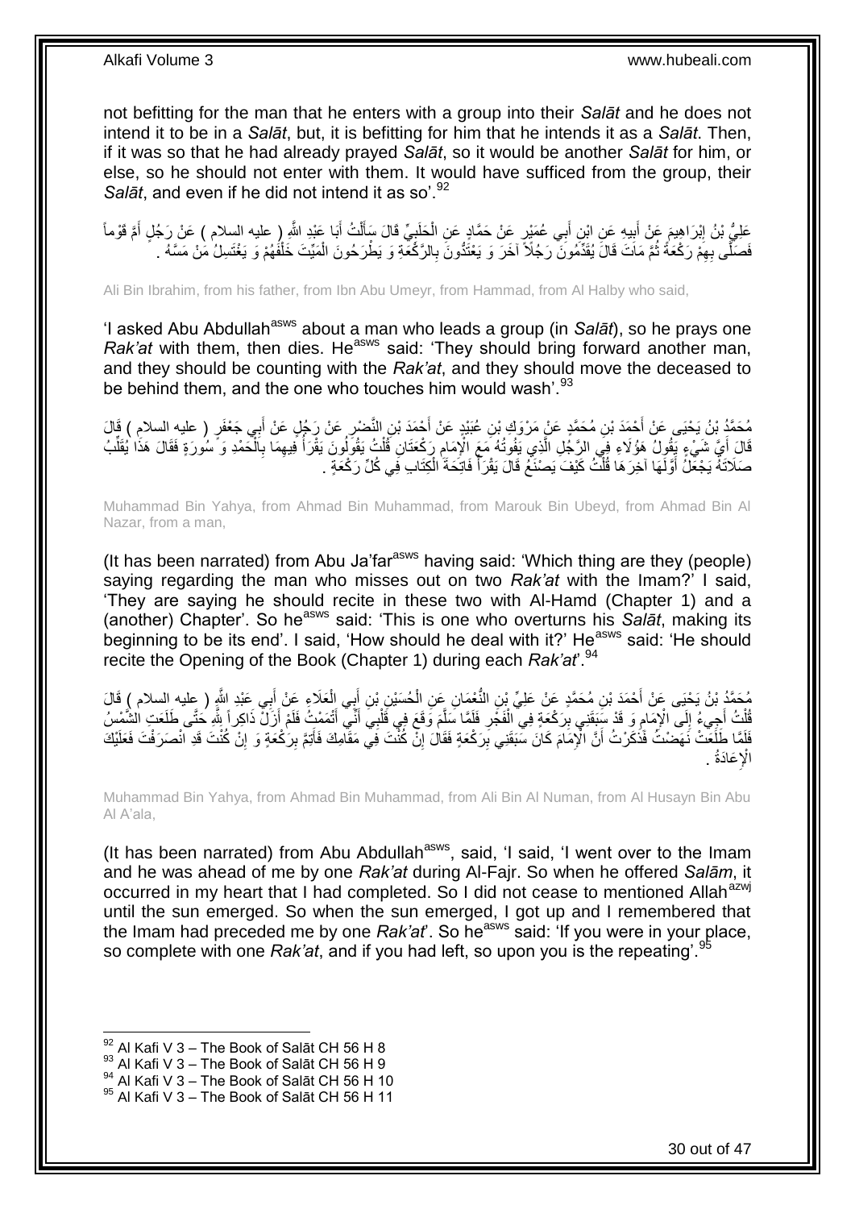not befitting for the man that he enters with a group into their *Salāt* and he does not intend it to be in a *Salāt*, but, it is befitting for him that he intends it as a *Salāt*. Then, if it was so that he had already prayed *Salāt*, so it would be another *Salāt* for him, or else, so he should not enter with them. It would have sufficed from the group, their *Salāt*, and even if he did not intend it as so'.[92]

عَلِيُّ بْنُ إِبْرَاهِيمَ عَنْ أَبِيهِ عَنِ ابْنِ أَبِي عُمَيْرٍ عَنْ حَمَّادٍ عَنِ الْحَلَبِيِّ قَالَ سَأَلْتُ أَبَا عَبْدِ اللَّهِ ( عليه السلام ) عَنْ رَجُلٍ أَمَّ قَوْماً فَصَلَّى بِهِمْ رَكْعَةً ثُمَّ مَاتَ قَالَ يُقَدِّمُونَ رَجُلًا آخَرَ وَ يَعْتَدُّونَ بِالرَّكْعَةِ وَ يَطْرَحُونَ الْمَيِّتَ خَلْفَهُمْ وَ يَغْتَسِلُ مَنْ مَسَّهُ .

Ali Bin Ibrahim, from his father, from Ibn Abu Umeyr, from Hammad, from Al Halby who said,

'I asked Abu Abdullah[asws] about a man who leads a group (in *Salāt*), so he prays one *Rak'at* with them, then dies. He[asws] said: 'They should bring forward another man, and they should be counting with the *Rak'at*, and they should move the deceased to be behind them, and the one who touches him would wash'.[93]

مُحَمَّدُ بْنُ يَحْيَى عَنْ أَحْمَدَ بْنِ مُحَمَّدٍ عَنْ مَرْوَكِ بْنِ عُبَيْدٍ عَنْ أَحْمَدَ بْنِ النَّضْرِ عَنْ رَجُلٍ عَنْ أَبِي جَعْفَرٍ ( عليه السلام ) قَالَ قَالَ أَيَّ شَيْءٍ يَقُولُ هَؤُلَاءِ فِي الرَّجُلِ الَّذِي يَفُوتُهُ مَعَ الْإِمَامِ رَكْعَتَانِ قُلْتُ يَقُولُونَ يَقْرَأُ فِيهِمَا بِالْحَمْدِ وَ سُورَةٍ فَقَالَ هَذَا يُقَلِّبُ صَلَاتَهُ يَجْعَلُ أَوَّلَهَا آخِرَهَا قُلْتُ كَيْفَ يَصْنَعُ قَالَ يَقْرَأُ فَاتِحَةَ الْكِتَابِ فِي كُلِّ رَكْعَةٍ .

Muhammad Bin Yahya, from Ahmad Bin Muhammad, from Marouk Bin Ubeyd, from Ahmad Bin Al Nazar, from a man,

(It has been narrated) from Abu Ja'far[asws] having said: 'Which thing are they (people) saying regarding the man who misses out on two *Rak'at* with the Imam?' I said, 'They are saying he should recite in these two with Al-Hamd (Chapter 1) and a (another) Chapter'. So he[asws] said: 'This is one who overturns his *Salāt*, making its beginning to be its end'. I said, 'How should he deal with it?' He[asws] said: 'He should recite the Opening of the Book (Chapter 1) during each *Rak'at*'.[94]

مُحَمَّدُ بْنُ يَحْيَى عَنْ أَحْمَدَ بْنِ مُحَمَّدٍ عَنْ عَلِيِّ بْنِ النُّعْمَانِ عَنِ الْحُسَيْنِ بْنِ أَبِي الْعَلَاءِ عَنْ أَبِي عَبْدِ اللَّهِ ( عليه السلام ) قَالَ قُلْتُ أَجِيءُ إِلَى الْإِمَامِ وَ قَدْ سَبَقَنِي بِرَكْعَةٍ فِي الْفَجْرِ فَلَمَّا سَلَّمَ وَقَعَ فِي قَلْبِي أَنِّي أَتْمَمْتُ فَلَمْ أَزَلْ ذَاكِراً لِلَّهِ حَتَّى طَلَعَتِ الشَّمْسُ فَلَمَّا طَلَعَتْ نَهَضْتُ فَذَكَرْتُ أَنَّ الْإِمَامَ كَانَ سَبَقَنِي بِرَكْعَةٍ فَقَالَ إِنْ كُنْتَ فِي مَقَامِكَ فَأَتِمَّ بِرَكْعَةٍ وَ إِنْ كُنْتَ قَدِ انْصَرَفْتَ فَعَلَيْكَ الْإِعَادَةُ .

Muhammad Bin Yahya, from Ahmad Bin Muhammad, from Ali Bin Al Numan, from Al Husayn Bin Abu Al A'ala,

(It has been narrated) from Abu Abdullah[asws], said, 'I said, 'I went over to the Imam and he was ahead of me by one *Rak'at* during Al-Fajr. So when he offered *Salām*, it occurred in my heart that I had completed. So I did not cease to mentioned Allah[azwj] until the sun emerged. So when the sun emerged, I got up and I remembered that the Imam had preceded me by one *Rak'at*'. So he[asws] said: 'If you were in your place, so complete with one *Rak'at*, and if you had left, so upon you is the repeating'.[95]

[92] Al Kafi V 3 – The Book of Salāt CH 56 H 8
[93] Al Kafi V 3 – The Book of Salāt CH 56 H 9
[94] Al Kafi V 3 – The Book of Salāt CH 56 H 10
[95] Al Kafi V 3 – The Book of Salāt CH 56 H 11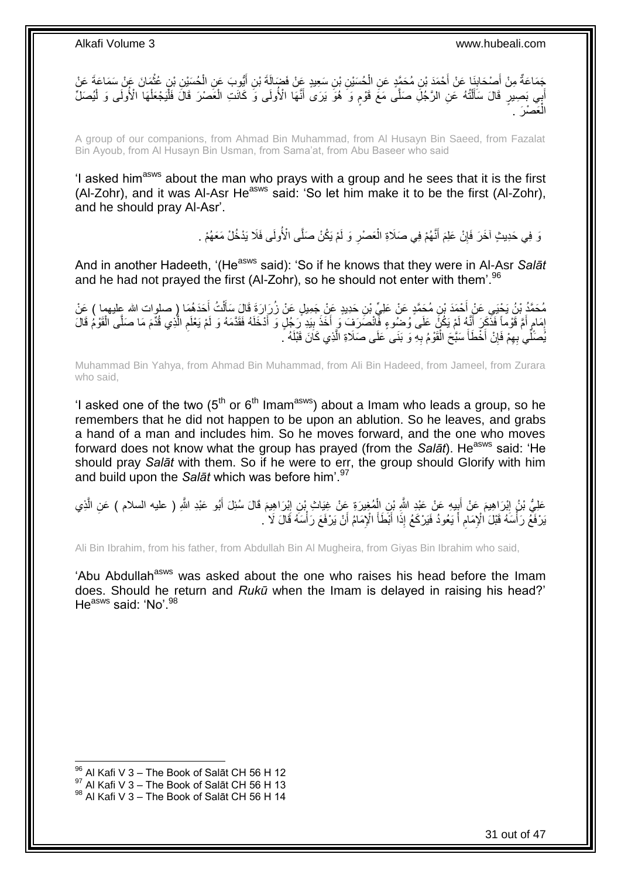جَمَاعَةٌ مِنْ أَصْحَابِنَا عَنْ أَحْمَدَ بْنِ مُحَمَّدٍ عَنِ الْحُسَيْنِ بْنِ سَعِيدٍ عَنْ فَضَالَةَ بْنِ أَيُّوبَ عَنِ الْحُسَيْنِ بْنِ عُثْمَانَ عَنْ سَمَاعَةَ عَنْ أَبِي بَصِيرٍ قَالَ سَأَلْتُهُ عَنِ الرَّجُلِ صَلَّى مَعَ قَوْمٍ وَ هُوَ يَرَى أَنَّهَا الْأُولَى وَ كَانَتِ الْعَصْرَ قَالَ فَلْيَجْعَلْهَا الْأُولَى وَ لْيُصَلِّ الْعَصْرَ .

A group of our companions, from Ahmad Bin Muhammad, from Al Husayn Bin Saeed, from Fazalat Bin Ayoub, from Al Husayn Bin Usman, from Sama'at, from Abu Baseer who said

'I asked him[asws] about the man who prays with a group and he sees that it is the first (Al-Zohr), and it was Al-Asr He[asws] said: 'So let him make it to be the first (Al-Zohr), and he should pray Al-Asr'.

وَ فِي حَدِيثٍ آخَرَ فَإِنْ عَلِمَ أَنَّهُمْ فِي صَلَاةِ الْعَصْرِ وَ لَمْ يَكُنْ صَلَّى الْأُولَى فَلَا يَدْخُلْ مَعَهُمْ .

And in another Hadeeth, '(He[asws] said): 'So if he knows that they were in Al-Asr *Salāt* and he had not prayed the first (Al-Zohr), so he should not enter with them'.[96]

مُحَمَّدُ بْنُ يَحْيَى عَنْ أَحْمَدَ بْنِ مُحَمَّدٍ عَنْ عَلِيِّ بْنِ حَدِيدٍ عَنْ جَمِيلٍ عَنْ زُرَارَةَ قَالَ سَأَلْتُ أَحَدَهُمَا ( صلوات الله عليهما ) عَنْ إِمَامٍ أَمَّ قَوْماً فَذَكَرَ أَنَّهُ لَمْ يَكُنْ عَلَى وُضُوءٍ فَانْصَرَفَ وَ أَخَذَ بِيَدِ رَجُلٍ وَ أَدْخَلَهُ فَقَدَّمَهُ وَ لَمْ يَعْلَمِ الَّذِي قُدِّمَ مَا صَلَّى الْقَوْمُ قَالَ يُصَلِّي بِهِمْ فَإِنْ أَخْطَأَ سَبَّحَ الْقَوْمُ بِهِ وَ بَنَى عَلَى صَلَاةِ الَّذِي كَانَ قَبْلَهُ .

Muhammad Bin Yahya, from Ahmad Bin Muhammad, from Ali Bin Hadeed, from Jameel, from Zurara who said,

'I asked one of the two (5[th] or 6[th] Imam[asws]) about a Imam who leads a group, so he remembers that he did not happen to be upon an ablution. So he leaves, and grabs a hand of a man and includes him. So he moves forward, and the one who moves forward does not know what the group has prayed (from the *Salāt*). He[asws] said: 'He should pray *Salāt* with them. So if he were to err, the group should Glorify with him and build upon the *Salāt* which was before him'.[97]

عَلِيُّ بْنُ إِبْرَاهِيمَ عَنْ أَبِيهِ عَنْ عَبْدِ اللَّهِ بْنِ الْمُغِيرَةِ عَنْ غِيَاثِ بْنِ إِبْرَاهِيمَ قَالَ سُئِلَ أَبُو عَبْدِ اللَّهِ ( عليه السلام ) عَنِ الَّذِي يَرْفَعُ رَأْسَهُ قَبْلَ الْإِمَامِ أَ يَعُودُ فَيَرْكَعُ إِذَا أَبْطَأَ الْإِمَامُ أَنْ يَرْفَعَ رَأْسَهُ قَالَ لَا .

Ali Bin Ibrahim, from his father, from Abdullah Bin Al Mugheira, from Giyas Bin Ibrahim who said,

'Abu Abdullah[asws] was asked about the one who raises his head before the Imam does. Should he return and *Rukū* when the Imam is delayed in raising his head?' He[asws] said: 'No'.[98]

[96] Al Kafi V 3 – The Book of Salāt CH 56 H 12
[97] Al Kafi V 3 – The Book of Salāt CH 56 H 13
[98] Al Kafi V 3 – The Book of Salāt CH 56 H 14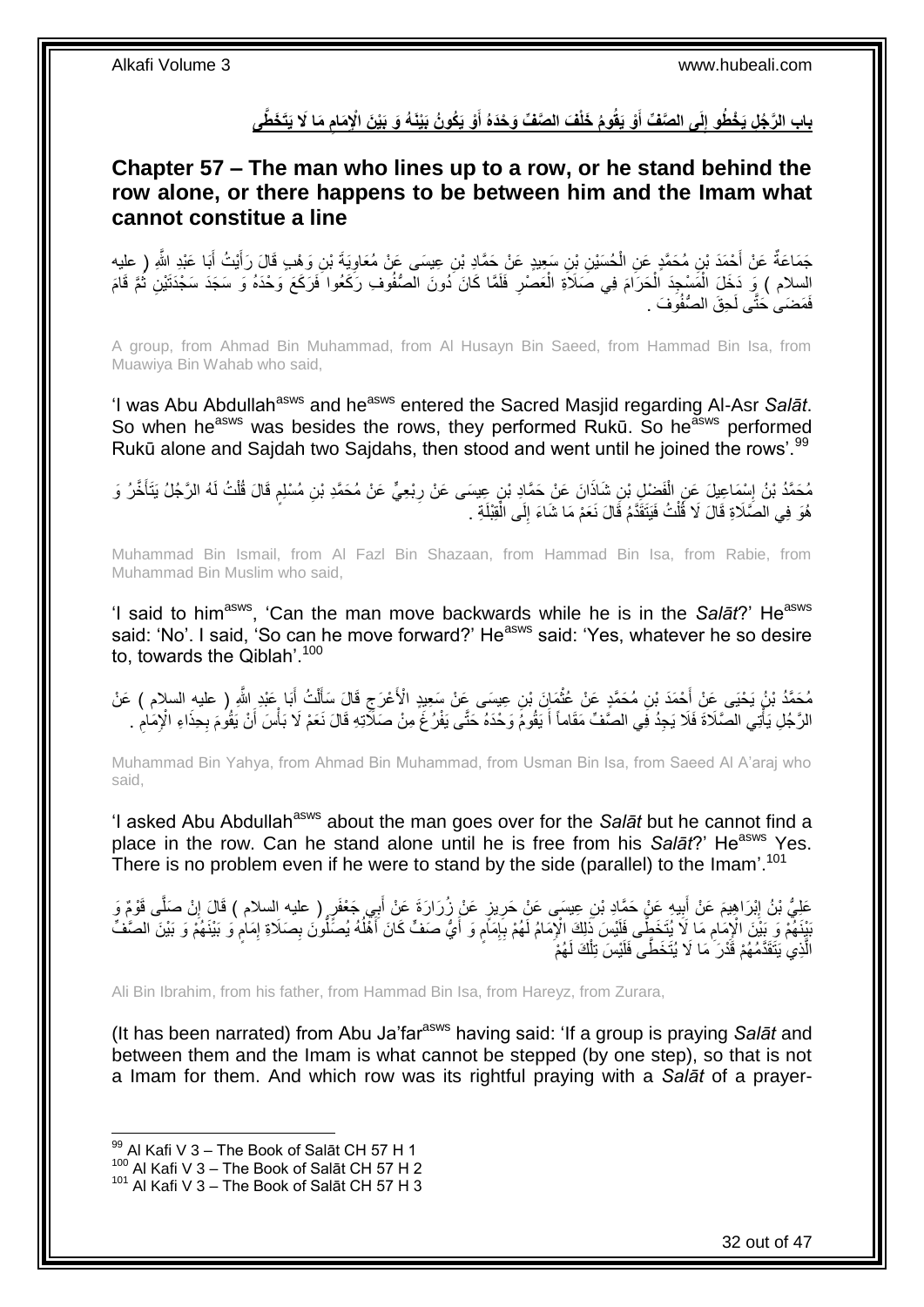**بابِ الرَّجُلِ يَخْطُو إِلَى الصَّفِّ أَوْ يَقُومُ خَلْفَ الصَّفِّ وَحْدَهُ أَوْ يَكُونُ بَيْنَهُ وَ بَيْنَ الْإِمَامِ مَا لَا يَتَخَطَّى**

## Chapter 57 – The man who lines up to a row, or he stand behind the row alone, or there happens to be between him and the Imam what cannot constitue a line

جَمَاعَةٌ عَنْ أَحْمَدَ بْنِ مُحَمَّدٍ عَنِ الْحُسَيْنِ بْنِ سَعِيدٍ عَنْ حَمَّادِ بْنِ عِيسَى عَنْ مُعَاوِيَةَ بْنِ وَهْبٍ قَالَ رَأَيْتُ أَبَا عَبْدِ اللَّهِ ( عليه السلام ) وَ دَخَلَ الْمَسْجِدَ الْحَرَامَ فِي صَلَاةِ الْعَصْرِ فَلَمَّا كَانَ دُونَ الصُّفُوفِ رَكَعُوا فَرَكَعَ وَحْدَهُ وَ سَجَدَ سَجْدَتَيْنِ ثُمَّ قَامَ فَمَضَى حَتَّى لَحِقَ الصُّفُوفَ .

A group, from Ahmad Bin Muhammad, from Al Husayn Bin Saeed, from Hammad Bin Isa, from Muawiya Bin Wahab who said,

'I was Abu Abdullah[asws] and he[asws] entered the Sacred Masjid regarding Al-Asr *Salāt*. So when he[asws] was besides the rows, they performed Rukū. So he[asws] performed Rukū alone and Sajdah two Sajdahs, then stood and went until he joined the rows'.[99]

مُحَمَّدُ بْنُ إِسْمَاعِيلَ عَنِ الْفَضْلِ بْنِ شَاذَانَ عَنْ حَمَّادِ بْنِ عِيسَى عَنْ رِبْعِيٍّ عَنْ مُحَمَّدِ بْنِ مُسْلِمٍ قَالَ قُلْتُ لَهُ الرَّجُلُ يَتَأَخَّرُ وَ هُوَ فِي الصَّلَاةِ قَالَ لَا قُلْتُ فَيَتَقَدَّمُ قَالَ نَعَمْ مَا شَاءَ إِلَى الْقِبْلَةِ .

Muhammad Bin Ismail, from Al Fazl Bin Shazaan, from Hammad Bin Isa, from Rabie, from Muhammad Bin Muslim who said,

'I said to him[asws], 'Can the man move backwards while he is in the *Salāt*?' He[asws] said: 'No'. I said, 'So can he move forward?' He[asws] said: 'Yes, whatever he so desire to, towards the Qiblah'.[100]

مُحَمَّدُ بْنُ يَحْيَى عَنْ أَحْمَدَ بْنِ مُحَمَّدٍ عَنْ عُثْمَانَ بْنِ عِيسَى عَنْ سَعِيدٍ الْأَعْرَجِ قَالَ سَأَلْتُ أَبَا عَبْدِ اللَّهِ ( عليه السلام ) عَنِ الرَّجُلِ يَأْتِي الصَّلَاةَ فَلَا يَجِدُ فِي الصَّفِّ مَقَاماً أَ يَقُومُ وَحْدَهُ حَتَّى يَفْرُغَ مِنْ صَلَاتِهِ قَالَ نَعَمْ لَا بَأْسَ أَنْ يَقُومَ بِحِذَاءِ الْإِمَامِ .

Muhammad Bin Yahya, from Ahmad Bin Muhammad, from Usman Bin Isa, from Saeed Al A'araj who said,

'I asked Abu Abdullah[asws] about the man goes over for the *Salāt* but he cannot find a place in the row. Can he stand alone until he is free from his *Salāt*?' He[asws] Yes. There is no problem even if he were to stand by the side (parallel) to the Imam'.[101]

عَلِيُّ بْنُ إِبْرَاهِيمَ عَنْ أَبِيهِ عَنْ حَمَّادِ بْنِ عِيسَى عَنْ حَرِيزٍ عَنْ زُرَارَةَ عَنْ أَبِي جَعْفَرٍ ( عليه السلام ) قَالَ إِنْ صَلَّى قَوْمٌ وَ بَيْنَهُمْ وَ بَيْنَ الْإِمَامِ مَا لَا يُتَخَطَّى فَلَيْسَ ذَلِكَ الْإِمَامُ لَهُمْ بِإِمَامٍ وَ أَيُّ صَفٍّ كَانَ أَهْلُهُ يُصَلُّونَ بِصَلَاةِ إِمَامٍ وَ بَيْنَهُمْ وَ بَيْنَ الصَّفِّ الَّذِي يَتَقَدَّمُهُمْ قَدْرَ مَا لَا يُتَخَطَّى فَلَيْسَ تِلْكَ لَهُمْ

Ali Bin Ibrahim, from his father, from Hammad Bin Isa, from Hareyz, from Zurara,

(It has been narrated) from Abu Ja'far[asws] having said: 'If a group is praying *Salāt* and between them and the Imam is what cannot be stepped (by one step), so that is not a Imam for them. And which row was its rightful praying with a *Salāt* of a prayer-

[99] Al Kafi V 3 – The Book of Salāt CH 57 H 1
[100] Al Kafi V 3 – The Book of Salāt CH 57 H 2
[101] Al Kafi V 3 – The Book of Salāt CH 57 H 3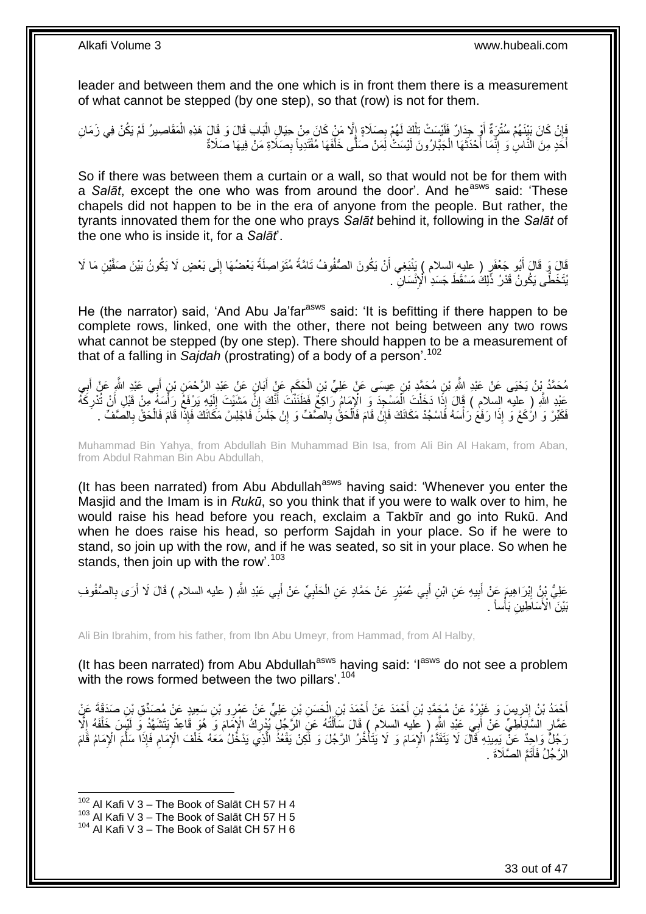leader and between them and the one which is in front them there is a measurement of what cannot be stepped (by one step), so that (row) is not for them.

فَإِنْ كَانَ بَيْنَهُمْ سُتْرَةٌ أَوْ جِدَارٌ فَلَيْسَتْ تِلْكَ لَهُمْ بِصَلَاةٍ إِلَّا مَنْ كَانَ مِنْ حِيَالِ الْبَابِ قَالَ وَ قَالَ هَذِهِ الْمَقَاصِيرُ لَمْ يَكُنْ فِي زَمَانِ أَحَدٍ مِنَ النَّاسِ وَ إِنَّمَا أَحْدَثَهَا الْجَبَّارُونَ لَيْسَتْ لِمَنْ صَلَّى خَلْفَهَا مُقْتَدِياً بِصَلَاةِ مَنْ فِيهَا صَلَاةٌ

So if there was between them a curtain or a wall, so that would not be for them with a *Salāt*, except the one who was from around the door'. And he[asws] said: 'These chapels did not happen to be in the era of anyone from the people. But rather, the tyrants innovated them for the one who prays *Salāt* behind it, following in the *Salāt* of the one who is inside it, for a *Salāt*'.

قَالَ وَ قَالَ أَبُو جَعْفَرٍ ( عليه السلام ) يَنْبَغِي أَنْ يَكُونَ الصُّفُوفُ تَامَّةً مُتَوَاصِلَةً بَعْضُهَا إِلَى بَعْضٍ لَا يَكُونُ بَيْنَ صَفَّيْنِ مَا لَا يُتَخَطَّى يَكُونُ قَدْرُ ذَلِكَ مَسْقَطَ جَسَدِ الْإِنْسَانِ .

He (the narrator) said, 'And Abu Ja'far[asws] said: 'It is befitting if there happen to be complete rows, linked, one with the other, there not being between any two rows what cannot be stepped (by one step). There should happen to be a measurement of that of a falling in *Sajdah* (prostrating) of a body of a person'.[102]

مُحَمَّدُ بْنُ يَحْيَى عَنْ عَبْدِ اللَّهِ بْنِ مُحَمَّدِ بْنِ عِيسَى عَنْ عَلِيِّ بْنِ الْحَكَمِ عَنْ أَبَانٍ عَنْ عَبْدِ الرَّحْمَنِ بْنِ أَبِي عَبْدِ اللَّهِ عَنْ أَبِي عَبْدِ اللَّهِ ( عليه السلام ) قَالَ إِذَا دَخَلْتَ الْمَسْجِدَ وَ الْإِمَامُ رَاكِعٌ فَظَنَنْتَ أَنَّكَ إِنْ مَشَيْتَ إِلَيْهِ يَرْفَعُ رَأْسَهُ مِنْ قَبْلِ أَنْ تُدْرِكَهُ فَكَبِّرْ وَ ارْكَعْ وَ إِذَا رَفَعَ رَأْسَهُ فَاسْجُدْ مَكَانَكَ فَإِنْ قَامَ فَالْحَقْ بِالصَّفِّ وَ إِنْ جَلَسَ فَاجْلِسْ مَكَانَكَ فَإِذَا قَامَ فَالْحَقْ بِالصَّفِّ .

Muhammad Bin Yahya, from Abdullah Bin Muhammad Bin Isa, from Ali Bin Al Hakam, from Aban, from Abdul Rahman Bin Abu Abdullah,

(It has been narrated) from Abu Abdullah[asws] having said: 'Whenever you enter the Masjid and the Imam is in *Rukū*, so you think that if you were to walk over to him, he would raise his head before you reach, exclaim a Takbīr and go into Rukū. And when he does raise his head, so perform Sajdah in your place. So if he were to stand, so join up with the row, and if he was seated, so sit in your place. So when he stands, then join up with the row'.[103]

عَلِيُّ بْنُ إِبْرَاهِيمَ عَنْ أَبِيهِ عَنِ ابْنِ أَبِي عُمَيْرٍ عَنْ حَمَّادٍ عَنِ الْحَلَبِيِّ عَنْ أَبِي عَبْدِ اللَّهِ ( عليه السلام ) قَالَ لَا أَرَى بِالصُّفُوفِ بَيْنَ الْأَسَاطِينِ بَأْساً .

Ali Bin Ibrahim, from his father, from Ibn Abu Umeyr, from Hammad, from Al Halby,

(It has been narrated) from Abu Abdullah[asws] having said: 'I[asws] do not see a problem with the rows formed between the two pillars'.[104]

أَحْمَدُ بْنُ إِدْرِيسَ وَ غَيْرُهُ عَنْ مُحَمَّدِ بْنِ أَحْمَدَ عَنْ أَحْمَدَ بْنِ الْحَسَنِ بْنِ عَلِيٍّ عَنْ عَمْرِو بْنِ سَعِيدٍ عَنْ مُصَدِّقِ بْنِ صَدَقَةَ عَنْ عَمَّارٍ السَّابَاطِيِّ عَنْ أَبِي عَبْدِ اللَّهِ ( عليه السلام ) قَالَ سَأَلْتُهُ عَنِ الرَّجُلِ يُدْرِكُ الْإِمَامَ وَ هُوَ قَاعِدٌ يَتَشَهَّدُ وَ لَيْسَ خَلْفَهُ إِلَّا رَجُلٌ وَاحِدٌ عَنْ يَمِينِهِ قَالَ لَا يَتَقَدَّمُ الْإِمَامَ وَ لَا يَتَأَخَّرُ الرَّجُلَ وَ لَكِنْ يَقْعُدُ الَّذِي يَدْخُلُ مَعَهُ خَلْفَ الْإِمَامِ فَإِذَا سَلَّمَ الْإِمَامُ قَامَ الرَّجُلُ فَأَتَمَّ الصَّلَاةَ .

[102] Al Kafi V 3 – The Book of Salāt CH 57 H 4
[103] Al Kafi V 3 – The Book of Salāt CH 57 H 5
[104] Al Kafi V 3 – The Book of Salāt CH 57 H 6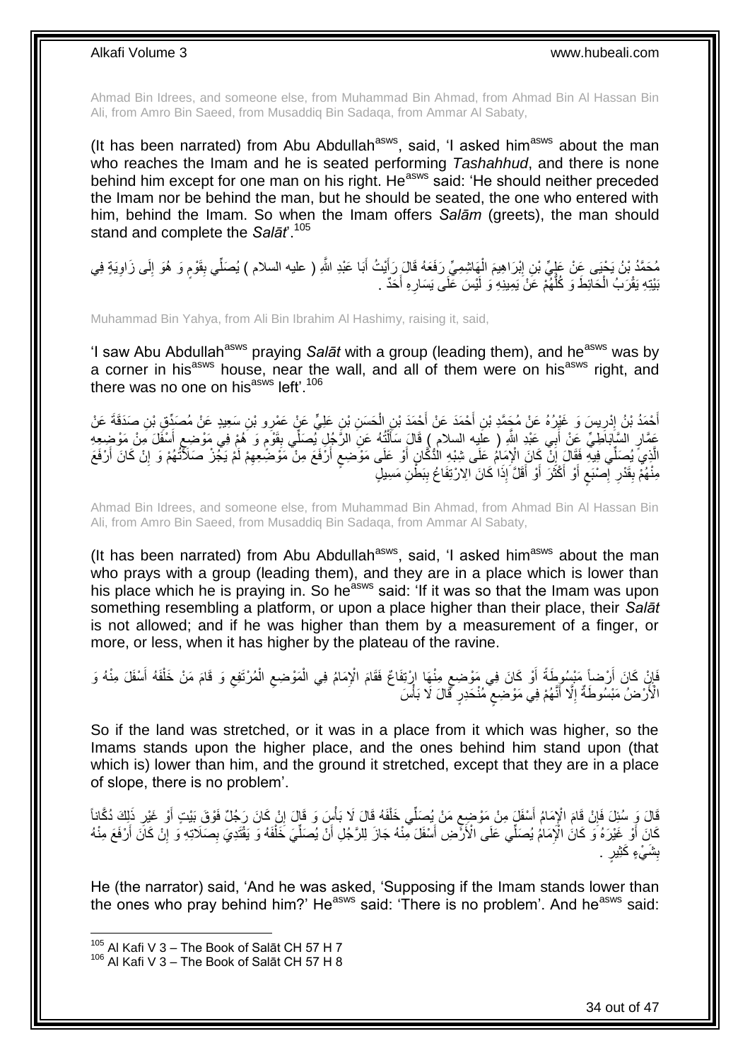Ahmad Bin Idrees, and someone else, from Muhammad Bin Ahmad, from Ahmad Bin Al Hassan Bin Ali, from Amro Bin Saeed, from Musaddiq Bin Sadaqa, from Ammar Al Sabaty,

(It has been narrated) from Abu Abdullah[asws], said, 'I asked him[asws] about the man who reaches the Imam and he is seated performing *Tashahhud*, and there is none behind him except for one man on his right. He[asws] said: 'He should neither preceded the Imam nor be behind the man, but he should be seated, the one who entered with him, behind the Imam. So when the Imam offers *Salām* (greets), the man should stand and complete the *Salāt*'.[105]

مُحَمَّدُ بْنُ يَحْيَى عَنْ عَلِيِّ بْنِ إِبْرَاهِيمَ الْهَاشِمِيِّ رَفَعَهُ قَالَ رَأَيْتُ أَبَا عَبْدِ اللَّهِ ( عليه السلام ) يُصَلِّي بِقَوْمٍ وَ هُوَ إِلَى زَاوِيَةٍ فِي بَيْتِهِ يَقْرُبُ الْحَائِطَ وَ كُلُّهُمْ عَنْ يَمِينِهِ وَ لَيْسَ عَلَى يَسَارِهِ أَحَدٌ .

Muhammad Bin Yahya, from Ali Bin Ibrahim Al Hashimy, raising it, said,

'I saw Abu Abdullah[asws] praying *Salāt* with a group (leading them), and he[asws] was by a corner in his[asws] house, near the wall, and all of them were on his[asws] right, and there was no one on his[asws] left'.[106]

أَحْمَدُ بْنُ إِدْرِيسَ وَ غَيْرُهُ عَنْ مُحَمَّدِ بْنِ أَحْمَدَ عَنْ أَحْمَدَ بْنِ الْحَسَنِ بْنِ عَلِيٍّ عَنْ عَمْرِو بْنِ سَعِيدٍ عَنْ مُصَدِّقِ بْنِ صَدَقَةَ عَنْ عَمَّارٍ السَّابَاطِيِّ عَنْ أَبِي عَبْدِ اللَّهِ ( عليه السلام ) قَالَ سَأَلْتُهُ عَنِ الرَّجُلِ يُصَلِّي بِقَوْمٍ وَ هُمْ فِي مَوْضِعٍ أَسْفَلَ مِنْ مَوْضِعِهِ الَّذِي يُصَلِّي فِيهِ فَقَالَ إِنْ كَانَ الْإِمَامُ عَلَى شِبْهِ الدُّكَّانِ أَوْ عَلَى مَوْضِعٍ أَرْفَعَ مِنْ مَوْضِعِهِمْ لَمْ يَجُزْ صَلَاتُهُمْ وَ إِنْ كَانَ أَرْفَعَ مِنْهُمْ بِقَدْرِ إِصْبَعٍ أَوْ أَكْثَرَ أَوْ أَقَلَّ إِذَا كَانَ الِارْتِفَاعُ بِبَطْنِ مَسِيلٍ

Ahmad Bin Idrees, and someone else, from Muhammad Bin Ahmad, from Ahmad Bin Al Hassan Bin Ali, from Amro Bin Saeed, from Musaddiq Bin Sadaqa, from Ammar Al Sabaty,

(It has been narrated) from Abu Abdullah[asws], said, 'I asked him[asws] about the man who prays with a group (leading them), and they are in a place which is lower than his place which he is praying in. So he[asws] said: 'If it was so that the Imam was upon something resembling a platform, or upon a place higher than their place, their *Salāt* is not allowed; and if he was higher than them by a measurement of a finger, or more, or less, when it has higher by the plateau of the ravine.

فَإِنْ كَانَ أَرْضاً مَبْسُوطَةً أَوْ كَانَ فِي مَوْضِعٍ مِنْهَا ارْتِفَاعٌ فَقَامَ الْإِمَامُ فِي الْمَوْضِعِ الْمُرْتَفِعِ وَ قَامَ مَنْ خَلْفَهُ أَسْفَلَ مِنْهُ وَ الْأَرْضُ مَبْسُوطَةٌ إِلَّا أَنَّهُمْ فِي مَوْضِعٍ مُنْحَدِرٍ قَالَ لَا بَأْسَ

So if the land was stretched, or it was in a place from it which was higher, so the Imams stands upon the higher place, and the ones behind him stand upon (that which is) lower than him, and the ground it stretched, except that they are in a place of slope, there is no problem'.

قَالَ وَ سُئِلَ فَإِنْ قَامَ الْإِمَامُ أَسْفَلَ مِنْ مَوْضِعِ مَنْ يُصَلِّي خَلْفَهُ قَالَ لَا بَأْسَ وَ قَالَ إِنْ كَانَ رَجُلٌ فَوْقَ بَيْتٍ أَوْ غَيْرِ ذَلِكَ دُكَّاناً كَانَ أَوْ غَيْرَهُ وَ كَانَ الْإِمَامُ يُصَلِّي عَلَى الْأَرْضِ أَسْفَلَ مِنْهُ جَازَ لِلرَّجُلِ أَنْ يُصَلِّيَ خَلْفَهُ وَ يَقْتَدِيَ بِصَلَاتِهِ وَ إِنْ كَانَ أَرْفَعَ مِنْهُ بِشَيْءٍ كَثِيرٍ .

He (the narrator) said, 'And he was asked, 'Supposing if the Imam stands lower than the ones who pray behind him?' He[asws] said: 'There is no problem'. And he[asws] said:

---

[105] Al Kafi V 3 – The Book of Salāt CH 57 H 7
[106] Al Kafi V 3 – The Book of Salāt CH 57 H 8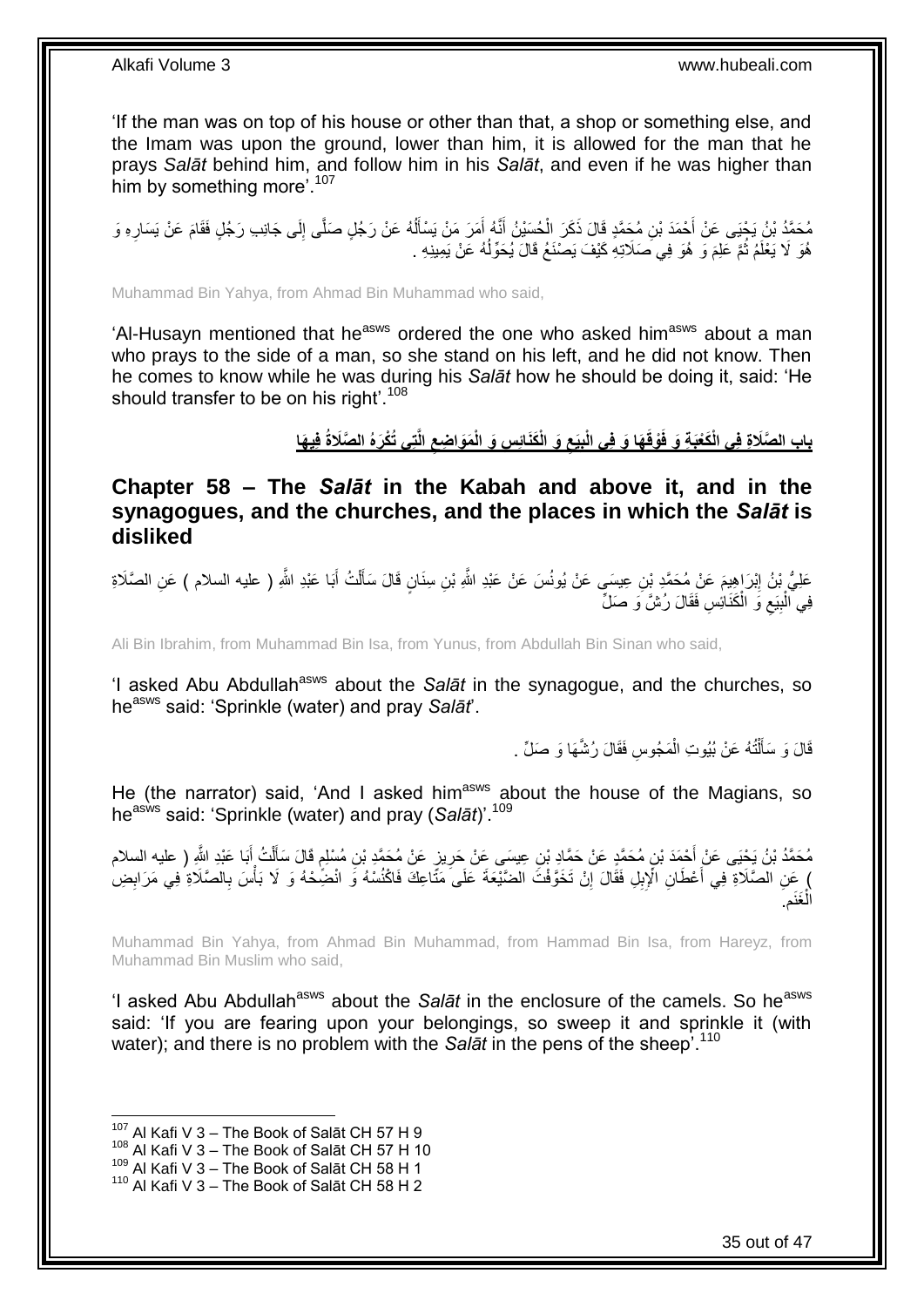'If the man was on top of his house or other than that, a shop or something else, and the Imam was upon the ground, lower than him, it is allowed for the man that he prays *Salāt* behind him, and follow him in his *Salāt*, and even if he was higher than him by something more'.[107]

مُحَمَّدُ بْنُ يَحْيَى عَنْ أَحْمَدَ بْنِ مُحَمَّدٍ قَالَ ذَكَرَ الْحُسَيْنُ أَنَّهُ أَمَرَ مَنْ يَسْأَلُهُ عَنْ رَجُلٍ صَلَّى إِلَى جَانِبِ رَجُلٍ فَقَامَ عَنْ يَسَارِهِ وَ هُوَ لَا يَعْلَمُ ثُمَّ عَلِمَ وَ هُوَ فِي صَلَاتِهِ كَيْفَ يَصْنَعُ قَالَ يُحَوِّلُهُ عَنْ يَمِينِهِ .

Muhammad Bin Yahya, from Ahmad Bin Muhammad who said,

'Al-Husayn mentioned that he[asws] ordered the one who asked him[asws] about a man who prays to the side of a man, so she stand on his left, and he did not know. Then he comes to know while he was during his *Salāt* how he should be doing it, said: 'He should transfer to be on his right'.[108]

## باب الصَّلَاةِ فِي الْكَعْبَةِ وَ فَوْقَهَا وَ فِي الْبِيَعِ وَ الْكَنَائِسِ وَ الْمَوَاضِعِ الَّتِي تُكْرَهُ الصَّلَاةُ فِيهَا

## Chapter 58 – The *Salāt* in the Kabah and above it, and in the synagogues, and the churches, and the places in which the *Salāt* is disliked

عَلِيُّ بْنُ إِبْرَاهِيمَ عَنْ مُحَمَّدِ بْنِ عِيسَى عَنْ يُونُسَ عَنْ عَبْدِ اللَّهِ بْنِ سِنَانٍ قَالَ سَأَلْتُ أَبَا عَبْدِ اللَّهِ ( عليه السلام ) عَنِ الصَّلَاةِ فِي الْبِيَعِ وَ الْكَنَائِسِ فَقَالَ رُشَّ وَ صَلِّ

Ali Bin Ibrahim, from Muhammad Bin Isa, from Yunus, from Abdullah Bin Sinan who said,

'I asked Abu Abdullah[asws] about the *Salāt* in the synagogue, and the churches, so he[asws] said: 'Sprinkle (water) and pray *Salāt*'.

قَالَ وَ سَأَلْتُهُ عَنْ بُيُوتِ الْمَجُوسِ فَقَالَ رُشَّهَا وَ صَلِّ .

He (the narrator) said, 'And I asked him[asws] about the house of the Magians, so he[asws] said: 'Sprinkle (water) and pray (*Salāt*)'.[109]

مُحَمَّدُ بْنُ يَحْيَى عَنْ أَحْمَدَ بْنِ مُحَمَّدٍ عَنْ حَمَّادِ بْنِ عِيسَى عَنْ حَرِيزٍ عَنْ مُحَمَّدِ بْنِ مُسْلِمٍ قَالَ سَأَلْتُ أَبَا عَبْدِ اللَّهِ ( عليه السلام ) عَنِ الصَّلَاةِ فِي أَعْطَانِ الْإِبِلِ فَقَالَ إِنْ تَخَوَّفْتَ الضَّيْعَةَ عَلَى مَتَاعِكَ فَاكْنُسْهُ وَ انْضِحْهُ وَ لَا بَأْسَ بِالصَّلَاةِ فِي مَرَابِضِ الْغَنَمِ.

Muhammad Bin Yahya, from Ahmad Bin Muhammad, from Hammad Bin Isa, from Hareyz, from Muhammad Bin Muslim who said,

'I asked Abu Abdullah[asws] about the *Salāt* in the enclosure of the camels. So he[asws] said: 'If you are fearing upon your belongings, so sweep it and sprinkle it (with water); and there is no problem with the *Salāt* in the pens of the sheep'.[110]

---

[107] Al Kafi V 3 – The Book of Salāt CH 57 H 9
[108] Al Kafi V 3 – The Book of Salāt CH 57 H 10
[109] Al Kafi V 3 – The Book of Salāt CH 58 H 1
[110] Al Kafi V 3 – The Book of Salāt CH 58 H 2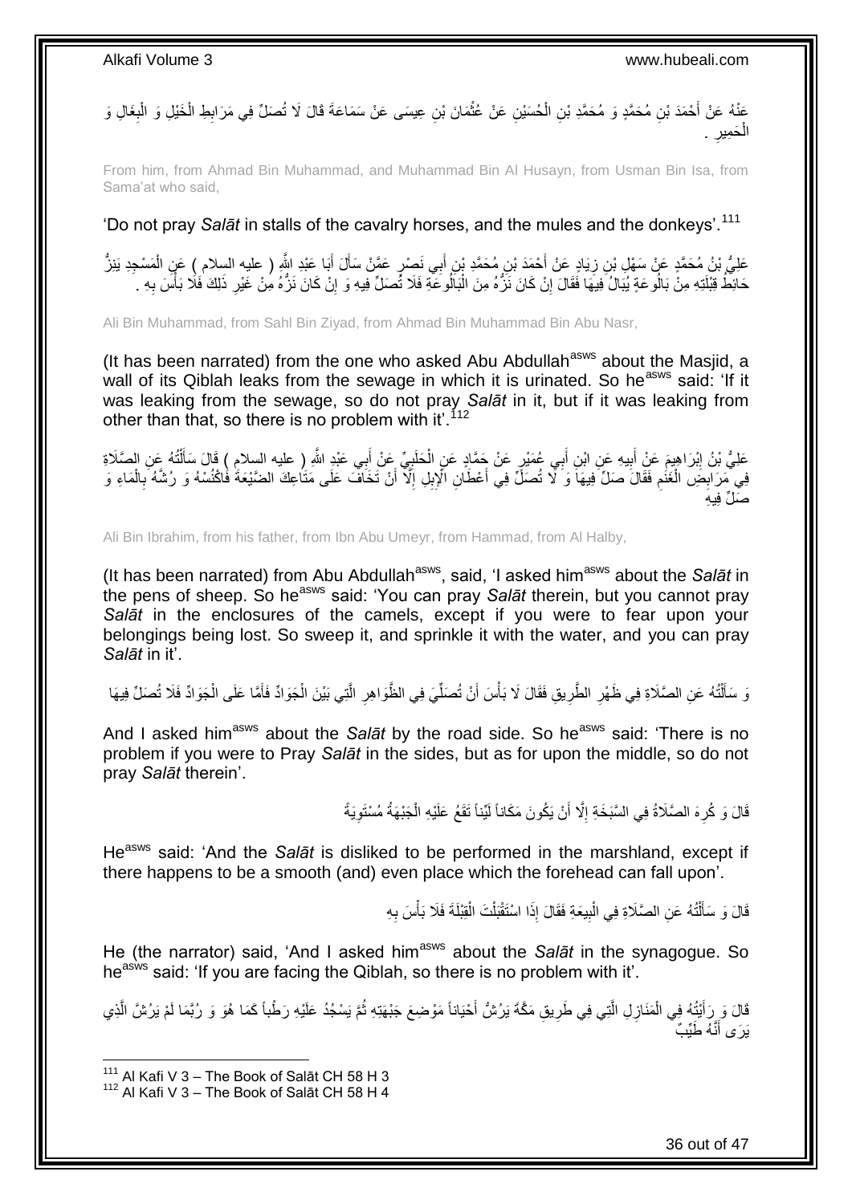عَنْهُ عَنْ أَحْمَدَ بْنِ مُحَمَّدٍ وَ مُحَمَّدِ بْنِ الْحُسَيْنِ عَنْ عُثْمَانَ بْنِ عِيسَى عَنْ سَمَاعَةَ قَالَ لَا تُصَلِّ فِي مَرَابِطِ الْخَيْلِ وَ الْبِغَالِ وَ الْحَمِيرِ .

From him, from Ahmad Bin Muhammad, and Muhammad Bin Al Husayn, from Usman Bin Isa, from Sama'at who said,

'Do not pray *Salāt* in stalls of the cavalry horses, and the mules and the donkeys'.[111]

عَلِيُّ بْنُ مُحَمَّدٍ عَنْ سَهْلِ بْنِ زِيَادٍ عَنْ أَحْمَدَ بْنِ مُحَمَّدِ بْنِ أَبِي نَصْرٍ عَمَّنْ سَأَلَ أَبَا عَبْدِ اللَّهِ ( عليه السلام ) عَنِ الْمَسْجِدِ يَنِزُّ حَائِطُ قِبْلَتِهِ مِنْ بَالُوعَةٍ يُبَالُ فِيهَا فَقَالَ إِنْ كَانَ نَزُّهُ مِنَ الْبَالُوعَةِ فَلَا تُصَلِّ فِيهِ وَ إِنْ كَانَ نَزُّهُ مِنْ غَيْرِ ذَلِكَ فَلَا بَأْسَ بِهِ .

Ali Bin Muhammad, from Sahl Bin Ziyad, from Ahmad Bin Muhammad Bin Abu Nasr,

(It has been narrated) from the one who asked Abu Abdullah[asws] about the Masjid, a wall of its Qiblah leaks from the sewage in which it is urinated. So he[asws] said: 'If it was leaking from the sewage, so do not pray *Salāt* in it, but if it was leaking from other than that, so there is no problem with it'.[112]

عَلِيُّ بْنُ إِبْرَاهِيمَ عَنْ أَبِيهِ عَنِ ابْنِ أَبِي عُمَيْرٍ عَنْ حَمَّادٍ عَنِ الْحَلَبِيِّ عَنْ أَبِي عَبْدِ اللَّهِ ( عليه السلام ) قَالَ سَأَلْتُهُ عَنِ الصَّلَاةِ فِي مَرَابِضِ الْغَنَمِ فَقَالَ صَلِّ فِيهَا وَ لَا تُصَلِّ فِي أَعْطَانِ الْإِبِلِ إِلَّا أَنْ تَخَافَ عَلَى مَتَاعِكَ الضَّيْعَةَ فَاكْنُسْهُ وَ رُشَّهُ بِالْمَاءِ وَ صَلِّ فِيهِ

Ali Bin Ibrahim, from his father, from Ibn Abu Umeyr, from Hammad, from Al Halby,

(It has been narrated) from Abu Abdullah[asws], said, 'I asked him[asws] about the *Salāt* in the pens of sheep. So he[asws] said: 'You can pray *Salāt* therein, but you cannot pray *Salāt* in the enclosures of the camels, except if you were to fear upon your belongings being lost. So sweep it, and sprinkle it with the water, and you can pray *Salāt* in it'.

وَ سَأَلْتُهُ عَنِ الصَّلَاةِ فِي ظَهْرِ الطَّرِيقِ فَقَالَ لَا بَأْسَ أَنْ تُصَلِّيَ فِي الظَّوَاهِرِ الَّتِي بَيْنَ الْجَوَادِّ فَأَمَّا عَلَى الْجَوَادِّ فَلَا تُصَلِّ فِيهَا

And I asked him[asws] about the *Salāt* by the road side. So he[asws] said: 'There is no problem if you were to Pray *Salāt* in the sides, but as for upon the middle, so do not pray *Salāt* therein'.

قَالَ وَ كُرِهَ الصَّلَاةُ فِي السَّبَخَةِ إِلَّا أَنْ يَكُونَ مَكَاناً لَيِّناً تَقَعُ عَلَيْهِ الْجَبْهَةُ مُسْتَوِيَةً

He[asws] said: 'And the *Salāt* is disliked to be performed in the marshland, except if there happens to be a smooth (and) even place which the forehead can fall upon'.

قَالَ وَ سَأَلْتُهُ عَنِ الصَّلَاةِ فِي الْبِيعَةِ فَقَالَ إِذَا اسْتَقْبَلْتَ الْقِبْلَةَ فَلَا بَأْسَ بِهِ

He (the narrator) said, 'And I asked him[asws] about the *Salāt* in the synagogue. So he[asws] said: 'If you are facing the Qiblah, so there is no problem with it'.

قَالَ وَ رَأَيْتُهُ فِي الْمَنَازِلِ الَّتِي فِي طَرِيقِ مَكَّةَ يَرُشُّ أَحْيَاناً مَوْضِعَ جَبْهَتِهِ ثُمَّ يَسْجُدُ عَلَيْهِ رَطْباً كَمَا هُوَ وَ رُبَّمَا لَمْ يَرُشَّ الَّذِي يَرَى أَنَّهُ طَيِّبٌ

---

[111] Al Kafi V 3 – The Book of Salāt CH 58 H 3
[112] Al Kafi V 3 – The Book of Salāt CH 58 H 4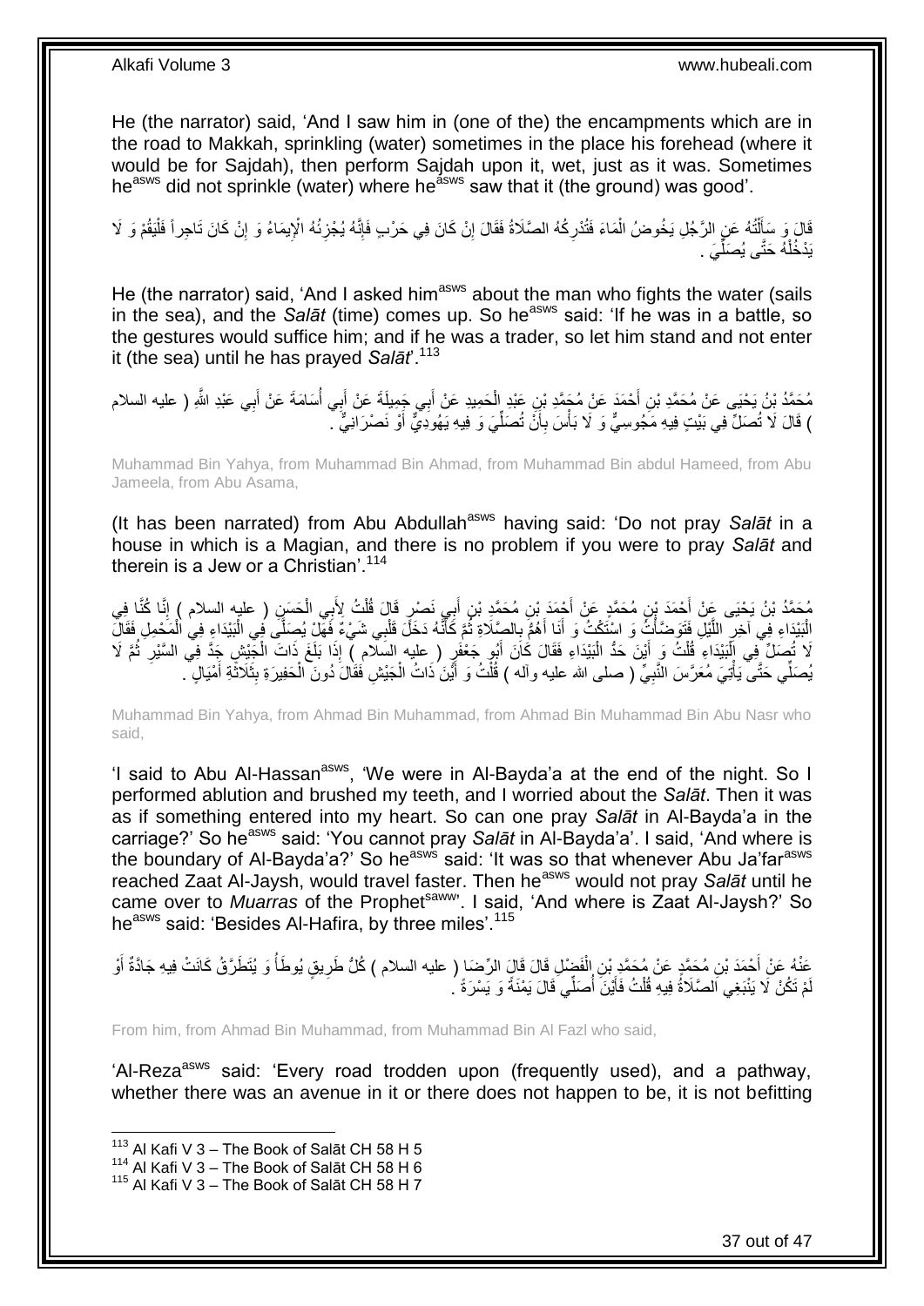He (the narrator) said, 'And I saw him in (one of the) the encampments which are in the road to Makkah, sprinkling (water) sometimes in the place his forehead (where it would be for Sajdah), then perform Sajdah upon it, wet, just as it was. Sometimes he[asws] did not sprinkle (water) where he[asws] saw that it (the ground) was good'.

قَالَ وَ سَأَلْتُهُ عَنِ الرَّجُلِ يَخُوضُ الْمَاءَ فَتُدْرِكُهُ الصَّلَاةُ فَقَالَ إِنْ كَانَ فِي حَرْبٍ فَإِنَّهُ يُجْزِئُهُ الْإِيمَاءُ وَ إِنْ كَانَ تَاجِراً فَلْيَقُمْ وَ لَا يَدْخُلْهُ حَتَّى يُصَلِّيَ .

He (the narrator) said, 'And I asked him[asws] about the man who fights the water (sails in the sea), and the *Salāt* (time) comes up. So he[asws] said: 'If he was in a battle, so the gestures would suffice him; and if he was a trader, so let him stand and not enter it (the sea) until he has prayed *Salāt*'.[113]

مُحَمَّدُ بْنُ يَحْيَى عَنْ مُحَمَّدِ بْنِ أَحْمَدَ عَنْ مُحَمَّدِ بْنِ عَبْدِ الْحَمِيدِ عَنْ أَبِي جَمِيلَةَ عَنْ أَبِي أُسَامَةَ عَنْ أَبِي عَبْدِ اللَّهِ ( عليه السلام ) قَالَ لَا تُصَلِّ فِي بَيْتٍ فِيهِ مَجُوسِيٌّ وَ لَا بَأْسَ بِأَنْ تُصَلِّيَ وَ فِيهِ يَهُودِيٌّ أَوْ نَصْرَانِيٌّ .

Muhammad Bin Yahya, from Muhammad Bin Ahmad, from Muhammad Bin abdul Hameed, from Abu Jameela, from Abu Asama,

(It has been narrated) from Abu Abdullah[asws] having said: 'Do not pray *Salāt* in a house in which is a Magian, and there is no problem if you were to pray *Salāt* and therein is a Jew or a Christian'.[114]

مُحَمَّدُ بْنُ يَحْيَى عَنْ أَحْمَدَ بْنِ مُحَمَّدٍ عَنْ أَحْمَدَ بْنِ مُحَمَّدِ بْنِ أَبِي نَصْرٍ قَالَ قُلْتُ لِأَبِي الْحَسَنِ ( عليه السلام ) إِنَّا كُنَّا فِي الْبَيْدَاءِ فِي آخِرِ اللَّيْلِ فَتَوَضَّأْتُ وَ اسْتَكْتُ وَ أَنَا أَهُمُّ بِالصَّلَاةِ ثُمَّ كَأَنَّهُ دَخَلَ قَلْبِي شَيْءٌ فَهَلْ يُصَلَّى فِي الْبَيْدَاءِ فِي الْمَحْمِلِ فَقَالَ لَا تُصَلِّ فِي الْبَيْدَاءِ قُلْتُ وَ أَيْنَ حَدُّ الْبَيْدَاءِ فَقَالَ كَانَ أَبُو جَعْفَرٍ ( عليه السلام ) إِذَا بَلَغَ ذَاتَ الْجَيْشِ جَدَّ فِي السَّيْرِ ثُمَّ لَا يُصَلِّي حَتَّى يَأْتِيَ مُعَرَّسَ النَّبِيِّ ( صلى الله عليه وآله ) قُلْتُ وَ أَيْنَ ذَاتُ الْجَيْشِ فَقَالَ دُونَ الْحَفِيرَةِ بِثَلَاثَةِ أَمْيَالٍ .

Muhammad Bin Yahya, from Ahmad Bin Muhammad, from Ahmad Bin Muhammad Bin Abu Nasr who said,

'I said to Abu Al-Hassan[asws], 'We were in Al-Bayda'a at the end of the night. So I performed ablution and brushed my teeth, and I worried about the *Salāt*. Then it was as if something entered into my heart. So can one pray *Salāt* in Al-Bayda'a in the carriage?' So he[asws] said: 'You cannot pray *Salāt* in Al-Bayda'a'. I said, 'And where is the boundary of Al-Bayda'a?' So he[asws] said: 'It was so that whenever Abu Ja'far[asws] reached Zaat Al-Jaysh, would travel faster. Then he[asws] would not pray *Salāt* until he came over to *Muarras* of the Prophet[saww]'. I said, 'And where is Zaat Al-Jaysh?' So he[asws] said: 'Besides Al-Hafira, by three miles'.[115]

عَنْهُ عَنْ أَحْمَدَ بْنِ مُحَمَّدٍ عَنْ مُحَمَّدِ بْنِ الْفَضْلِ قَالَ قَالَ الرِّضَا ( عليه السلام ) كُلُّ طَرِيقٍ يُوطَأُ وَ يُتَطَرَّقُ كَانَتْ فِيهِ جَادَّةٌ أَوْ لَمْ تَكُنْ لَا يَنْبَغِي الصَّلَاةُ فِيهِ قُلْتُ فَأَيْنَ أُصَلِّي قَالَ يَمْنَةً وَ يَسْرَةً .

From him, from Ahmad Bin Muhammad, from Muhammad Bin Al Fazl who said,

'Al-Reza[asws] said: 'Every road trodden upon (frequently used), and a pathway, whether there was an avenue in it or there does not happen to be, it is not befitting

[113] Al Kafi V 3 – The Book of Salāt CH 58 H 5
[114] Al Kafi V 3 – The Book of Salāt CH 58 H 6
[115] Al Kafi V 3 – The Book of Salāt CH 58 H 7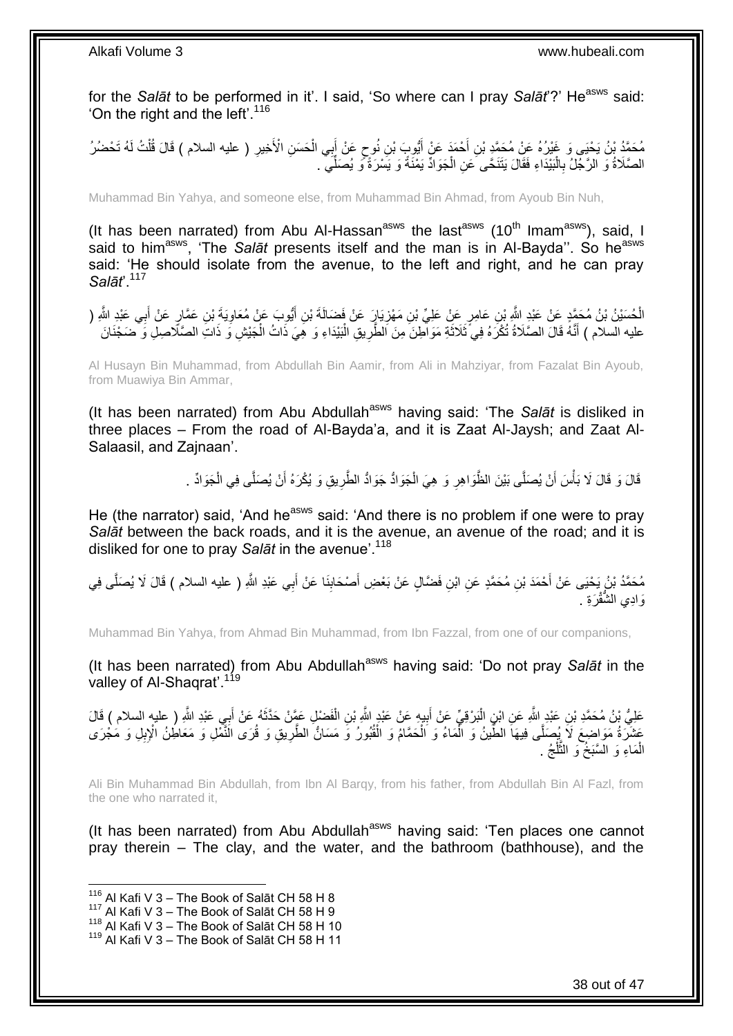for the *Salāt* to be performed in it'. I said, 'So where can I pray *Salāt*'?' He[asws] said: 'On the right and the left'.[116]

مُحَمَّدُ بْنُ يَحْيَى وَ غَيْرُهُ عَنْ مُحَمَّدِ بْنِ أَحْمَدَ عَنْ أَيُّوبَ بْنِ نُوحٍ عَنْ أَبِي الْحَسَنِ الْأَخِيرِ ( عليه السلام ) قَالَ قُلْتُ لَهُ تَحْضُرُ الصَّلَاةُ وَ الرَّجُلُ بِالْبَيْدَاءِ فَقَالَ يَتَنَحَّى عَنِ الْجَوَادِّ يَمْنَةً وَ يَسْرَةً وَ يُصَلِّي .

Muhammad Bin Yahya, and someone else, from Muhammad Bin Ahmad, from Ayoub Bin Nuh,

(It has been narrated) from Abu Al-Hassan[asws] the last[asws] (10[th] Imam[asws]), said, I said to him[asws], 'The *Salāt* presents itself and the man is in Al-Bayda''. So he[asws] said: 'He should isolate from the avenue, to the left and right, and he can pray *Salāt*'.[117]

الْحُسَيْنُ بْنُ مُحَمَّدٍ عَنْ عَبْدِ اللَّهِ بْنِ عَامِرٍ عَنْ عَلِيِّ بْنِ مَهْزِيَارَ عَنْ فَضَالَةَ بْنِ أَيُّوبَ عَنْ مُعَاوِيَةَ بْنِ عَمَّارٍ عَنْ أَبِي عَبْدِ اللَّهِ ( عليه السلام ) أَنَّهُ قَالَ الصَّلَاةُ تُكْرَهُ فِي ثَلَاثَةِ مَوَاطِنَ مِنَ الطَّرِيقِ الْبَيْدَاءِ وَ هِيَ ذَاتُ الْجَيْشِ وَ ذَاتِ الصَّلَاصِلِ وَ ضَجْنَانَ

Al Husayn Bin Muhammad, from Abdullah Bin Aamir, from Ali in Mahziyar, from Fazalat Bin Ayoub, from Muawiya Bin Ammar,

(It has been narrated) from Abu Abdullah[asws] having said: 'The *Salāt* is disliked in three places – From the road of Al-Bayda'a, and it is Zaat Al-Jaysh; and Zaat Al-Salaasil, and Zajnaan'.

قَالَ وَ قَالَ لَا بَأْسَ أَنْ يُصَلَّى بَيْنَ الظَّوَاهِرِ وَ هِيَ الْجَوَادُّ جَوَادُّ الطَّرِيقِ وَ يُكْرَهُ أَنْ يُصَلَّى فِي الْجَوَادِّ .

He (the narrator) said, 'And he[asws] said: 'And there is no problem if one were to pray *Salāt* between the back roads, and it is the avenue, an avenue of the road; and it is disliked for one to pray *Salāt* in the avenue'.[118]

مُحَمَّدُ بْنُ يَحْيَى عَنْ أَحْمَدَ بْنِ مُحَمَّدٍ عَنِ ابْنِ فَضَّالٍ عَنْ بَعْضِ أَصْحَابِنَا عَنْ أَبِي عَبْدِ اللَّهِ ( عليه السلام ) قَالَ لَا يُصَلَّى فِي وَادِي الشُّقْرَةِ .

Muhammad Bin Yahya, from Ahmad Bin Muhammad, from Ibn Fazzal, from one of our companions,

(It has been narrated) from Abu Abdullah[asws] having said: 'Do not pray *Salāt* in the valley of Al-Shaqrat'.[119]

عَلِيُّ بْنُ مُحَمَّدِ بْنِ عَبْدِ اللَّهِ عَنِ ابْنِ الْبَرْقِيِّ عَنْ أَبِيهِ عَنْ عَبْدِ اللَّهِ بْنِ الْفَضْلِ عَمَّنْ حَدَّثَهُ عَنْ أَبِي عَبْدِ اللَّهِ ( عليه السلام ) قَالَ عَشَرَةُ مَوَاضِعَ لَا يُصَلَّى فِيهَا الطِّينُ وَ الْمَاءُ وَ الْحَمَّامُ وَ الْقُبُورُ وَ مَسَانُّ الطَّرِيقِ وَ قُرَى النَّمْلِ وَ مَعَاطِنُ الْإِبِلِ وَ مَجْرَى الْمَاءِ وَ السَّبَخُ وَ الثَّلْجُ .

Ali Bin Muhammad Bin Abdullah, from Ibn Al Barqy, from his father, from Abdullah Bin Al Fazl, from the one who narrated it,

(It has been narrated) from Abu Abdullah[asws] having said: 'Ten places one cannot pray therein – The clay, and the water, and the bathroom (bathhouse), and the

[116] Al Kafi V 3 – The Book of Salāt CH 58 H 8
[117] Al Kafi V 3 – The Book of Salāt CH 58 H 9
[118] Al Kafi V 3 – The Book of Salāt CH 58 H 10
[119] Al Kafi V 3 – The Book of Salāt CH 58 H 11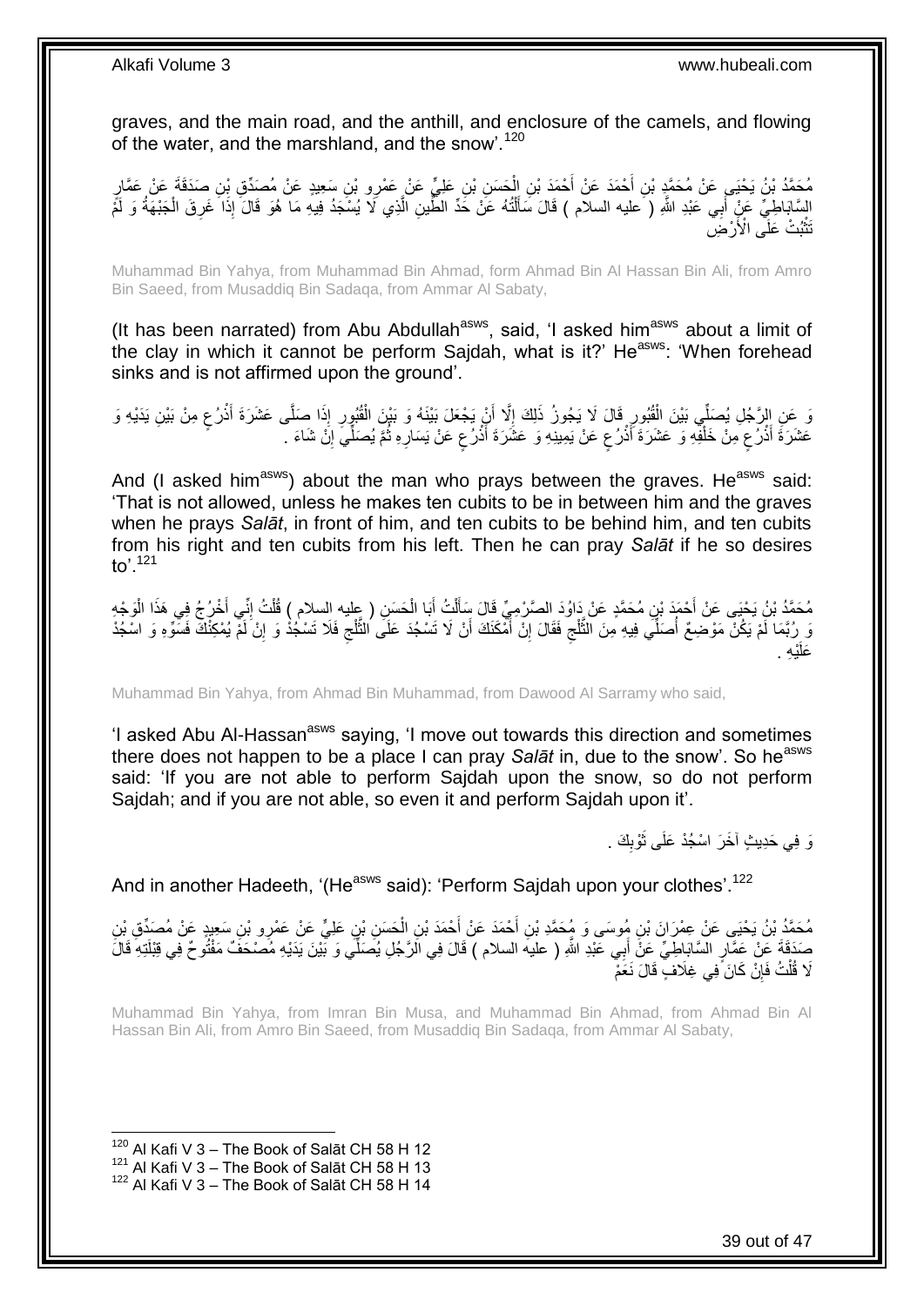graves, and the main road, and the anthill, and enclosure of the camels, and flowing of the water, and the marshland, and the snow'.[120]

مُحَمَّدُ بْنُ يَحْيَى عَنْ مُحَمَّدِ بْنِ أَحْمَدَ عَنْ أَحْمَدَ بْنِ الْحَسَنِ بْنِ عَلِيٍّ عَنْ عَمْرِو بْنِ سَعِيدٍ عَنْ مُصَدِّقِ بْنِ صَدَقَةَ عَنْ عَمَّارٍ السَّابَاطِيِّ عَنْ أَبِي عَبْدِ اللَّهِ ( عليه السلام ) قَالَ سَأَلْتُهُ عَنْ حَدِّ الطِّينِ الَّذِي لَا يُسْجَدُ فِيهِ مَا هُوَ قَالَ إِذَا غَرِقَ الْجَبْهَةُ وَ لَمْ تَثْبُتْ عَلَى الْأَرْضِ

Muhammad Bin Yahya, from Muhammad Bin Ahmad, form Ahmad Bin Al Hassan Bin Ali, from Amro Bin Saeed, from Musaddiq Bin Sadaqa, from Ammar Al Sabaty,

(It has been narrated) from Abu Abdullah[asws], said, 'I asked him[asws] about a limit of the clay in which it cannot be perform Sajdah, what is it?' He[asws]: 'When forehead sinks and is not affirmed upon the ground'.

وَ عَنِ الرَّجُلِ يُصَلِّي بَيْنَ الْقُبُورِ قَالَ لَا يَجُوزُ ذَلِكَ إِلَّا أَنْ يَجْعَلَ بَيْنَهُ وَ بَيْنَ الْقُبُورِ إِذَا صَلَّى عَشَرَةَ أَذْرُعٍ مِنْ بَيْنِ يَدَيْهِ وَ عَشَرَةَ أَذْرُعٍ مِنْ خَلْفِهِ وَ عَشَرَةَ أَذْرُعٍ عَنْ يَمِينِهِ وَ عَشَرَةَ أَذْرُعٍ عَنْ يَسَارِهِ ثُمَّ يُصَلِّي إِنْ شَاءَ .

And (I asked him[asws]) about the man who prays between the graves. He[asws] said: 'That is not allowed, unless he makes ten cubits to be in between him and the graves when he prays *Salāt*, in front of him, and ten cubits to be behind him, and ten cubits from his right and ten cubits from his left. Then he can pray *Salāt* if he so desires to'.[121]

مُحَمَّدُ بْنُ يَحْيَى عَنْ أَحْمَدَ بْنِ مُحَمَّدٍ عَنْ دَاوُدَ الصَّرْمِيِّ قَالَ سَأَلْتُ أَبَا الْحَسَنِ ( عليه السلام ) قُلْتُ إِنِّي أَخْرُجُ فِي هَذَا الْوَجْهِ وَ رُبَّمَا لَمْ يَكُنْ مَوْضِعٌ أُصَلِّي فِيهِ مِنَ الثَّلْجِ فَقَالَ إِنْ أَمْكَنَكَ أَنْ لَا تَسْجُدَ عَلَى الثَّلْجِ فَلَا تَسْجُدْ وَ إِنْ لَمْ يُمْكِنْكَ فَسَوِّهِ وَ اسْجُدْ عَلَيْهِ .

Muhammad Bin Yahya, from Ahmad Bin Muhammad, from Dawood Al Sarramy who said,

'I asked Abu Al-Hassan[asws] saying, 'I move out towards this direction and sometimes there does not happen to be a place I can pray *Salāt* in, due to the snow'. So he[asws] said: 'If you are not able to perform Sajdah upon the snow, so do not perform Sajdah; and if you are not able, so even it and perform Sajdah upon it'.

وَ فِي حَدِيثٍ آخَرَ اسْجُدْ عَلَى ثَوْبِكَ .

And in another Hadeeth, '(He[asws] said): 'Perform Sajdah upon your clothes'.[122]

مُحَمَّدُ بْنُ يَحْيَى عَنْ عِمْرَانَ بْنِ مُوسَى وَ مُحَمَّدِ بْنِ أَحْمَدَ عَنْ أَحْمَدَ بْنِ الْحَسَنِ بْنِ عَلِيٍّ عَنْ عَمْرِو بْنِ سَعِيدٍ عَنْ مُصَدِّقِ بْنِ صَدَقَةَ عَنْ عَمَّارٍ السَّابَاطِيِّ عَنْ أَبِي عَبْدِ اللَّهِ ( عليه السلام ) قَالَ فِي الرَّجُلِ يُصَلِّي وَ بَيْنَ يَدَيْهِ مُصْحَفٌ مَفْتُوحٌ فِي قِبْلَتِهِ قَالَ لَا قُلْتُ فَإِنْ كَانَ فِي غِلَافٍ قَالَ نَعَمْ

Muhammad Bin Yahya, from Imran Bin Musa, and Muhammad Bin Ahmad, from Ahmad Bin Al Hassan Bin Ali, from Amro Bin Saeed, from Musaddiq Bin Sadaqa, from Ammar Al Sabaty,

[120] Al Kafi V 3 – The Book of Salāt CH 58 H 12
[121] Al Kafi V 3 – The Book of Salāt CH 58 H 13
[122] Al Kafi V 3 – The Book of Salāt CH 58 H 14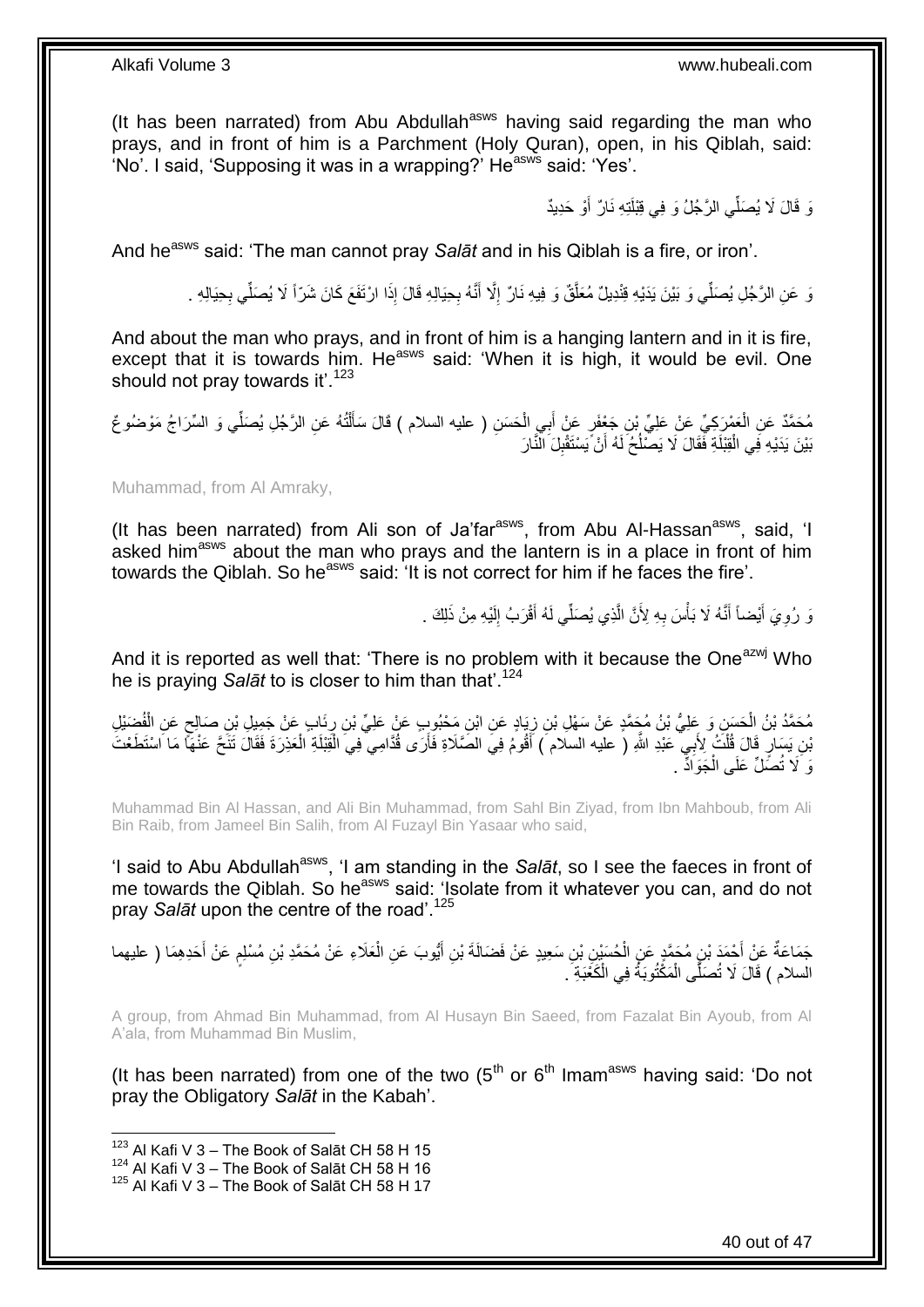(It has been narrated) from Abu Abdullah[asws] having said regarding the man who prays, and in front of him is a Parchment (Holy Quran), open, in his Qiblah, said: 'No'. I said, 'Supposing it was in a wrapping?' He[asws] said: 'Yes'.

وَ قَالَ لَا يُصَلِّي الرَّجُلُ وَ فِي قِبْلَتِهِ نَارٌ أَوْ حَدِيدٌ

And he[asws] said: 'The man cannot pray *Salāt* and in his Qiblah is a fire, or iron'.

وَ عَنِ الرَّجُلِ يُصَلِّي وَ بَيْنَ يَدَيْهِ قِنْدِيلٌ مُعَلَّقٌ وَ فِيهِ نَارٌ إِلَّا أَنَّهُ بِحِيَالِهِ قَالَ إِذَا ارْتَفَعَ كَانَ شَرّاً لَا يُصَلِّي بِحِيَالِهِ .

And about the man who prays, and in front of him is a hanging lantern and in it is fire, except that it is towards him. He[asws] said: 'When it is high, it would be evil. One should not pray towards it'.[123]

مُحَمَّدٌ عَنِ الْعَمْرَكِيِّ عَنْ عَلِيِّ بْنِ جَعْفَرٍ عَنْ أَبِي الْحَسَنِ ( عليه السلام ) قَالَ سَأَلْتُهُ عَنِ الرَّجُلِ يُصَلِّي وَ السِّرَاجُ مَوْضُوعٌ بَيْنَ يَدَيْهِ فِي الْقِبْلَةِ فَقَالَ لَا يَصْلُحُ لَهُ أَنْ يَسْتَقْبِلَ النَّارَ

Muhammad, from Al Amraky,

(It has been narrated) from Ali son of Ja'far[asws], from Abu Al-Hassan[asws], said, 'I asked him[asws] about the man who prays and the lantern is in a place in front of him towards the Qiblah. So he[asws] said: 'It is not correct for him if he faces the fire'.

وَ رُوِيَ أَيْضاً أَنَّهُ لَا بَأْسَ بِهِ لِأَنَّ الَّذِي يُصَلِّي لَهُ أَقْرَبُ إِلَيْهِ مِنْ ذَلِكَ .

And it is reported as well that: 'There is no problem with it because the One[azwj] Who he is praying *Salāt* to is closer to him than that'.[124]

مُحَمَّدُ بْنُ الْحَسَنِ وَ عَلِيُّ بْنُ مُحَمَّدٍ عَنْ سَهْلِ بْنِ زِيَادٍ عَنِ ابْنِ مَحْبُوبٍ عَنْ عَلِيِّ بْنِ رِئَابٍ عَنْ جَمِيلِ بْنِ صَالِحٍ عَنِ الْفُضَيْلِ بْنِ يَسَارٍ قَالَ قُلْتُ لِأَبِي عَبْدِ اللَّهِ ( عليه السلام ) أَقُومُ فِي الصَّلَاةِ فَأَرَى قُدَّامِي فِي الْقِبْلَةِ الْعَذِرَةَ فَقَالَ تَنَحَّ عَنْهَا مَا اسْتَطَعْتَ وَ لَا تُصَلِّ عَلَى الْجَوَادِّ .

Muhammad Bin Al Hassan, and Ali Bin Muhammad, from Sahl Bin Ziyad, from Ibn Mahboub, from Ali Bin Raib, from Jameel Bin Salih, from Al Fuzayl Bin Yasaar who said,

'I said to Abu Abdullah[asws], 'I am standing in the *Salāt*, so I see the faeces in front of me towards the Qiblah. So he[asws] said: 'Isolate from it whatever you can, and do not pray *Salāt* upon the centre of the road'.[125]

جَمَاعَةٌ عَنْ أَحْمَدَ بْنِ مُحَمَّدٍ عَنِ الْحُسَيْنِ بْنِ سَعِيدٍ عَنْ فَضَالَةَ بْنِ أَيُّوبَ عَنِ الْعَلَاءِ عَنْ مُحَمَّدِ بْنِ مُسْلِمٍ عَنْ أَحَدِهِمَا ( عليهما السلام ) قَالَ لَا تُصَلِّ الْمَكْتُوبَةَ فِي الْكَعْبَةِ .

A group, from Ahmad Bin Muhammad, from Al Husayn Bin Saeed, from Fazalat Bin Ayoub, from Al A'ala, from Muhammad Bin Muslim,

(It has been narrated) from one of the two ($5^{th}$ or $6^{th}$ Imam[asws] having said: 'Do not pray the Obligatory *Salāt* in the Kabah'.

[123] Al Kafi V 3 – The Book of Salāt CH 58 H 15
[124] Al Kafi V 3 – The Book of Salāt CH 58 H 16
[125] Al Kafi V 3 – The Book of Salāt CH 58 H 17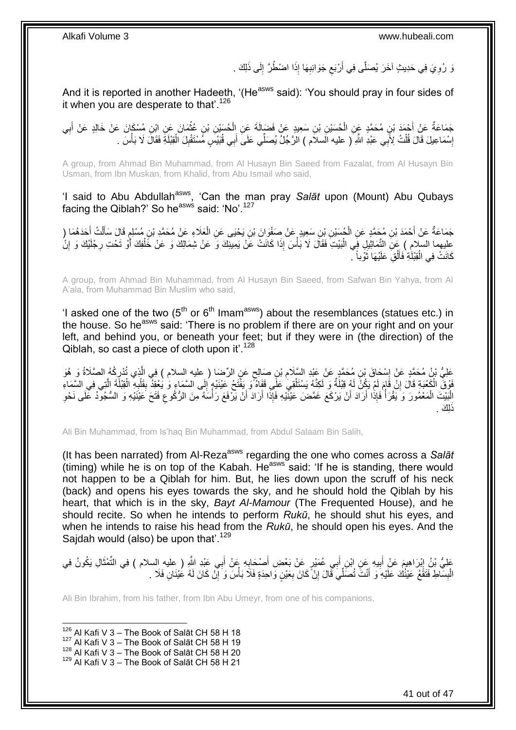وَ رُوِيَ فِي حَدِيثٍ آخَرَ يُصَلَّى فِي أَرْبَعِ جَوَانِبِهَا إِذَا اضْطُرَّ إِلَى ذَلِكَ .

And it is reported in another Hadeeth, '(He[asws] said): 'You should pray in four sides of it when you are desperate to that'.[126]

جَمَاعَةٌ عَنْ أَحْمَدَ بْنِ مُحَمَّدٍ عَنِ الْحُسَيْنِ بْنِ سَعِيدٍ عَنْ فَضَالَةَ عَنِ الْحُسَيْنِ بْنِ عُثْمَانَ عَنِ ابْنِ مُسْكَانَ عَنْ خَالِدٍ عَنْ أَبِي إِسْمَاعِيلَ قَالَ قُلْتُ لِأَبِي عَبْدِ اللَّهِ ( عليه السلام ) الرَّجُلُ يُصَلِّي عَلَى أَبِي قُبَيْسٍ مُسْتَقْبِلَ الْقِبْلَةِ فَقَالَ لَا بَأْسَ .

A group, from Ahmad Bin Muhammad, from Al Husayn Bin Saeed from Fazalat, from Al Husayn Bin Usman, from Ibn Muskan, from Khalid, from Abu Ismail who said,

'I said to Abu Abdullah[asws], 'Can the man pray *Salāt* upon (Mount) Abu Qubays facing the Qiblah?' So he[asws] said: 'No'.[127]

جَمَاعَةٌ عَنْ أَحْمَدَ بْنِ مُحَمَّدٍ عَنِ الْحُسَيْنِ بْنِ سَعِيدٍ عَنْ صَفْوَانَ بْنِ يَحْيَى عَنِ الْعَلَاءِ عَنْ مُحَمَّدِ بْنِ مُسْلِمٍ قَالَ سَأَلْتُ أَحَدَهُمَا ( عليهما السلام ) عَنِ التَّمَاثِيلِ فِي الْبَيْتِ فَقَالَ لَا بَأْسَ إِذَا كَانَتْ عَنْ يَمِينِكَ وَ عَنْ شِمَالِكَ وَ عَنْ خَلْفِكَ أَوْ تَحْتَ رِجْلَيْكَ وَ إِنْ كَانَتْ فِي الْقِبْلَةِ فَأَلْقِ عَلَيْهَا ثَوْباً .

A group, from Ahmad Bin Muhammad, from Al Husayn Bin Saeed, from Safwan Bin Yahya, from Al A'ala, from Muhammad Bin Muslim who said,

'I asked one of the two (5th or 6th Imam[asws]) about the resemblances (statues etc.) in the house. So he[asws] said: 'There is no problem if there are on your right and on your left, and behind you, or beneath your feet; but if they were in (the direction) of the Qiblah, so cast a piece of cloth upon it'.[128]

عَلِيُّ بْنُ مُحَمَّدٍ عَنْ إِسْحَاقَ بْنِ مُحَمَّدٍ عَنْ عَبْدِ السَّلَامِ بْنِ صَالِحٍ عَنِ الرِّضَا ( عليه السلام ) فِي الَّذِي تُدْرِكُهُ الصَّلَاةُ وَ هُوَ فَوْقَ الْكَعْبَةِ قَالَ إِنْ قَامَ لَمْ يَكُنْ لَهُ قِبْلَةٌ وَ لَكِنَّهُ يَسْتَلْقِي عَلَى قَفَاهُ وَ يَفْتَحُ عَيْنَيْهِ إِلَى السَّمَاءِ وَ يَعْقِدُ بِقَلْبِهِ الْقِبْلَةَ الَّتِي فِي السَّمَاءِ الْبَيْتَ الْمَعْمُورَ وَ يَقْرَأُ فَإِذَا أَرَادَ أَنْ يَرْكَعَ غَمَّضَ عَيْنَيْهِ فَإِذَا أَرَادَ أَنْ يَرْفَعَ رَأْسَهُ مِنَ الرُّكُوعِ فَتَحَ عَيْنَيْهِ وَ السُّجُودُ عَلَى نَحْوِ ذَلِكَ .

Ali Bin Muhammad, from Is'haq Bin Muhammad, from Abdul Salaam Bin Salih,

(It has been narrated) from Al-Reza[asws] regarding the one who comes across a *Salāt* (timing) while he is on top of the Kabah. He[asws] said: 'If he is standing, there would not happen to be a Qiblah for him. But, he lies down upon the scruff of his neck (back) and opens his eyes towards the sky, and he should hold the Qiblah by his heart, that which is in the sky, *Bayt Al-Mamour* (The Frequented House), and he should recite. So when he intends to perform *Rukū*, he should shut his eyes, and when he intends to raise his head from the *Rukū*, he should open his eyes. And the Sajdah would (also) be upon that'.[129]

عَلِيُّ بْنُ إِبْرَاهِيمَ عَنْ أَبِيهِ عَنِ ابْنِ أَبِي عُمَيْرٍ عَنْ بَعْضِ أَصْحَابِهِ عَنْ أَبِي عَبْدِ اللَّهِ ( عليه السلام ) فِي التِّمْثَالِ يَكُونُ فِي الْبِسَاطِ فَتَقَعُ عَيْنُكَ عَلَيْهِ وَ أَنْتَ تُصَلِّي قَالَ إِنْ كَانَ بِعَيْنٍ وَاحِدَةٍ فَلَا بَأْسَ وَ إِنْ كَانَ لَهُ عَيْنَانِ فَلَا .

Ali Bin Ibrahim, from his father, from Ibn Abu Umeyr, from one of his companions,

[126] Al Kafi V 3 – The Book of Salāt CH 58 H 18
[127] Al Kafi V 3 – The Book of Salāt CH 58 H 19
[128] Al Kafi V 3 – The Book of Salāt CH 58 H 20
[129] Al Kafi V 3 – The Book of Salāt CH 58 H 21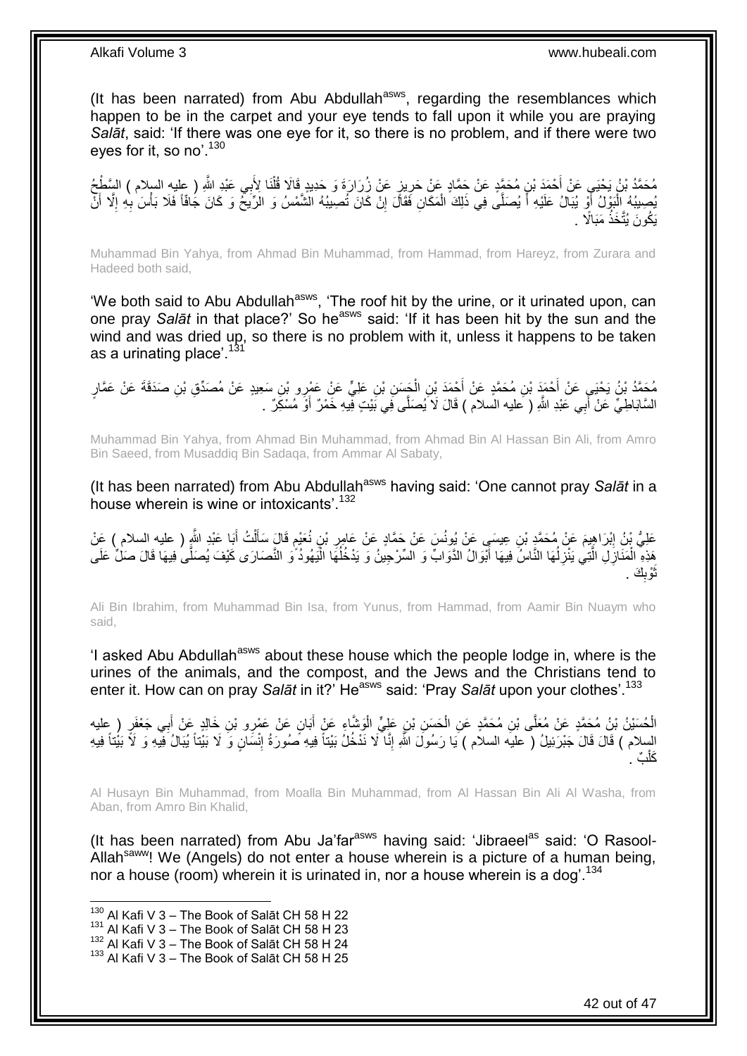(It has been narrated) from Abu Abdullah[asws], regarding the resemblances which happen to be in the carpet and your eye tends to fall upon it while you are praying *Salāt*, said: 'If there was one eye for it, so there is no problem, and if there were two eyes for it, so no'.[130]

مُحَمَّدُ بْنُ يَحْيَى عَنْ أَحْمَدَ بْنِ مُحَمَّدٍ عَنْ حَمَّادٍ عَنْ حَرِيزٍ عَنْ زُرَارَةَ وَ حَدِيدٍ قَالَا قُلْنَا لِأَبِي عَبْدِ اللَّهِ ( عليه السلام ) السَّطْحُ يُصِيبُهُ الْبَوْلُ أَوْ يُبَالُ عَلَيْهِ أَ يُصَلَّى فِي ذَلِكَ الْمَكَانِ فَقَالَ إِنْ كَانَ تُصِيبُهُ الشَّمْسُ وَ الرِّيحُ وَ كَانَ جَافّاً فَلَا بَأْسَ بِهِ إِلَّا أَنْ يَكُونَ يُتَّخَذُ مَبَالًا .

Muhammad Bin Yahya, from Ahmad Bin Muhammad, from Hammad, from Hareyz, from Zurara and Hadeed both said,

'We both said to Abu Abdullah[asws], 'The roof hit by the urine, or it urinated upon, can one pray *Salāt* in that place?' So he[asws] said: 'If it has been hit by the sun and the wind and was dried up, so there is no problem with it, unless it happens to be taken as a urinating place'.[131]

مُحَمَّدُ بْنُ يَحْيَى عَنْ أَحْمَدَ بْنِ مُحَمَّدٍ عَنْ أَحْمَدَ بْنِ الْحَسَنِ بْنِ عَلِيٍّ عَنْ عَمْرِو بْنِ سَعِيدٍ عَنْ مُصَدِّقِ بْنِ صَدَقَةَ عَنْ عَمَّارٍ السَّابَاطِيِّ عَنْ أَبِي عَبْدِ اللَّهِ ( عليه السلام ) قَالَ لَا يُصَلَّى فِي بَيْتٍ فِيهِ خَمْرٌ أَوْ مُسْكِرٌ .

Muhammad Bin Yahya, from Ahmad Bin Muhammad, from Ahmad Bin Al Hassan Bin Ali, from Amro Bin Saeed, from Musaddiq Bin Sadaqa, from Ammar Al Sabaty,

(It has been narrated) from Abu Abdullah[asws] having said: 'One cannot pray *Salāt* in a house wherein is wine or intoxicants'.[132]

عَلِيُّ بْنُ إِبْرَاهِيمَ عَنْ مُحَمَّدِ بْنِ عِيسَى عَنْ يُونُسَ عَنْ حَمَّادٍ عَنْ عَامِرِ بْنِ نُعَيْمٍ قَالَ سَأَلْتُ أَبَا عَبْدِ اللَّهِ ( عليه السلام ) عَنْ هَذِهِ الْمَنَازِلِ الَّتِي يَنْزِلُهَا النَّاسُ فِيهَا أَبْوَالُ الدَّوَابِّ وَ السِّرْجِينُ وَ يَدْخُلُهَا الْيَهُودُ وَ النَّصَارَى كَيْفَ يُصَلَّى فِيهَا قَالَ صَلِّ عَلَى ثَوْبِكَ .

Ali Bin Ibrahim, from Muhammad Bin Isa, from Yunus, from Hammad, from Aamir Bin Nuaym who said,

'I asked Abu Abdullah[asws] about these house which the people lodge in, where is the urines of the animals, and the compost, and the Jews and the Christians tend to enter it. How can on pray *Salāt* in it?' He[asws] said: 'Pray *Salāt* upon your clothes'.[133]

الْحُسَيْنُ بْنُ مُحَمَّدٍ عَنْ مُعَلَّى بْنِ مُحَمَّدٍ عَنِ الْحَسَنِ بْنِ عَلِيٍّ الْوَشَّاءِ عَنْ أَبَانٍ عَنْ عَمْرِو بْنِ خَالِدٍ عَنْ أَبِي جَعْفَرٍ ( عليه السلام ) قَالَ قَالَ جَبْرَئِيلُ ( عليه السلام ) يَا رَسُولَ اللَّهِ إِنَّا لَا نَدْخُلُ بَيْتاً فِيهِ صُورَةُ إِنْسَانٍ وَ لَا بَيْتاً يُبَالُ فِيهِ وَ لَا بَيْتاً فِيهِ كَلْبٌ .

Al Husayn Bin Muhammad, from Moalla Bin Muhammad, from Al Hassan Bin Ali Al Washa, from Aban, from Amro Bin Khalid,

(It has been narrated) from Abu Ja'far[asws] having said: 'Jibraeel[as] said: 'O Rasool-Allah[saww]! We (Angels) do not enter a house wherein is a picture of a human being, nor a house (room) wherein it is urinated in, nor a house wherein is a dog'.[134]

---

[130] Al Kafi V 3 – The Book of Salāt CH 58 H 22
[131] Al Kafi V 3 – The Book of Salāt CH 58 H 23
[132] Al Kafi V 3 – The Book of Salāt CH 58 H 24
[133] Al Kafi V 3 – The Book of Salāt CH 58 H 25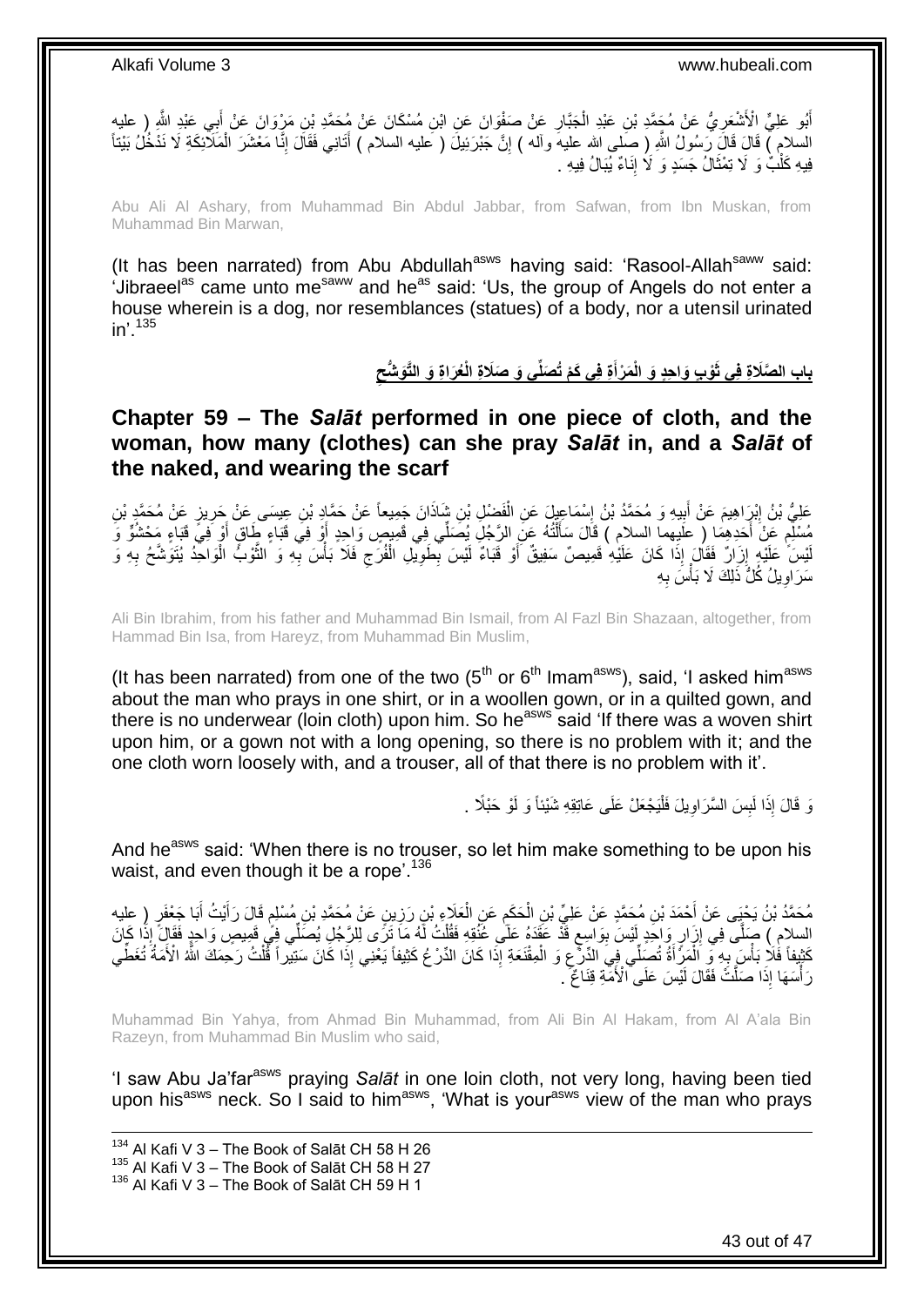أَبُو عَلِيٍّ الْأَشْعَرِيُّ عَنْ مُحَمَّدِ بْنِ عَبْدِ الْجَبَّارِ عَنْ صَفْوَانَ عَنِ ابْنِ مُسْكَانَ عَنْ مُحَمَّدِ بْنِ مَرْوَانَ عَنْ أَبِي عَبْدِ اللَّهِ ( عليه السلام ) قَالَ قَالَ رَسُولُ اللَّهِ ( صلى الله عليه وآله ) إِنَّ جَبْرَئِيلَ ( عليه السلام ) أَتَانِي فَقَالَ إِنَّا مَعْشَرَ الْمَلَائِكَةِ لَا نَدْخُلُ بَيْتاً فِيهِ كَلْبٌ وَ لَا تِمْثَالُ جَسَدٍ وَ لَا إِنَاءٌ يُبَالُ فِيهِ .

Abu Ali Al Ashary, from Muhammad Bin Abdul Jabbar, from Safwan, from Ibn Muskan, from Muhammad Bin Marwan,

(It has been narrated) from Abu Abdullah[asws] having said: 'Rasool-Allah[saww] said: 'Jibraeel[as] came unto me[saww] and he[as] said: 'Us, the group of Angels do not enter a house wherein is a dog, nor resemblances (statues) of a body, nor a utensil urinated in'.[135]

## باب الصَّلَاةِ فِي ثَوْبٍ وَاحِدٍ وَ الْمَرْأَةِ فِي كَمْ تُصَلِّي وَ صَلَاةِ الْعُرَاةِ وَ التَّوَشُّحِ

## Chapter 59 – The *Salāt* performed in one piece of cloth, and the woman, how many (clothes) can she pray *Salāt* in, and a *Salāt* of the naked, and wearing the scarf

عَلِيُّ بْنُ إِبْرَاهِيمَ عَنْ أَبِيهِ وَ مُحَمَّدُ بْنُ إِسْمَاعِيلَ عَنِ الْفَضْلِ بْنِ شَاذَانَ جَمِيعاً عَنْ حَمَّادِ بْنِ عِيسَى عَنْ حَرِيزٍ عَنْ مُحَمَّدِ بْنِ مُسْلِمٍ عَنْ أَحَدِهِمَا ( عليهما السلام ) قَالَ سَأَلْتُهُ عَنِ الرَّجُلِ يُصَلِّي فِي قَمِيصٍ وَاحِدٍ أَوْ فِي قَبَاءٍ طَاقٍ أَوْ فِي قَبَاءٍ مَحْشُوٍّ وَ لَيْسَ عَلَيْهِ إِزَارٌ فَقَالَ إِذَا كَانَ عَلَيْهِ قَمِيصٌ سَفِيقٌ أَوْ قَبَاءٌ لَيْسَ بِطَوِيلِ الْفَرْجِ فَلَا بَأْسَ بِهِ وَ الثَّوْبُ الْوَاحِدُ يُتَوَشَّحُ بِهِ وَ سَرَاوِيلُ كُلُّ ذَلِكَ لَا بَأْسَ بِهِ

Ali Bin Ibrahim, from his father and Muhammad Bin Ismail, from Al Fazl Bin Shazaan, altogether, from Hammad Bin Isa, from Hareyz, from Muhammad Bin Muslim,

(It has been narrated) from one of the two (5th or 6th Imam[asws]), said, 'I asked him[asws] about the man who prays in one shirt, or in a woollen gown, or in a quilted gown, and there is no underwear (loin cloth) upon him. So he[asws] said 'If there was a woven shirt upon him, or a gown not with a long opening, so there is no problem with it; and the one cloth worn loosely with, and a trouser, all of that there is no problem with it'.

وَ قَالَ إِذَا لَبِسَ السَّرَاوِيلَ فَلْيَجْعَلْ عَلَى عَاتِقِهِ شَيْئاً وَ لَوْ حَبْلًا .

And he[asws] said: 'When there is no trouser, so let him make something to be upon his waist, and even though it be a rope'.[136]

مُحَمَّدُ بْنُ يَحْيَى عَنْ أَحْمَدَ بْنِ مُحَمَّدٍ عَنْ عَلِيِّ بْنِ الْحَكَمِ عَنِ الْعَلَاءِ بْنِ رَزِينٍ عَنْ مُحَمَّدِ بْنِ مُسْلِمٍ قَالَ رَأَيْتُ أَبَا جَعْفَرٍ ( عليه السلام ) صَلَّى فِي إِزَارٍ وَاحِدٍ لَيْسَ بِوَاسِعٍ قَدْ عَقَدَهُ عَلَى عُنُقِهِ فَقُلْتُ لَهُ مَا تَرَى لِلرَّجُلِ يُصَلِّي فِي قَمِيصٍ وَاحِدٍ فَقَالَ إِذَا كَانَ كَثِيفاً فَلَا بَأْسَ بِهِ وَ الْمَرْأَةُ تُصَلِّي فِي الدِّرْعِ وَ الْمِقْنَعَةِ إِذَا كَانَ الدِّرْعُ كَثِيفاً يَعْنِي إِذَا كَانَ سَتِيراً قُلْتُ رَحِمَكَ اللَّهُ الْأَمَةُ تُغَطِّي رَأْسَهَا إِذَا صَلَّتْ فَقَالَ لَيْسَ عَلَى الْأَمَةِ قِنَاعٌ .

Muhammad Bin Yahya, from Ahmad Bin Muhammad, from Ali Bin Al Hakam, from Al A'ala Bin Razeyn, from Muhammad Bin Muslim who said,

'I saw Abu Ja'far[asws] praying *Salāt* in one loin cloth, not very long, having been tied upon his[asws] neck. So I said to him[asws], 'What is your[asws] view of the man who prays

[134] Al Kafi V 3 – The Book of Salāt CH 58 H 26
[135] Al Kafi V 3 – The Book of Salāt CH 58 H 27
[136] Al Kafi V 3 – The Book of Salāt CH 59 H 1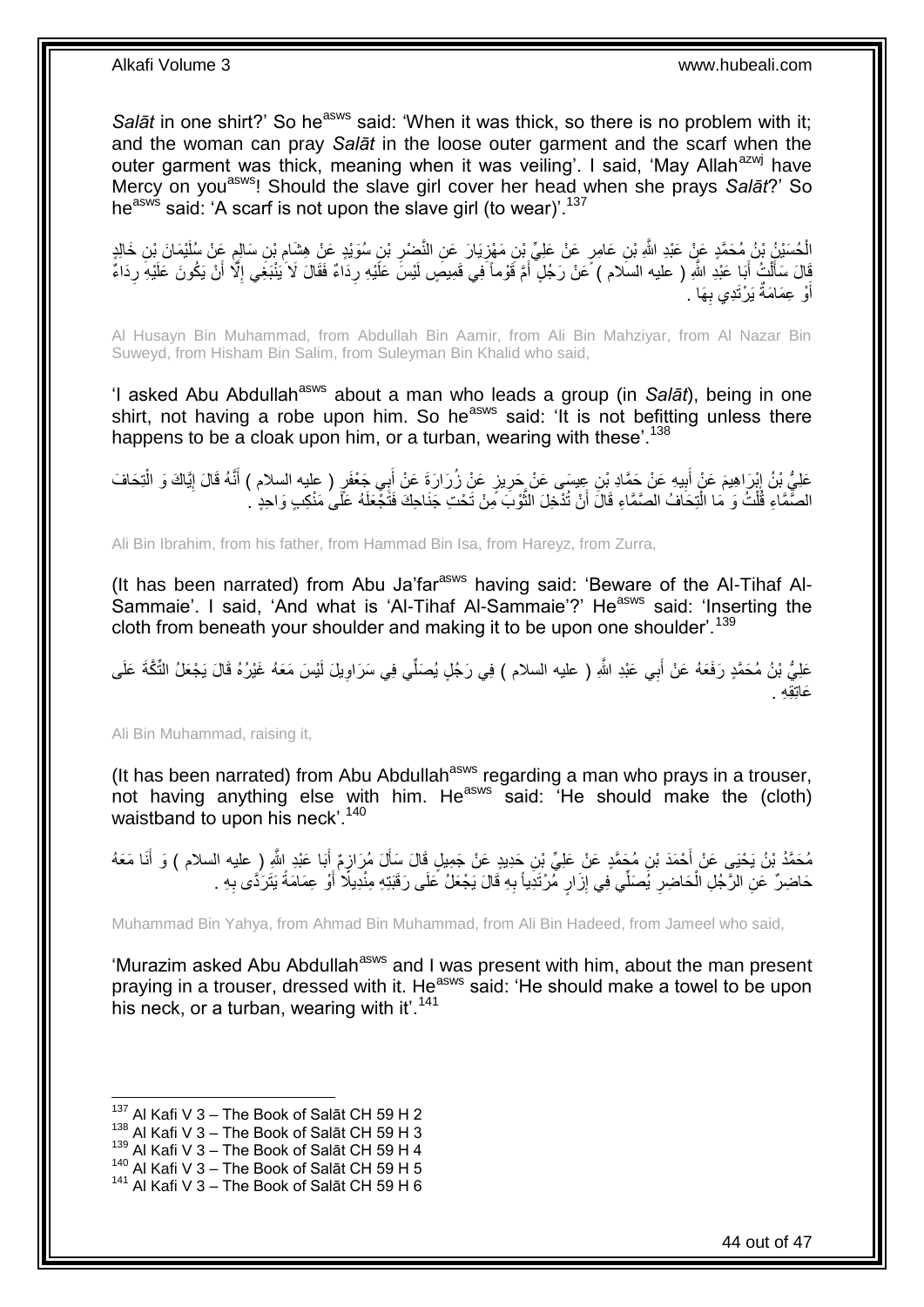*Salāt* in one shirt?' So he[asws] said: 'When it was thick, so there is no problem with it; and the woman can pray *Salāt* in the loose outer garment and the scarf when the outer garment was thick, meaning when it was veiling'. I said, 'May Allah[azwj] have Mercy on you[asws]! Should the slave girl cover her head when she prays *Salāt*?' So he[asws] said: 'A scarf is not upon the slave girl (to wear)'.[137]

الْحُسَيْنُ بْنُ مُحَمَّدٍ عَنْ عَبْدِ اللَّهِ بْنِ عَامِرٍ عَنْ عَلِيِّ بْنِ مَهْزِيَارَ عَنِ النَّضْرِ بْنِ سُوَيْدٍ عَنْ هِشَامِ بْنِ سَالِمٍ عَنْ سُلَيْمَانَ بْنِ خَالِدٍ قَالَ سَأَلْتُ أَبَا عَبْدِ اللَّهِ ( عليه السلام ) عَنْ رَجُلٍ أَمَّ قَوْماً فِي قَمِيصٍ لَيْسَ عَلَيْهِ رِدَاءٌ فَقَالَ لَا يَنْبَغِي إِلَّا أَنْ يَكُونَ عَلَيْهِ رِدَاءٌ أَوْ عِمَامَةٌ يَرْتَدِي بِهَا .

Al Husayn Bin Muhammad, from Abdullah Bin Aamir, from Ali Bin Mahziyar, from Al Nazar Bin Suweyd, from Hisham Bin Salim, from Suleyman Bin Khalid who said,

'I asked Abu Abdullah[asws] about a man who leads a group (in *Salāt*), being in one shirt, not having a robe upon him. So he[asws] said: 'It is not befitting unless there happens to be a cloak upon him, or a turban, wearing with these'.[138]

عَلِيُّ بْنُ إِبْرَاهِيمَ عَنْ أَبِيهِ عَنْ حَمَّادِ بْنِ عِيسَى عَنْ حَرِيزٍ عَنْ زُرَارَةَ عَنْ أَبِي جَعْفَرٍ ( عليه السلام ) أَنَّهُ قَالَ إِيَّاكَ وَ الْتِحَافَ الصَّمَّاءِ قُلْتُ وَ مَا الْتِحَافُ الصَّمَّاءِ قَالَ أَنْ تُدْخِلَ الثَّوْبَ مِنْ تَحْتِ جَنَاحِكَ فَتَجْعَلَهُ عَلَى مَنْكِبٍ وَاحِدٍ .

Ali Bin Ibrahim, from his father, from Hammad Bin Isa, from Hareyz, from Zurra,

(It has been narrated) from Abu Ja'far[asws] having said: 'Beware of the Al-Tihaf Al-Sammaie'. I said, 'And what is 'Al-Tihaf Al-Sammaie'?' He[asws] said: 'Inserting the cloth from beneath your shoulder and making it to be upon one shoulder'.[139]

عَلِيُّ بْنُ مُحَمَّدٍ رَفَعَهُ عَنْ أَبِي عَبْدِ اللَّهِ ( عليه السلام ) فِي رَجُلٍ يُصَلِّي فِي سَرَاوِيلَ لَيْسَ مَعَهُ غَيْرُهُ قَالَ يَجْعَلُ التِّكَّةَ عَلَى عَاتِقِهِ .

Ali Bin Muhammad, raising it,

(It has been narrated) from Abu Abdullah[asws] regarding a man who prays in a trouser, not having anything else with him. He[asws] said: 'He should make the (cloth) waistband to upon his neck'.[140]

مُحَمَّدُ بْنُ يَحْيَى عَنْ أَحْمَدَ بْنِ مُحَمَّدٍ عَنْ عَلِيِّ بْنِ حَدِيدٍ عَنْ جَمِيلٍ قَالَ سَأَلَ مُرَازِمٌ أَبَا عَبْدِ اللَّهِ ( عليه السلام ) وَ أَنَا مَعَهُ حَاضِرٌ عَنِ الرَّجُلِ الْحَاضِرِ يُصَلِّي فِي إِزَارٍ مُرْتَدِياً بِهِ قَالَ يَجْعَلُ عَلَى رَقَبَتِهِ مِنْدِيلًا أَوْ عِمَامَةً يَتَرَدَّى بِهِ .

Muhammad Bin Yahya, from Ahmad Bin Muhammad, from Ali Bin Hadeed, from Jameel who said,

'Murazim asked Abu Abdullah[asws] and I was present with him, about the man present praying in a trouser, dressed with it. He[asws] said: 'He should make a towel to be upon his neck, or a turban, wearing with it'.[141]

---

[137] Al Kafi V 3 – The Book of Salāt CH 59 H 2
[138] Al Kafi V 3 – The Book of Salāt CH 59 H 3
[139] Al Kafi V 3 – The Book of Salāt CH 59 H 4
[140] Al Kafi V 3 – The Book of Salāt CH 59 H 5
[141] Al Kafi V 3 – The Book of Salāt CH 59 H 6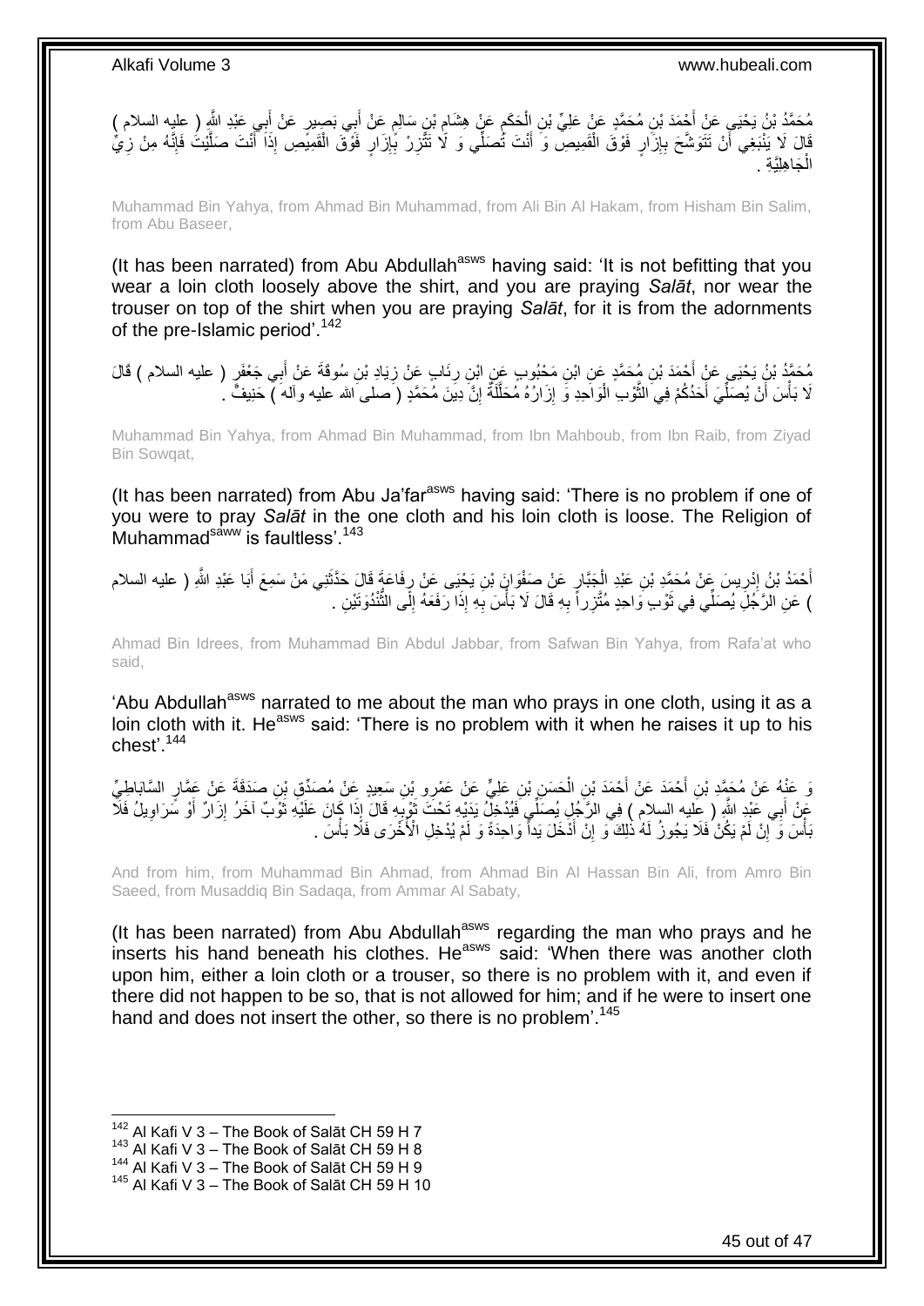مُحَمَّدُ بْنُ يَحْيَى عَنْ أَحْمَدَ بْنِ مُحَمَّدٍ عَنْ عَلِيِّ بْنِ الْحَكَمِ عَنْ هِشَامِ بْنِ سَالِمٍ عَنْ أَبِي بَصِيرٍ عَنْ أَبِي عَبْدِ اللَّهِ ( عليه السلام ) قَالَ لَا يَنْبَغِي أَنْ تَتَوَشَّحَ بِإِزَارٍ فَوْقَ الْقَمِيصِ وَ أَنْتَ تُصَلِّي وَ لَا تَتَّزِرْ بِإِزَارٍ فَوْقَ الْقَمِيصِ إِذَا أَنْتَ صَلَّيْتَ فَإِنَّهُ مِنْ زِيِّ الْجَاهِلِيَّةِ .

Muhammad Bin Yahya, from Ahmad Bin Muhammad, from Ali Bin Al Hakam, from Hisham Bin Salim, from Abu Baseer,

(It has been narrated) from Abu Abdullah[asws] having said: 'It is not befitting that you wear a loin cloth loosely above the shirt, and you are praying *Salāt*, nor wear the trouser on top of the shirt when you are praying *Salāt*, for it is from the adornments of the pre-Islamic period'.[142]

مُحَمَّدُ بْنُ يَحْيَى عَنْ أَحْمَدَ بْنِ مُحَمَّدٍ عَنِ ابْنِ مَحْبُوبٍ عَنِ ابْنِ رِئَابٍ عَنْ زِيَادِ بْنِ سُوقَةَ عَنْ أَبِي جَعْفَرٍ ( عليه السلام ) قَالَ لَا بَأْسَ أَنْ يُصَلِّيَ أَحَدُكُمْ فِي الثَّوْبِ الْوَاحِدِ وَ إِزَارُهُ مُحَلَّلَةٌ إِنَّ دِينَ مُحَمَّدٍ ( صلى الله عليه وآله ) حَنِيفٌ .

Muhammad Bin Yahya, from Ahmad Bin Muhammad, from Ibn Mahboub, from Ibn Raib, from Ziyad Bin Sowqat,

(It has been narrated) from Abu Ja'far[asws] having said: 'There is no problem if one of you were to pray *Salāt* in the one cloth and his loin cloth is loose. The Religion of Muhammad[saww] is faultless'.[143]

أَحْمَدُ بْنُ إِدْرِيسَ عَنْ مُحَمَّدِ بْنِ عَبْدِ الْجَبَّارِ عَنْ صَفْوَانَ بْنِ يَحْيَى عَنْ رِفَاعَةَ قَالَ حَدَّثَنِي مَنْ سَمِعَ أَبَا عَبْدِ اللَّهِ ( عليه السلام ) عَنِ الرَّجُلِ يُصَلِّي فِي ثَوْبٍ وَاحِدٍ مُتَّزِراً بِهِ قَالَ لَا بَأْسَ بِهِ إِذَا رَفَعَهُ إِلَى الثُّنْدُوَتَيْنِ .

Ahmad Bin Idrees, from Muhammad Bin Abdul Jabbar, from Safwan Bin Yahya, from Rafa'at who said,

'Abu Abdullah[asws] narrated to me about the man who prays in one cloth, using it as a loin cloth with it. He[asws] said: 'There is no problem with it when he raises it up to his chest'.[144]

وَ عَنْهُ عَنْ مُحَمَّدِ بْنِ أَحْمَدَ عَنْ أَحْمَدَ بْنِ الْحَسَنِ بْنِ عَلِيٍّ عَنْ عَمْرِو بْنِ سَعِيدٍ عَنْ مُصَدِّقِ بْنِ صَدَقَةَ عَنْ عَمَّارٍ السَّابَاطِيِّ عَنْ أَبِي عَبْدِ اللَّهِ ( عليه السلام ) فِي الرَّجُلِ يُصَلِّي فَيُدْخِلُ يَدَيْهِ تَحْتَ ثَوْبِهِ قَالَ إِذَا كَانَ عَلَيْهِ ثَوْبٌ آخَرُ إِزَارٌ أَوْ سَرَاوِيلُ فَلَا بَأْسَ وَ إِنْ لَمْ يَكُنْ فَلَا يَجُوزُ لَهُ ذَلِكَ وَ إِنْ أَدْخَلَ يَداً وَاحِدَةً وَ لَمْ يُدْخِلِ الْأُخْرَى فَلَا بَأْسَ .

And from him, from Muhammad Bin Ahmad, from Ahmad Bin Al Hassan Bin Ali, from Amro Bin Saeed, from Musaddiq Bin Sadaqa, from Ammar Al Sabaty,

(It has been narrated) from Abu Abdullah[asws] regarding the man who prays and he inserts his hand beneath his clothes. He[asws] said: 'When there was another cloth upon him, either a loin cloth or a trouser, so there is no problem with it, and even if there did not happen to be so, that is not allowed for him; and if he were to insert one hand and does not insert the other, so there is no problem'.[145]

[142] Al Kafi V 3 – The Book of Salāt CH 59 H 7
[143] Al Kafi V 3 – The Book of Salāt CH 59 H 8
[144] Al Kafi V 3 – The Book of Salāt CH 59 H 9
[145] Al Kafi V 3 – The Book of Salāt CH 59 H 10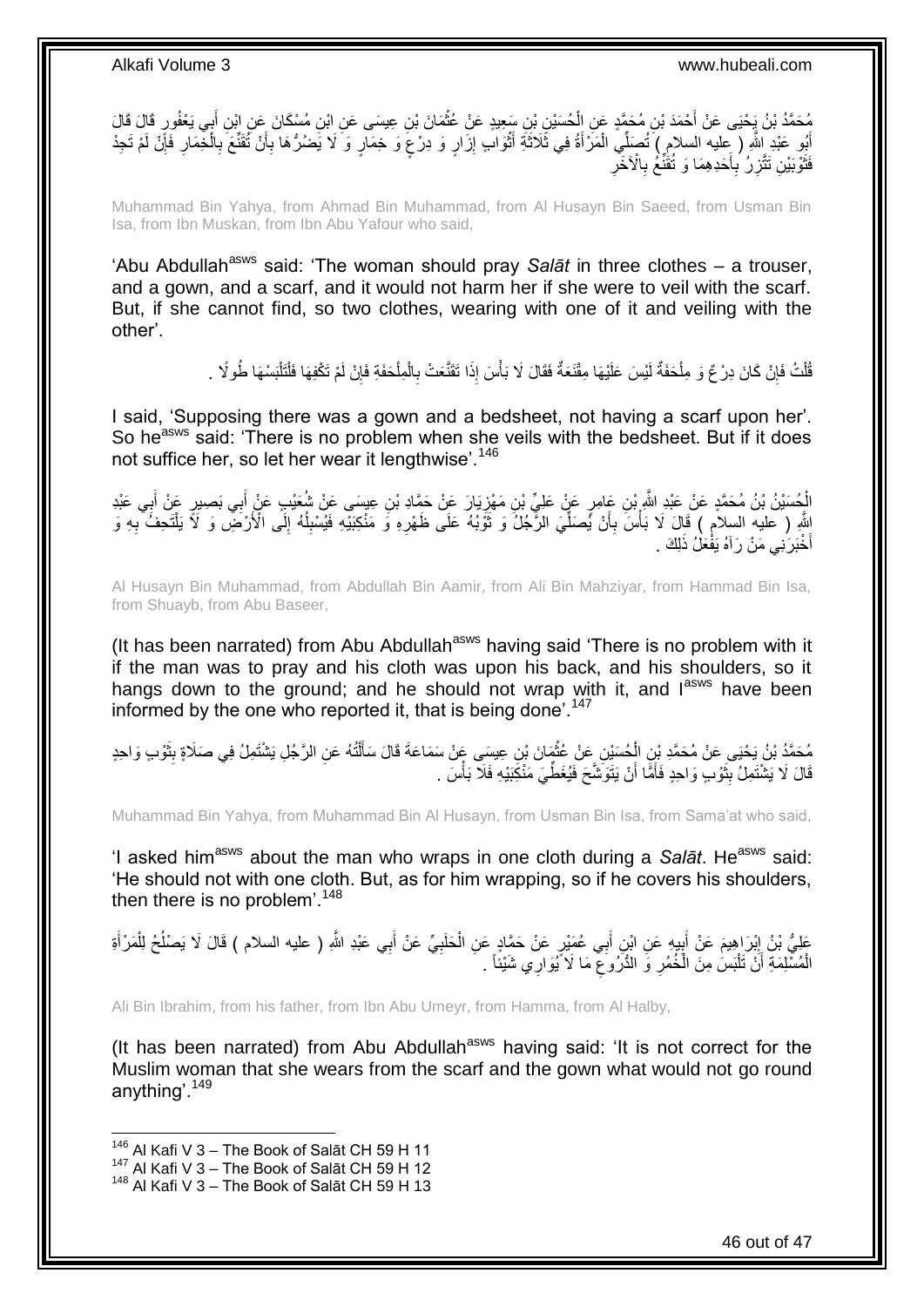مُحَمَّدُ بْنُ يَحْيَى عَنْ أَحْمَدَ بْنِ مُحَمَّدٍ عَنِ الْحُسَيْنِ بْنِ سَعِيدٍ عَنْ عُثْمَانَ بْنِ عِيسَى عَنِ ابْنِ مُسْكَانَ عَنِ ابْنِ أَبِي يَعْفُورٍ قَالَ قَالَ أَبُو عَبْدِ اللَّهِ ( عليه السلام ) تُصَلِّي الْمَرْأَةُ فِي ثَلَاثَةِ أَثْوَابٍ إِزَارٍ وَ دِرْعٍ وَ خِمَارٍ وَ لَا يَضُرُّهَا بِأَنْ تُقَنَّعَ بِالْخِمَارِ فَإِنْ لَمْ تَجِدْ فَثَوْبَيْنِ تَتَّزِرُ بِأَحَدِهِمَا وَ تُقَنَّعُ بِالْآخَرِ

Muhammad Bin Yahya, from Ahmad Bin Muhammad, from Al Husayn Bin Saeed, from Usman Bin Isa, from Ibn Muskan, from Ibn Abu Yafour who said,

'Abu Abdullah[asws] said: 'The woman should pray *Salāt* in three clothes – a trouser, and a gown, and a scarf, and it would not harm her if she were to veil with the scarf. But, if she cannot find, so two clothes, wearing with one of it and veiling with the other'.

قُلْتُ فَإِنْ كَانَ دِرْعٌ وَ مِلْحَفَةٌ لَيْسَ عَلَيْهَا مِقْنَعَةٌ فَقَالَ لَا بَأْسَ إِذَا تَقَنَّعَتْ بِالْمِلْحَفَةِ فَإِنْ لَمْ تَكْفِهَا فَلْتَلْبَسْهَا طُولًا .

I said, 'Supposing there was a gown and a bedsheet, not having a scarf upon her'. So he[asws] said: 'There is no problem when she veils with the bedsheet. But if it does not suffice her, so let her wear it lengthwise'.[146]

الْحُسَيْنُ بْنُ مُحَمَّدٍ عَنْ عَبْدِ اللَّهِ بْنِ عَامِرٍ عَنْ عَلِيِّ بْنِ مَهْزِيَارَ عَنْ حَمَّادِ بْنِ عِيسَى عَنْ شُعَيْبٍ عَنْ أَبِي بَصِيرٍ عَنْ أَبِي عَبْدِ اللَّهِ ( عليه السلام ) قَالَ لَا بَأْسَ بِأَنْ يُصَلِّيَ الرَّجُلُ وَ ثَوْبُهُ عَلَى ظَهْرِهِ وَ مَنْكِبَيْهِ فَيُسْبِلُهُ إِلَى الْأَرْضِ وَ لَا يَلْتَحِفُ بِهِ وَ أَخْبَرَنِي مَنْ رَآهُ يَفْعَلُ ذَلِكَ .

Al Husayn Bin Muhammad, from Abdullah Bin Aamir, from Ali Bin Mahziyar, from Hammad Bin Isa, from Shuayb, from Abu Baseer,

(It has been narrated) from Abu Abdullah[asws] having said 'There is no problem with it if the man was to pray and his cloth was upon his back, and his shoulders, so it hangs down to the ground; and he should not wrap with it, and I[asws] have been informed by the one who reported it, that is being done'.[147]

مُحَمَّدُ بْنُ يَحْيَى عَنْ مُحَمَّدِ بْنِ الْحُسَيْنِ عَنْ عُثْمَانَ بْنِ عِيسَى عَنْ سَمَاعَةَ قَالَ سَأَلْتُهُ عَنِ الرَّجُلِ يَشْتَمِلُ فِي صَلَاةٍ بِثَوْبٍ وَاحِدٍ قَالَ لَا يَشْتَمِلُ بِثَوْبٍ وَاحِدٍ فَأَمَّا أَنْ يَتَوَشَّحَ فَيُغَطِّيَ مَنْكِبَيْهِ فَلَا بَأْسَ .

Muhammad Bin Yahya, from Muhammad Bin Al Husayn, from Usman Bin Isa, from Sama'at who said,

'I asked him[asws] about the man who wraps in one cloth during a *Salāt*. He[asws] said: 'He should not with one cloth. But, as for him wrapping, so if he covers his shoulders, then there is no problem'.[148]

عَلِيُّ بْنُ إِبْرَاهِيمَ عَنْ أَبِيهِ عَنِ ابْنِ أَبِي عُمَيْرٍ عَنْ حَمَّادٍ عَنِ الْحَلَبِيِّ عَنْ أَبِي عَبْدِ اللَّهِ ( عليه السلام ) قَالَ لَا يَصْلُحُ لِلْمَرْأَةِ الْمُسْلِمَةِ أَنْ تَلْبَسَ مِنَ الْخُمُرِ وَ الدُّرُوعِ مَا لَا يُوَارِي شَيْئاً .

Ali Bin Ibrahim, from his father, from Ibn Abu Umeyr, from Hamma, from Al Halby,

(It has been narrated) from Abu Abdullah[asws] having said: 'It is not correct for the Muslim woman that she wears from the scarf and the gown what would not go round anything'.[149]

[146] Al Kafi V 3 – The Book of Salāt CH 59 H 11
[147] Al Kafi V 3 – The Book of Salāt CH 59 H 12
[148] Al Kafi V 3 – The Book of Salāt CH 59 H 13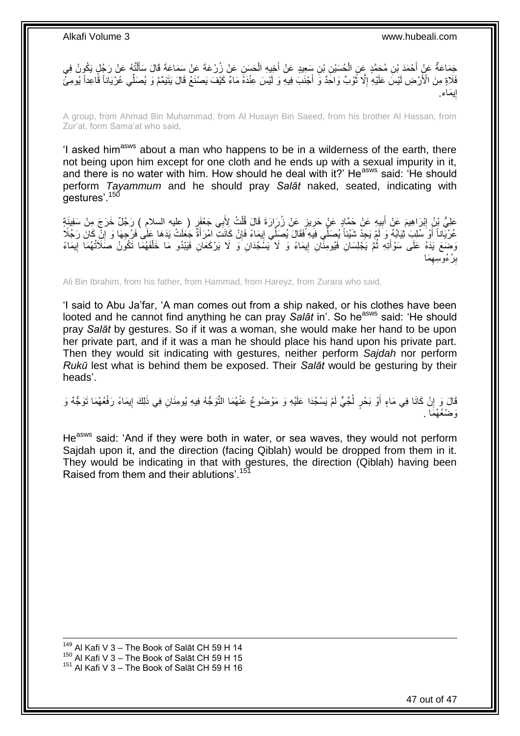جَمَاعَةٌ عَنْ أَحْمَدَ بْنِ مُحَمَّدٍ عَنِ الْحُسَيْنِ بْنِ سَعِيدٍ عَنْ أَخِيهِ الْحَسَنِ عَنْ زُرْعَةَ عَنْ سَمَاعَةَ قَالَ سَأَلْتُهُ عَنْ رَجُلٍ يَكُونُ فِي فَلَاةٍ مِنَ الْأَرْضِ لَيْسَ عَلَيْهِ إِلَّا ثَوْبٌ وَاحِدٌ وَ أَجْنَبَ فِيهِ وَ لَيْسَ عِنْدَهُ مَاءٌ كَيْفَ يَصْنَعُ قَالَ يَتَيَمَّمُ وَ يُصَلِّي عُرْيَاناً قَاعِداً يُومِئُ إِيمَاءً.

A group, from Ahmad Bin Muhammad, from Al Husayn Bin Saeed, from his brother Al Hassan, from Zur'at, form Sama'at who said,

'I asked him[asws] about a man who happens to be in a wilderness of the earth, there not being upon him except for one cloth and he ends up with a sexual impurity in it, and there is no water with him. How should he deal with it?' He[asws] said: 'He should perform *Tayammum* and he should pray *Salāt* naked, seated, indicating with gestures'.[150]

عَلِيُّ بْنُ إِبْرَاهِيمَ عَنْ أَبِيهِ عَنْ حَمَّادٍ عَنْ حَرِيزٍ عَنْ زُرَارَةَ قَالَ قُلْتُ لِأَبِي جَعْفَرٍ ( عليه السلام ) رَجُلٌ خَرَجَ مِنْ سَفِينَةٍ عُرْيَاناً أَوْ سُلِبَ ثِيَابُهُ وَ لَمْ يَجِدْ شَيْئاً يُصَلِّي فِيهِ فَقَالَ يُصَلِّي إِيمَاءً فَإِنْ كَانَتِ امْرَأَةً جَعَلَتْ يَدَهَا عَلَى فَرْجِهَا وَ إِنْ كَانَ رَجُلًا وَضَعَ يَدَهُ عَلَى سَوْأَتِهِ ثُمَّ يَجْلِسَانِ فَيُومِئَانِ إِيمَاءً وَ لَا يَسْجُدَانِ وَ لَا يَرْكَعَانِ فَيَبْدُو مَا خَلْفَهُمَا تَكُونُ صَلَاتُهُمَا إِيمَاءً بِرُءُوسِهِمَا

Ali Bin Ibrahim, from his father, from Hammad, from Hareyz, from Zurara who said,

'I said to Abu Ja'far, 'A man comes out from a ship naked, or his clothes have been looted and he cannot find anything he can pray *Salāt* in'. So he[asws] said: 'He should pray *Salāt* by gestures. So if it was a woman, she would make her hand to be upon her private part, and if it was a man he should place his hand upon his private part. Then they would sit indicating with gestures, neither perform *Sajdah* nor perform *Rukū* lest what is behind them be exposed. Their *Salāt* would be gesturing by their heads'.

قَالَ وَ إِنْ كَانَا فِي مَاءٍ أَوْ بَحْرٍ لُجِّيٍّ لَمْ يَسْجُدَا عَلَيْهِ وَ مَوْضُوعٌ عَنْهُمَا التَّوَجُّهُ فِيهِ يُومِئَانِ فِي ذَلِكَ إِيمَاءً رَفْعُهُمَا تَوَجُّهٌ وَ وَضْعُهُمَا .

He[asws] said: 'And if they were both in water, or sea waves, they would not perform Sajdah upon it, and the direction (facing Qiblah) would be dropped from them in it. They would be indicating in that with gestures, the direction (Qiblah) having been Raised from them and their ablutions'.[151]

[149] Al Kafi V 3 – The Book of Salāt CH 59 H 14
[150] Al Kafi V 3 – The Book of Salāt CH 59 H 15
[151] Al Kafi V 3 – The Book of Salāt CH 59 H 16